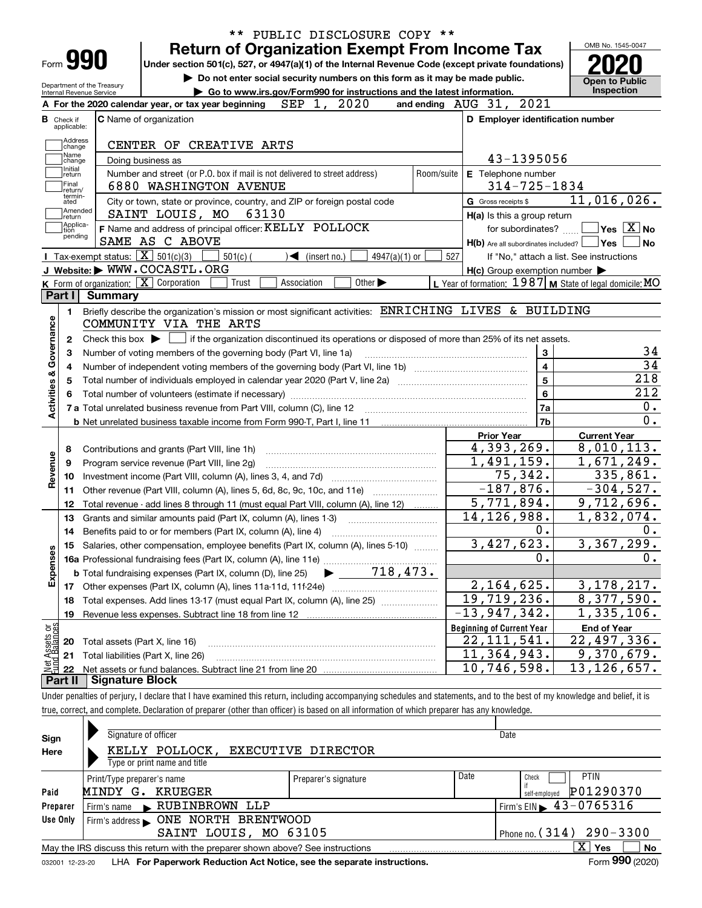** PUBLIC DISCLOSURE COPY **

# Form 990 — Return of Organization Exempt From Income Tax

**Under section 501(c), 527, or 4947(a)(1) of the Internal Revenue Code (except private foundations)**

▶ Do not enter social security numbers on this form as it may be made public.

▶ Go to www.irs.gov/Form990 for instructions and the latest information.

Department of the Treasury
Internal Revenue Service

OMB No. 1545-0047

**2020**

**Open to Public Inspection**

**A** For the 2020 calendar year, or tax year beginning SEP 1, 2020 and ending AUG 31, 2021

**B** Check if applicable: Address change, Name change, Initial return, Final return/terminated, Amended return, Application pending

**C** Name of organization: CENTER OF CREATIVE ARTS

Doing business as

Number and street (or P.O. box if mail is not delivered to street address): 6880 WASHINGTON AVENUE — Room/suite

City or town, state or province, country, and ZIP or foreign postal code: SAINT LOUIS, MO 63130

**F** Name and address of principal officer: KELLY POLLOCK, SAME AS C ABOVE

**D** Employer identification number: 43-1395056

**E** Telephone number: 314-725-1834

**G** Gross receipts $ 11,016,026.

**H(a)** Is this a group return for subordinates? ☐ Yes ☒ No

**H(b)** Are all subordinates included? ☐ Yes ☐ No — If "No," attach a list. See instructions

**H(c)** Group exemption number ▶

**I** Tax-exempt status: ☒ 501(c)(3) ☐ 501(c) ( ) ◀ (insert no.) ☐ 4947(a)(1) or ☐ 527

**J** Website: ▶ WWW.COCASTL.ORG

**K** Form of organization: ☒ Corporation ☐ Trust ☐ Association ☐ Other ▶

**L** Year of formation: 1987 **M** State of legal domicile: MO

## Part I Summary

**Activities & Governance**

1. Briefly describe the organization's mission or most significant activities: ENRICHING LIVES & BUILDING COMMUNITY VIA THE ARTS
2. Check this box ▶ ☐ if the organization discontinued its operations or disposed of more than 25% of its net assets.

| Line | Description | No. | Value |
|---|---|---|---|
| 3 | Number of voting members of the governing body (Part VI, line 1a) | 3 | 34 |
| 4 | Number of independent voting members of the governing body (Part VI, line 1b) | 4 | 34 |
| 5 | Total number of individuals employed in calendar year 2020 (Part V, line 2a) | 5 | 218 |
| 6 | Total number of volunteers (estimate if necessary) | 6 | 212 |
| 7a | Total unrelated business revenue from Part VIII, column (C), line 12 | 7a | 0. |
| 7b | Net unrelated business taxable income from Form 990-T, Part I, line 11 | 7b | 0. |

| | | Prior Year | Current Year |
|---|---|---|---|
| **Revenue** | | | |
| 8 | Contributions and grants (Part VIII, line 1h) | 4,393,269. | 8,010,113. |
| 9 | Program service revenue (Part VIII, line 2g) | 1,491,159. | 1,671,249. |
| 10 | Investment income (Part VIII, column (A), lines 3, 4, and 7d) | 75,342. | 335,861. |
| 11 | Other revenue (Part VIII, column (A), lines 5, 6d, 8c, 9c, 10c, and 11e) | -187,876. | -304,527. |
| 12 | Total revenue - add lines 8 through 11 (must equal Part VIII, column (A), line 12) | 5,771,894. | 9,712,696. |
| **Expenses** | | | |
| 13 | Grants and similar amounts paid (Part IX, column (A), lines 1-3) | 14,126,988. | 1,832,074. |
| 14 | Benefits paid to or for members (Part IX, column (A), line 4) | 0. | 0. |
| 15 | Salaries, other compensation, employee benefits (Part IX, column (A), lines 5-10) | 3,427,623. | 3,367,299. |
| 16a | Professional fundraising fees (Part IX, column (A), line 11e) | 0. | 0. |
| b | Total fundraising expenses (Part IX, column (D), line 25) ▶ 718,473. | | |
| 17 | Other expenses (Part IX, column (A), lines 11a-11d, 11f-24e) | 2,164,625. | 3,178,217. |
| 18 | Total expenses. Add lines 13-17 (must equal Part IX, column (A), line 25) | 19,719,236. | 8,377,590. |
| 19 | Revenue less expenses. Subtract line 18 from line 12 | -13,947,342. | 1,335,106. |

| **Net Assets or Fund Balances** | | Beginning of Current Year | End of Year |
|---|---|---|---|
| 20 | Total assets (Part X, line 16) | 22,111,541. | 22,497,336. |
| 21 | Total liabilities (Part X, line 26) | 11,364,943. | 9,370,679. |
| 22 | Net assets or fund balances. Subtract line 21 from line 20 | 10,746,598. | 13,126,657. |

## Part II Signature Block

Under penalties of perjury, I declare that I have examined this return, including accompanying schedules and statements, and to the best of my knowledge and belief, it is true, correct, and complete. Declaration of preparer (other than officer) is based on all information of which preparer has any knowledge.

**Sign Here**

Signature of officer — Date

KELLY POLLOCK, EXECUTIVE DIRECTOR
Type or print name and title

**Paid Preparer Use Only**

| Print/Type preparer's name | Preparer's signature | Date | Check if self-employed | PTIN |
|---|---|---|---|---|
| MINDY G. KRUEGER | | | ☐ | P01290370 |

Firm's name ▶ RUBINBROWN LLP — Firm's EIN ▶ 43-0765316

Firm's address ▶ ONE NORTH BRENTWOOD, SAINT LOUIS, MO 63105 — Phone no. (314) 290-3300

May the IRS discuss this return with the preparer shown above? See instructions ☒ Yes ☐ No

032001 12-23-20 LHA For Paperwork Reduction Act Notice, see the separate instructions. Form **990** (2020)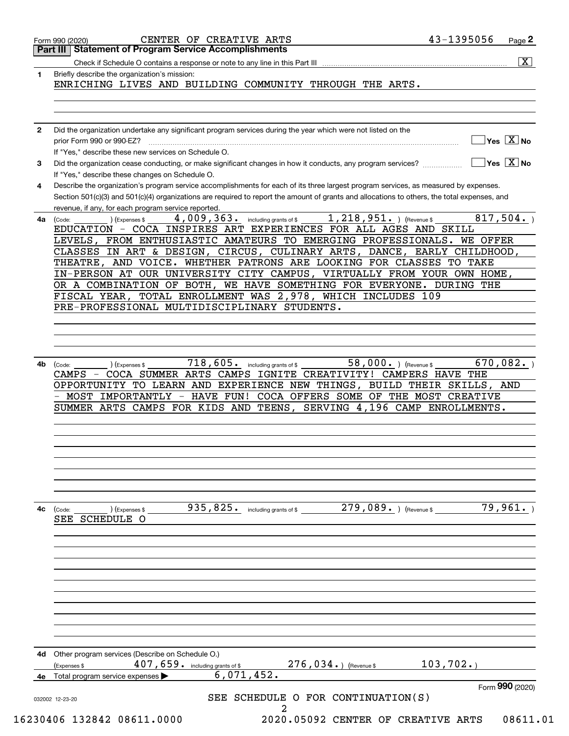Form 990 (2020) CENTER OF CREATIVE ARTS 43-1395056

## Part III Statement of Program Service Accomplishments

Check if Schedule O contains a response or note to any line in this Part III [X]

**1** Briefly describe the organization's mission:

ENRICHING LIVES AND BUILDING COMMUNITY THROUGH THE ARTS.

**2** Did the organization undertake any significant program services during the year which were not listed on the prior Form 990 or 990-EZ? [ ] Yes [X] No

If "Yes," describe these new services on Schedule O.

**3** Did the organization cease conducting, or make significant changes in how it conducts, any program services? [ ] Yes [X] No

If "Yes," describe these changes on Schedule O.

**4** Describe the organization's program service accomplishments for each of its three largest program services, as measured by expenses. Section 501(c)(3) and 501(c)(4) organizations are required to report the amount of grants and allocations to others, the total expenses, and revenue, if any, for each program service reported.

**4a** (Code: ) (Expenses $ 4,009,363. including grants of $ 1,218,951.) (Revenue $ 817,504.)

EDUCATION - COCA INSPIRES ART EXPERIENCES FOR ALL AGES AND SKILL LEVELS, FROM ENTHUSIASTIC AMATEURS TO EMERGING PROFESSIONALS. WE OFFER CLASSES IN ART & DESIGN, CIRCUS, CULINARY ARTS, DANCE, EARLY CHILDHOOD, THEATRE, AND VOICE. WHETHER PATRONS ARE LOOKING FOR CLASSES TO TAKE IN-PERSON AT OUR UNIVERSITY CITY CAMPUS, VIRTUALLY FROM YOUR OWN HOME, OR A COMBINATION OF BOTH, WE HAVE SOMETHING FOR EVERYONE. DURING THE FISCAL YEAR, TOTAL ENROLLMENT WAS 2,978, WHICH INCLUDES 109 PRE-PROFESSIONAL MULTIDISCIPLINARY STUDENTS.

**4b** (Code: ) (Expenses $ 718,605. including grants of $ 58,000.) (Revenue $ 670,082.)

CAMPS - COCA SUMMER ARTS CAMPS IGNITE CREATIVITY! CAMPERS HAVE THE OPPORTUNITY TO LEARN AND EXPERIENCE NEW THINGS, BUILD THEIR SKILLS, AND - MOST IMPORTANTLY - HAVE FUN! COCA OFFERS SOME OF THE MOST CREATIVE SUMMER ARTS CAMPS FOR KIDS AND TEENS, SERVING 4,196 CAMP ENROLLMENTS.

**4c** (Code: ) (Expenses $ 935,825. including grants of $ 279,089.) (Revenue $ 79,961.)

SEE SCHEDULE O

**4d** Other program services (Describe on Schedule O.)

(Expenses $ 407,659. including grants of $ 276,034.) (Revenue $ 103,702.)

**4e** Total program service expenses ▶ 6,071,452.

Form **990** (2020)

SEE SCHEDULE O FOR CONTINUATION(S)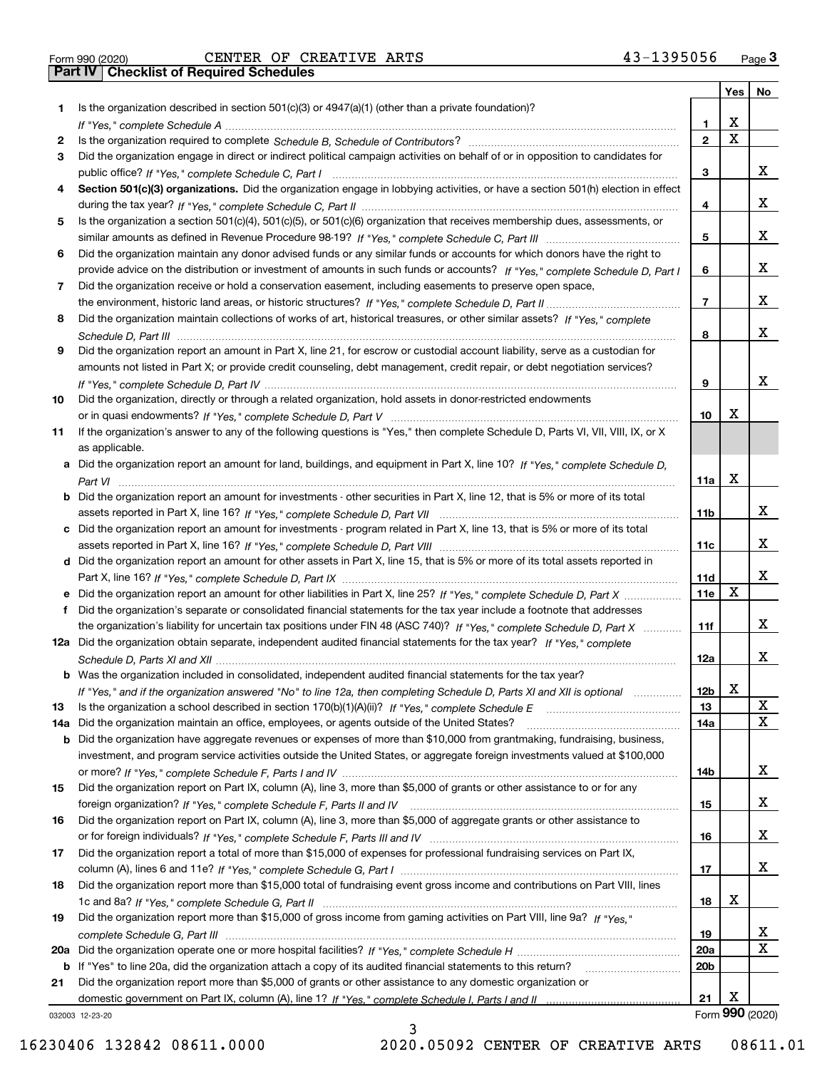Form 990 (2020) CENTER OF CREATIVE ARTS 43-1395056

## Part IV Checklist of Required Schedules

| | | | Yes | No |
|---|---|---|---|---|
| 1 | Is the organization described in section 501(c)(3) or 4947(a)(1) (other than a private foundation)? *If "Yes," complete Schedule A* | 1 | X | |
| 2 | Is the organization required to complete *Schedule B, Schedule of Contributors*? | 2 | X | |
| 3 | Did the organization engage in direct or indirect political campaign activities on behalf of or in opposition to candidates for public office? *If "Yes," complete Schedule C, Part I* | 3 | | X |
| 4 | **Section 501(c)(3) organizations.** Did the organization engage in lobbying activities, or have a section 501(h) election in effect during the tax year? *If "Yes," complete Schedule C, Part II* | 4 | | X |
| 5 | Is the organization a section 501(c)(4), 501(c)(5), or 501(c)(6) organization that receives membership dues, assessments, or similar amounts as defined in Revenue Procedure 98-19? *If "Yes," complete Schedule C, Part III* | 5 | | X |
| 6 | Did the organization maintain any donor advised funds or any similar funds or accounts for which donors have the right to provide advice on the distribution or investment of amounts in such funds or accounts? *If "Yes," complete Schedule D, Part I* | 6 | | X |
| 7 | Did the organization receive or hold a conservation easement, including easements to preserve open space, the environment, historic land areas, or historic structures? *If "Yes," complete Schedule D, Part II* | 7 | | X |
| 8 | Did the organization maintain collections of works of art, historical treasures, or other similar assets? *If "Yes," complete Schedule D, Part III* | 8 | | X |
| 9 | Did the organization report an amount in Part X, line 21, for escrow or custodial account liability, serve as a custodian for amounts not listed in Part X; or provide credit counseling, debt management, credit repair, or debt negotiation services? *If "Yes," complete Schedule D, Part IV* | 9 | | X |
| 10 | Did the organization, directly or through a related organization, hold assets in donor-restricted endowments or in quasi endowments? *If "Yes," complete Schedule D, Part V* | 10 | X | |
| 11 | If the organization's answer to any of the following questions is "Yes," then complete Schedule D, Parts VI, VII, VIII, IX, or X as applicable. | | | |
| a | Did the organization report an amount for land, buildings, and equipment in Part X, line 10? *If "Yes," complete Schedule D, Part VI* | 11a | X | |
| b | Did the organization report an amount for investments - other securities in Part X, line 12, that is 5% or more of its total assets reported in Part X, line 16? *If "Yes," complete Schedule D, Part VII* | 11b | | X |
| c | Did the organization report an amount for investments - program related in Part X, line 13, that is 5% or more of its total assets reported in Part X, line 16? *If "Yes," complete Schedule D, Part VIII* | 11c | | X |
| d | Did the organization report an amount for other assets in Part X, line 15, that is 5% or more of its total assets reported in Part X, line 16? *If "Yes," complete Schedule D, Part IX* | 11d | | X |
| e | Did the organization report an amount for other liabilities in Part X, line 25? *If "Yes," complete Schedule D, Part X* | 11e | X | |
| f | Did the organization's separate or consolidated financial statements for the tax year include a footnote that addresses the organization's liability for uncertain tax positions under FIN 48 (ASC 740)? *If "Yes," complete Schedule D, Part X* | 11f | | X |
| 12a | Did the organization obtain separate, independent audited financial statements for the tax year? *If "Yes," complete Schedule D, Parts XI and XII* | 12a | | X |
| b | Was the organization included in consolidated, independent audited financial statements for the tax year? *If "Yes," and if the organization answered "No" to line 12a, then completing Schedule D, Parts XI and XII is optional* | 12b | X | |
| 13 | Is the organization a school described in section 170(b)(1)(A)(ii)? *If "Yes," complete Schedule E* | 13 | | X |
| 14a | Did the organization maintain an office, employees, or agents outside of the United States? | 14a | | X |
| b | Did the organization have aggregate revenues or expenses of more than $10,000 from grantmaking, fundraising, business, investment, and program service activities outside the United States, or aggregate foreign investments valued at $100,000 or more? *If "Yes," complete Schedule F, Parts I and IV* | 14b | | X |
| 15 | Did the organization report on Part IX, column (A), line 3, more than $5,000 of grants or other assistance to or for any foreign organization? *If "Yes," complete Schedule F, Parts II and IV* | 15 | | X |
| 16 | Did the organization report on Part IX, column (A), line 3, more than $5,000 of aggregate grants or other assistance to or for foreign individuals? *If "Yes," complete Schedule F, Parts III and IV* | 16 | | X |
| 17 | Did the organization report a total of more than $15,000 of expenses for professional fundraising services on Part IX, column (A), lines 6 and 11e? *If "Yes," complete Schedule G, Part I* | 17 | | X |
| 18 | Did the organization report more than $15,000 total of fundraising event gross income and contributions on Part VIII, lines 1c and 8a? *If "Yes," complete Schedule G, Part II* | 18 | X | |
| 19 | Did the organization report more than $15,000 of gross income from gaming activities on Part VIII, line 9a? *If "Yes," complete Schedule G, Part III* | 19 | | X |
| 20a | Did the organization operate one or more hospital facilities? *If "Yes," complete Schedule H* | 20a | | X |
| b | If "Yes" to line 20a, did the organization attach a copy of its audited financial statements to this return? | 20b | | |
| 21 | Did the organization report more than $5,000 of grants or other assistance to any domestic organization or domestic government on Part IX, column (A), line 1? *If "Yes," complete Schedule I, Parts I and II* | 21 | X | |

032003 12-23-20 Form **990** (2020)

16230406 132842 08611.0000 2020.05092 CENTER OF CREATIVE ARTS 08611.01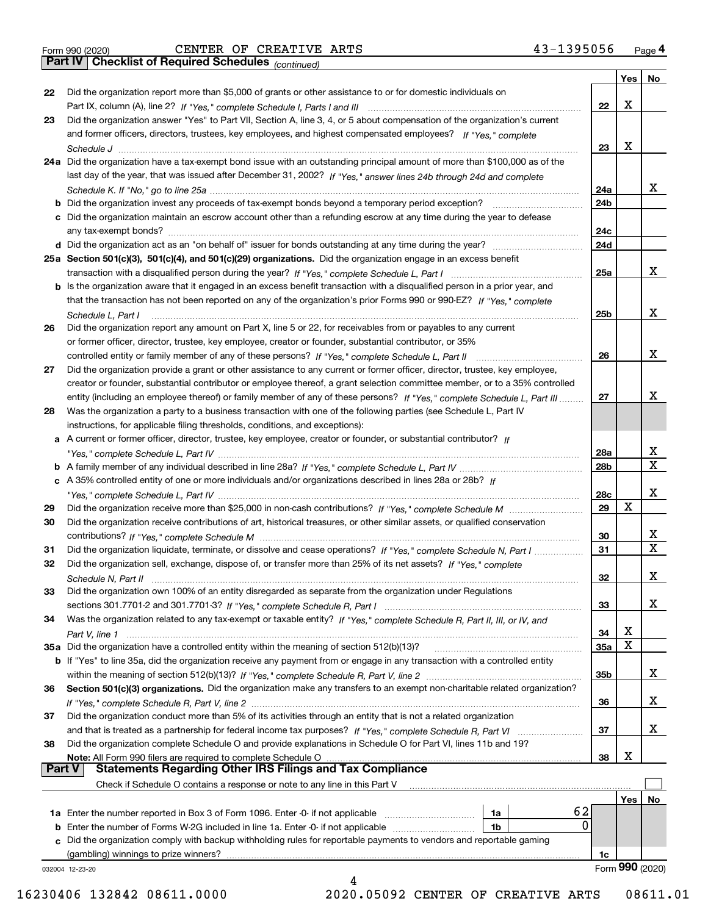Form 990 (2020) CENTER OF CREATIVE ARTS 43-1395056 Page 4

**Part IV Checklist of Required Schedules** *(continued)*

| | | | Yes | No |
|---|---|---|---|---|
| 22 | Did the organization report more than $5,000 of grants or other assistance to or for domestic individuals on Part IX, column (A), line 2? *If "Yes," complete Schedule I, Parts I and III* | 22 | X | |
| 23 | Did the organization answer "Yes" to Part VII, Section A, line 3, 4, or 5 about compensation of the organization's current and former officers, directors, trustees, key employees, and highest compensated employees? *If "Yes," complete Schedule J* | 23 | X | |
| 24a | Did the organization have a tax-exempt bond issue with an outstanding principal amount of more than $100,000 as of the last day of the year, that was issued after December 31, 2002? *If "Yes," answer lines 24b through 24d and complete Schedule K. If "No," go to line 25a* | 24a | | X |
| b | Did the organization invest any proceeds of tax-exempt bonds beyond a temporary period exception? | 24b | | |
| c | Did the organization maintain an escrow account other than a refunding escrow at any time during the year to defease any tax-exempt bonds? | 24c | | |
| d | Did the organization act as an "on behalf of" issuer for bonds outstanding at any time during the year? | 24d | | |
| 25a | **Section 501(c)(3), 501(c)(4), and 501(c)(29) organizations.** Did the organization engage in an excess benefit transaction with a disqualified person during the year? *If "Yes," complete Schedule L, Part I* | 25a | | X |
| b | Is the organization aware that it engaged in an excess benefit transaction with a disqualified person in a prior year, and that the transaction has not been reported on any of the organization's prior Forms 990 or 990-EZ? *If "Yes," complete Schedule L, Part I* | 25b | | X |
| 26 | Did the organization report any amount on Part X, line 5 or 22, for receivables from or payables to any current or former officer, director, trustee, key employee, creator or founder, substantial contributor, or 35% controlled entity or family member of any of these persons? *If "Yes," complete Schedule L, Part II* | 26 | | X |
| 27 | Did the organization provide a grant or other assistance to any current or former officer, director, trustee, key employee, creator or founder, substantial contributor or employee thereof, a grant selection committee member, or to a 35% controlled entity (including an employee thereof) or family member of any of these persons? *If "Yes," complete Schedule L, Part III* | 27 | | X |
| 28 | Was the organization a party to a business transaction with one of the following parties (see Schedule L, Part IV instructions, for applicable filing thresholds, conditions, and exceptions): | | | |
| a | A current or former officer, director, trustee, key employee, creator or founder, or substantial contributor? *If "Yes," complete Schedule L, Part IV* | 28a | | X |
| b | A family member of any individual described in line 28a? *If "Yes," complete Schedule L, Part IV* | 28b | | X |
| c | A 35% controlled entity of one or more individuals and/or organizations described in lines 28a or 28b? *If "Yes," complete Schedule L, Part IV* | 28c | | X |
| 29 | Did the organization receive more than $25,000 in non-cash contributions? *If "Yes," complete Schedule M* | 29 | X | |
| 30 | Did the organization receive contributions of art, historical treasures, or other similar assets, or qualified conservation contributions? *If "Yes," complete Schedule M* | 30 | | X |
| 31 | Did the organization liquidate, terminate, or dissolve and cease operations? *If "Yes," complete Schedule N, Part I* | 31 | | X |
| 32 | Did the organization sell, exchange, dispose of, or transfer more than 25% of its net assets? *If "Yes," complete Schedule N, Part II* | 32 | | X |
| 33 | Did the organization own 100% of an entity disregarded as separate from the organization under Regulations sections 301.7701-2 and 301.7701-3? *If "Yes," complete Schedule R, Part I* | 33 | | X |
| 34 | Was the organization related to any tax-exempt or taxable entity? *If "Yes," complete Schedule R, Part II, III, or IV, and Part V, line 1* | 34 | X | |
| 35a | Did the organization have a controlled entity within the meaning of section 512(b)(13)? | 35a | X | |
| b | If "Yes" to line 35a, did the organization receive any payment from or engage in any transaction with a controlled entity within the meaning of section 512(b)(13)? *If "Yes," complete Schedule R, Part V, line 2* | 35b | | X |
| 36 | **Section 501(c)(3) organizations.** Did the organization make any transfers to an exempt non-charitable related organization? *If "Yes," complete Schedule R, Part V, line 2* | 36 | | X |
| 37 | Did the organization conduct more than 5% of its activities through an entity that is not a related organization and that is treated as a partnership for federal income tax purposes? *If "Yes," complete Schedule R, Part VI* | 37 | | X |
| 38 | Did the organization complete Schedule O and provide explanations in Schedule O for Part VI, lines 11b and 19? **Note:** All Form 990 filers are required to complete Schedule O | 38 | X | |

**Part V Statements Regarding Other IRS Filings and Tax Compliance**

Check if Schedule O contains a response or note to any line in this Part V ☐

| | | | | | Yes | No |
|---|---|---|---|---|---|---|
| 1a | Enter the number reported in Box 3 of Form 1096. Enter -0- if not applicable | 1a | 62 | | | |
| b | Enter the number of Forms W-2G included in line 1a. Enter -0- if not applicable | 1b | 0 | | | |
| c | Did the organization comply with backup withholding rules for reportable payments to vendors and reportable gaming (gambling) winnings to prize winners? | | | 1c | | |

032004 12-23-20 Form **990** (2020)

16230406 132842 08611.0000 2020.05092 CENTER OF CREATIVE ARTS 08611.01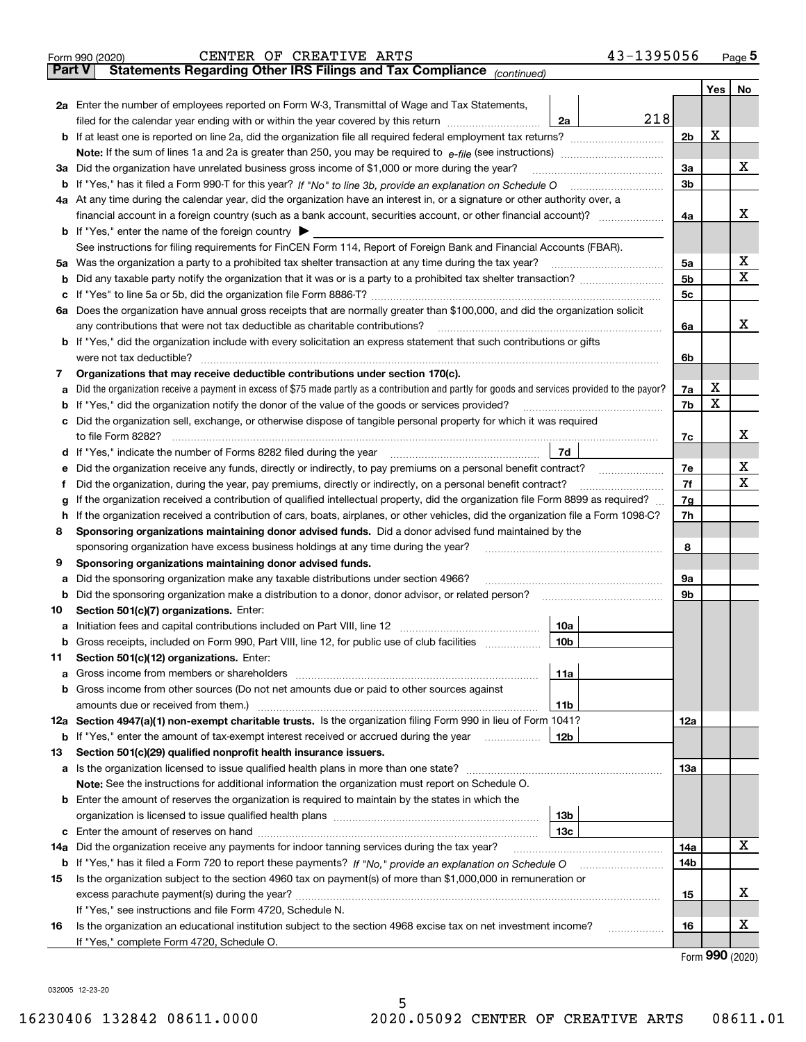Form 990 (2020) CENTER OF CREATIVE ARTS 43-1395056 Page 5

## Part V Statements Regarding Other IRS Filings and Tax Compliance *(continued)*

| | | | | | Yes | No |
|---|---|---|---|---|---|---|
| **2a** | Enter the number of employees reported on Form W-3, Transmittal of Wage and Tax Statements, filed for the calendar year ending with or within the year covered by this return | 2a | 218 | | | |
| **b** | If at least one is reported on line 2a, did the organization file all required federal employment tax returns? | | | 2b | X | |
| | **Note:** If the sum of lines 1a and 2a is greater than 250, you may be required to *e-file* (see instructions) | | | | | |
| **3a** | Did the organization have unrelated business gross income of $1,000 or more during the year? | | | 3a | | X |
| **b** | If "Yes," has it filed a Form 990-T for this year? *If "No" to line 3b, provide an explanation on Schedule O* | | | 3b | | |
| **4a** | At any time during the calendar year, did the organization have an interest in, or a signature or other authority over, a financial account in a foreign country (such as a bank account, securities account, or other financial account)? | | | 4a | | X |
| **b** | If "Yes," enter the name of the foreign country ▶ | | | | | |
| | See instructions for filing requirements for FinCEN Form 114, Report of Foreign Bank and Financial Accounts (FBAR). | | | | | |
| **5a** | Was the organization a party to a prohibited tax shelter transaction at any time during the tax year? | | | 5a | | X |
| **b** | Did any taxable party notify the organization that it was or is a party to a prohibited tax shelter transaction? | | | 5b | | X |
| **c** | If "Yes" to line 5a or 5b, did the organization file Form 8886-T? | | | 5c | | |
| **6a** | Does the organization have annual gross receipts that are normally greater than $100,000, and did the organization solicit any contributions that were not tax deductible as charitable contributions? | | | 6a | | X |
| **b** | If "Yes," did the organization include with every solicitation an express statement that such contributions or gifts were not tax deductible? | | | 6b | | |
| **7** | **Organizations that may receive deductible contributions under section 170(c).** | | | | | |
| **a** | Did the organization receive a payment in excess of $75 made partly as a contribution and partly for goods and services provided to the payor? | | | 7a | X | |
| **b** | If "Yes," did the organization notify the donor of the value of the goods or services provided? | | | 7b | X | |
| **c** | Did the organization sell, exchange, or otherwise dispose of tangible personal property for which it was required to file Form 8282? | | | 7c | | X |
| **d** | If "Yes," indicate the number of Forms 8282 filed during the year | 7d | | | | |
| **e** | Did the organization receive any funds, directly or indirectly, to pay premiums on a personal benefit contract? | | | 7e | | X |
| **f** | Did the organization, during the year, pay premiums, directly or indirectly, on a personal benefit contract? | | | 7f | | X |
| **g** | If the organization received a contribution of qualified intellectual property, did the organization file Form 8899 as required? | | | 7g | | |
| **h** | If the organization received a contribution of cars, boats, airplanes, or other vehicles, did the organization file a Form 1098-C? | | | 7h | | |
| **8** | **Sponsoring organizations maintaining donor advised funds.** Did a donor advised fund maintained by the sponsoring organization have excess business holdings at any time during the year? | | | 8 | | |
| **9** | **Sponsoring organizations maintaining donor advised funds.** | | | | | |
| **a** | Did the sponsoring organization make any taxable distributions under section 4966? | | | 9a | | |
| **b** | Did the sponsoring organization make a distribution to a donor, donor advisor, or related person? | | | 9b | | |
| **10** | **Section 501(c)(7) organizations.** Enter: | | | | | |
| **a** | Initiation fees and capital contributions included on Part VIII, line 12 | 10a | | | | |
| **b** | Gross receipts, included on Form 990, Part VIII, line 12, for public use of club facilities | 10b | | | | |
| **11** | **Section 501(c)(12) organizations.** Enter: | | | | | |
| **a** | Gross income from members or shareholders | 11a | | | | |
| **b** | Gross income from other sources (Do not net amounts due or paid to other sources against amounts due or received from them.) | 11b | | | | |
| **12a** | **Section 4947(a)(1) non-exempt charitable trusts.** Is the organization filing Form 990 in lieu of Form 1041? | | | 12a | | |
| **b** | If "Yes," enter the amount of tax-exempt interest received or accrued during the year | 12b | | | | |
| **13** | **Section 501(c)(29) qualified nonprofit health insurance issuers.** | | | | | |
| **a** | Is the organization licensed to issue qualified health plans in more than one state? | | | 13a | | |
| | **Note:** See the instructions for additional information the organization must report on Schedule O. | | | | | |
| **b** | Enter the amount of reserves the organization is required to maintain by the states in which the organization is licensed to issue qualified health plans | 13b | | | | |
| **c** | Enter the amount of reserves on hand | 13c | | | | |
| **14a** | Did the organization receive any payments for indoor tanning services during the tax year? | | | 14a | | X |
| **b** | If "Yes," has it filed a Form 720 to report these payments? *If "No," provide an explanation on Schedule O* | | | 14b | | |
| **15** | Is the organization subject to the section 4960 tax on payment(s) of more than $1,000,000 in remuneration or excess parachute payment(s) during the year? | | | 15 | | X |
| | If "Yes," see instructions and file Form 4720, Schedule N. | | | | | |
| **16** | Is the organization an educational institution subject to the section 4968 excise tax on net investment income? | | | 16 | | X |
| | If "Yes," complete Form 4720, Schedule O. | | | | | |

Form **990** (2020)

032005 12-23-20

16230406 132842 08611.0000 2020.05092 CENTER OF CREATIVE ARTS 08611.01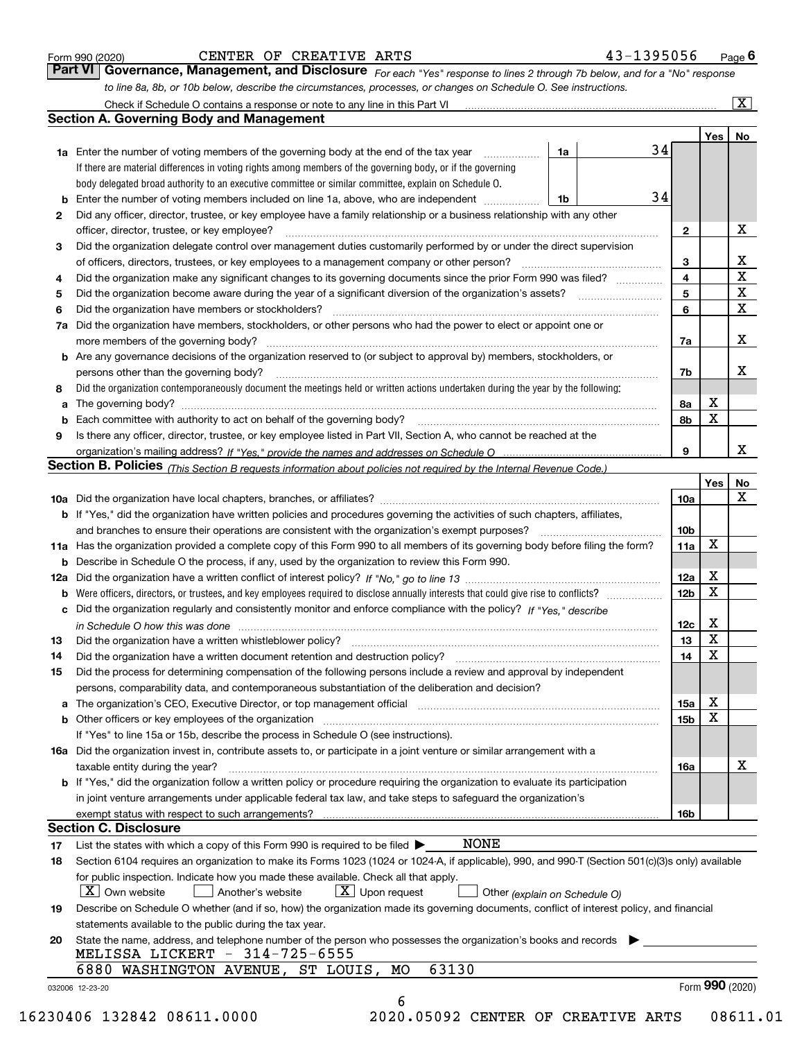Form 990 (2020) CENTER OF CREATIVE ARTS 43-1395056 Page 6

## Part VI Governance, Management, and Disclosure

*For each "Yes" response to lines 2 through 7b below, and for a "No" response to line 8a, 8b, or 10b below, describe the circumstances, processes, or changes on Schedule O. See instructions.*

Check if Schedule O contains a response or note to any line in this Part VI [X]

### Section A. Governing Body and Management

| | | | | Yes | No |
|---|---|---|---|---|---|
| 1a | Enter the number of voting members of the governing body at the end of the tax year | 1a | 34 | | |
| | If there are material differences in voting rights among members of the governing body, or if the governing body delegated broad authority to an executive committee or similar committee, explain on Schedule O. | | | | |
| b | Enter the number of voting members included on line 1a, above, who are independent | 1b | 34 | | |
| 2 | Did any officer, director, trustee, or key employee have a family relationship or a business relationship with any other officer, director, trustee, or key employee? | 2 | | | X |
| 3 | Did the organization delegate control over management duties customarily performed by or under the direct supervision of officers, directors, trustees, or key employees to a management company or other person? | 3 | | | X |
| 4 | Did the organization make any significant changes to its governing documents since the prior Form 990 was filed? | 4 | | | X |
| 5 | Did the organization become aware during the year of a significant diversion of the organization's assets? | 5 | | | X |
| 6 | Did the organization have members or stockholders? | 6 | | | X |
| 7a | Did the organization have members, stockholders, or other persons who had the power to elect or appoint one or more members of the governing body? | 7a | | | X |
| b | Are any governance decisions of the organization reserved to (or subject to approval by) members, stockholders, or persons other than the governing body? | 7b | | | X |
| 8 | Did the organization contemporaneously document the meetings held or written actions undertaken during the year by the following: | | | | |
| a | The governing body? | 8a | | X | |
| b | Each committee with authority to act on behalf of the governing body? | 8b | | X | |
| 9 | Is there any officer, director, trustee, or key employee listed in Part VII, Section A, who cannot be reached at the organization's mailing address? *If "Yes," provide the names and addresses on Schedule O* | 9 | | | X |

### Section B. Policies *(This Section B requests information about policies not required by the Internal Revenue Code.)*

| | | | Yes | No |
|---|---|---|---|---|
| 10a | Did the organization have local chapters, branches, or affiliates? | 10a | | X |
| b | If "Yes," did the organization have written policies and procedures governing the activities of such chapters, affiliates, and branches to ensure their operations are consistent with the organization's exempt purposes? | 10b | | |
| 11a | Has the organization provided a complete copy of this Form 990 to all members of its governing body before filing the form? | 11a | X | |
| b | Describe in Schedule O the process, if any, used by the organization to review this Form 990. | | | |
| 12a | Did the organization have a written conflict of interest policy? *If "No," go to line 13* | 12a | X | |
| b | Were officers, directors, or trustees, and key employees required to disclose annually interests that could give rise to conflicts? | 12b | X | |
| c | Did the organization regularly and consistently monitor and enforce compliance with the policy? *If "Yes," describe in Schedule O how this was done* | 12c | X | |
| 13 | Did the organization have a written whistleblower policy? | 13 | X | |
| 14 | Did the organization have a written document retention and destruction policy? | 14 | X | |
| 15 | Did the process for determining compensation of the following persons include a review and approval by independent persons, comparability data, and contemporaneous substantiation of the deliberation and decision? | | | |
| a | The organization's CEO, Executive Director, or top management official | 15a | X | |
| b | Other officers or key employees of the organization | 15b | X | |
| | If "Yes" to line 15a or 15b, describe the process in Schedule O (see instructions). | | | |
| 16a | Did the organization invest in, contribute assets to, or participate in a joint venture or similar arrangement with a taxable entity during the year? | 16a | | X |
| b | If "Yes," did the organization follow a written policy or procedure requiring the organization to evaluate its participation in joint venture arrangements under applicable federal tax law, and take steps to safeguard the organization's exempt status with respect to such arrangements? | 16b | | |

### Section C. Disclosure

17 List the states with which a copy of this Form 990 is required to be filed ▶ NONE

18 Section 6104 requires an organization to make its Forms 1023 (1024 or 1024-A, if applicable), 990, and 990-T (Section 501(c)(3)s only) available for public inspection. Indicate how you made these available. Check all that apply.

[X] Own website [ ] Another's website [X] Upon request [ ] Other *(explain on Schedule O)*

19 Describe on Schedule O whether (and if so, how) the organization made its governing documents, conflict of interest policy, and financial statements available to the public during the tax year.

20 State the name, address, and telephone number of the person who possesses the organization's books and records ▶

MELISSA LICKERT - 314-725-6555
6880 WASHINGTON AVENUE, ST LOUIS, MO 63130

032006 12-23-20 Form **990** (2020)

16230406 132842 08611.0000 2020.05092 CENTER OF CREATIVE ARTS 08611.01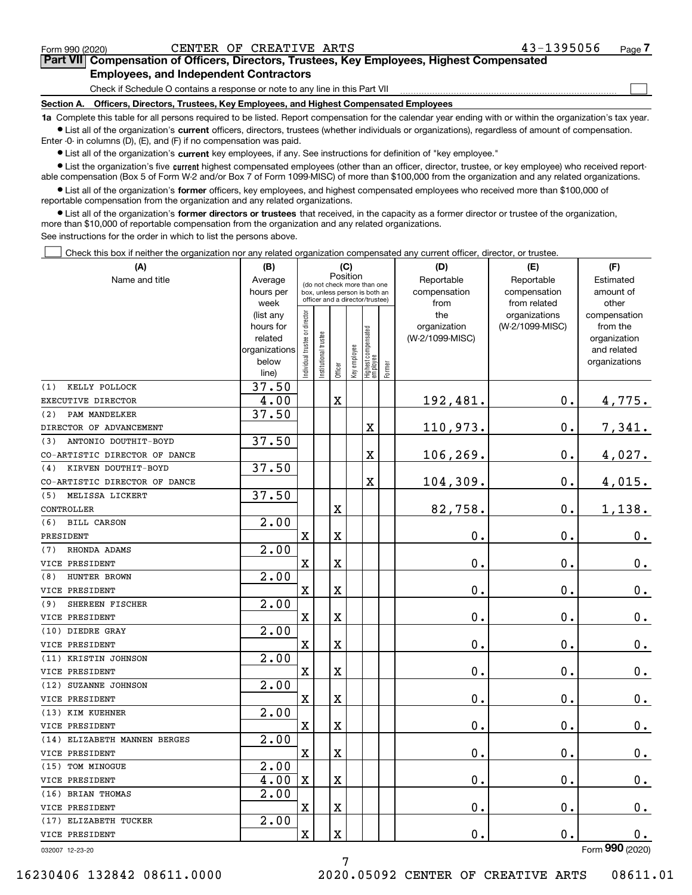Form 990 (2020) CENTER OF CREATIVE ARTS 43-1395056

## Part VII Compensation of Officers, Directors, Trustees, Key Employees, Highest Compensated Employees, and Independent Contractors

Check if Schedule O contains a response or note to any line in this Part VII

### Section A. Officers, Directors, Trustees, Key Employees, and Highest Compensated Employees

**1a** Complete this table for all persons required to be listed. Report compensation for the calendar year ending with or within the organization's tax year.

- List all of the organization's **current** officers, directors, trustees (whether individuals or organizations), regardless of amount of compensation. Enter -0- in columns (D), (E), and (F) if no compensation was paid.
- List all of the organization's **current** key employees, if any. See instructions for definition of "key employee."
- List the organization's five **current** highest compensated employees (other than an officer, director, trustee, or key employee) who received reportable compensation (Box 5 of Form W-2 and/or Box 7 of Form 1099-MISC) of more than $100,000 from the organization and any related organizations.
- List all of the organization's **former** officers, key employees, and highest compensated employees who received more than $100,000 of reportable compensation from the organization and any related organizations.
- List all of the organization's **former directors or trustees** that received, in the capacity as a former director or trustee of the organization, more than $10,000 of reportable compensation from the organization and any related organizations.

See instructions for the order in which to list the persons above.

Check this box if neither the organization nor any related organization compensated any current officer, director, or trustee.

| (A) Name and title | (B) Average hours per week (list any hours for related organizations below line) | (C) Individual trustee or director | Institutional trustee | Officer | Key employee | Highest compensated employee | Former | (D) Reportable compensation from the organization (W-2/1099-MISC) | (E) Reportable compensation from related organizations (W-2/1099-MISC) | (F) Estimated amount of other compensation from the organization and related organizations |
|---|---|---|---|---|---|---|---|---|---|---|
| (1) KELLY POLLOCK<br>EXECUTIVE DIRECTOR | 37.50<br>4.00 | | | X | | | | 192,481. | 0. | 4,775. |
| (2) PAM MANDELKER<br>DIRECTOR OF ADVANCEMENT | 37.50 | | | | | X | | 110,973. | 0. | 7,341. |
| (3) ANTONIO DOUTHIT-BOYD<br>CO-ARTISTIC DIRECTOR OF DANCE | 37.50 | | | | | X | | 106,269. | 0. | 4,027. |
| (4) KIRVEN DOUTHIT-BOYD<br>CO-ARTISTIC DIRECTOR OF DANCE | 37.50 | | | | | X | | 104,309. | 0. | 4,015. |
| (5) MELISSA LICKERT<br>CONTROLLER | 37.50 | | | X | | | | 82,758. | 0. | 1,138. |
| (6) BILL CARSON<br>PRESIDENT | 2.00 | X | | X | | | | 0. | 0. | 0. |
| (7) RHONDA ADAMS<br>VICE PRESIDENT | 2.00 | X | | X | | | | 0. | 0. | 0. |
| (8) HUNTER BROWN<br>VICE PRESIDENT | 2.00 | X | | X | | | | 0. | 0. | 0. |
| (9) SHEREEN FISCHER<br>VICE PRESIDENT | 2.00 | X | | X | | | | 0. | 0. | 0. |
| (10) DIEDRE GRAY<br>VICE PRESIDENT | 2.00 | X | | X | | | | 0. | 0. | 0. |
| (11) KRISTIN JOHNSON<br>VICE PRESIDENT | 2.00 | X | | X | | | | 0. | 0. | 0. |
| (12) SUZANNE JOHNSON<br>VICE PRESIDENT | 2.00 | X | | X | | | | 0. | 0. | 0. |
| (13) KIM KUEHNER<br>VICE PRESIDENT | 2.00 | X | | X | | | | 0. | 0. | 0. |
| (14) ELIZABETH MANNEN BERGES<br>VICE PRESIDENT | 2.00 | X | | X | | | | 0. | 0. | 0. |
| (15) TOM MINOGUE<br>VICE PRESIDENT | 2.00<br>4.00 | X | | X | | | | 0. | 0. | 0. |
| (16) BRIAN THOMAS<br>VICE PRESIDENT | 2.00 | X | | X | | | | 0. | 0. | 0. |
| (17) ELIZABETH TUCKER<br>VICE PRESIDENT | 2.00 | X | | X | | | | 0. | 0. | 0. |

032007 12-23-20 Form 990 (2020)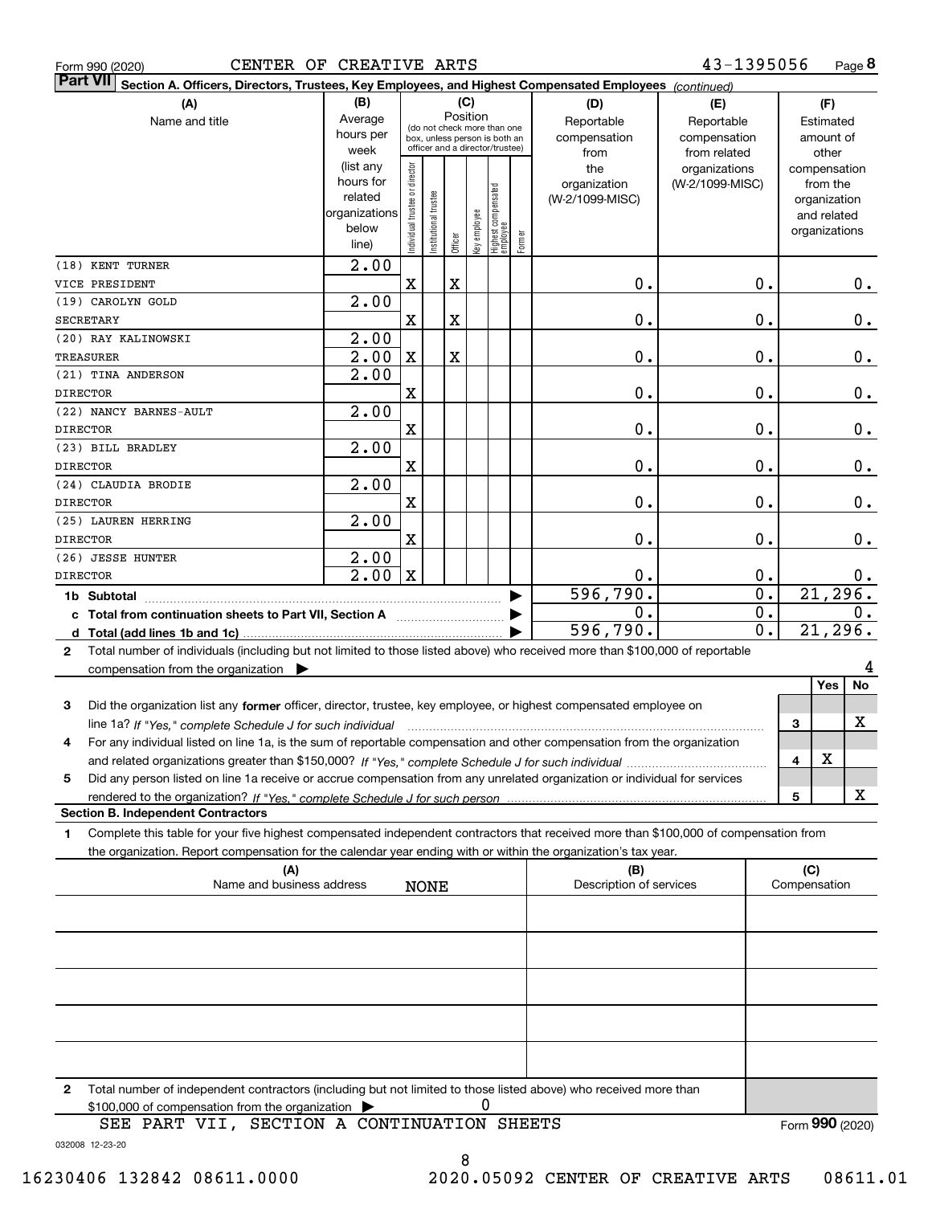Form 990 (2020) CENTER OF CREATIVE ARTS 43-1395056 Page 8

**Part VII** Section A. Officers, Directors, Trustees, Key Employees, and Highest Compensated Employees *(continued)*

| (A) Name and title | (B) Average hours per week (list any hours for related organizations below line) | (C) Position: Individual trustee or director | Institutional trustee | Officer | Key employee | Highest compensated employee | Former | (D) Reportable compensation from the organization (W-2/1099-MISC) | (E) Reportable compensation from related organizations (W-2/1099-MISC) | (F) Estimated amount of other compensation from the organization and related organizations |
|---|---|---|---|---|---|---|---|---|---|---|
| (18) KENT TURNER<br>VICE PRESIDENT | 2.00 | X | | X | | | | 0. | 0. | 0. |
| (19) CAROLYN GOLD<br>SECRETARY | 2.00 | X | | X | | | | 0. | 0. | 0. |
| (20) RAY KALINOWSKI<br>TREASURER | 2.00<br>2.00 | X | | X | | | | 0. | 0. | 0. |
| (21) TINA ANDERSON<br>DIRECTOR | 2.00 | X | | | | | | 0. | 0. | 0. |
| (22) NANCY BARNES-AULT<br>DIRECTOR | 2.00 | X | | | | | | 0. | 0. | 0. |
| (23) BILL BRADLEY<br>DIRECTOR | 2.00 | X | | | | | | 0. | 0. | 0. |
| (24) CLAUDIA BRODIE<br>DIRECTOR | 2.00 | X | | | | | | 0. | 0. | 0. |
| (25) LAUREN HERRING<br>DIRECTOR | 2.00 | X | | | | | | 0. | 0. | 0. |
| (26) JESSE HUNTER<br>DIRECTOR | 2.00<br>2.00 | X | | | | | | 0. | 0. | 0. |
| **1b Subtotal** | | | | | | | | 596,790. | 0. | 21,296. |
| **c Total from continuation sheets to Part VII, Section A** | | | | | | | | 0. | 0. | 0. |
| **d Total (add lines 1b and 1c)** | | | | | | | | 596,790. | 0. | 21,296. |

2 Total number of individuals (including but not limited to those listed above) who received more than $100,000 of reportable compensation from the organization ▶ 4

| | | | Yes | No |
|---|---|---|---|---|
| 3 | Did the organization list any **former** officer, director, trustee, key employee, or highest compensated employee on line 1a? *If "Yes," complete Schedule J for such individual* | 3 | | X |
| 4 | For any individual listed on line 1a, is the sum of reportable compensation and other compensation from the organization and related organizations greater than $150,000? *If "Yes," complete Schedule J for such individual* | 4 | X | |
| 5 | Did any person listed on line 1a receive or accrue compensation from any unrelated organization or individual for services rendered to the organization? *If "Yes," complete Schedule J for such person* | 5 | | X |

**Section B. Independent Contractors**

1 Complete this table for your five highest compensated independent contractors that received more than $100,000 of compensation from the organization. Report compensation for the calendar year ending with or within the organization's tax year.

| (A) Name and business address | (B) Description of services | (C) Compensation |
|---|---|---|
| NONE | | |
| | | |
| | | |
| | | |
| | | |

2 Total number of independent contractors (including but not limited to those listed above) who received more than $100,000 of compensation from the organization ▶ 0

SEE PART VII, SECTION A CONTINUATION SHEETS

Form **990** (2020)

032008 12-23-20

16230406 132842 08611.0000 2020.05092 CENTER OF CREATIVE ARTS 08611.01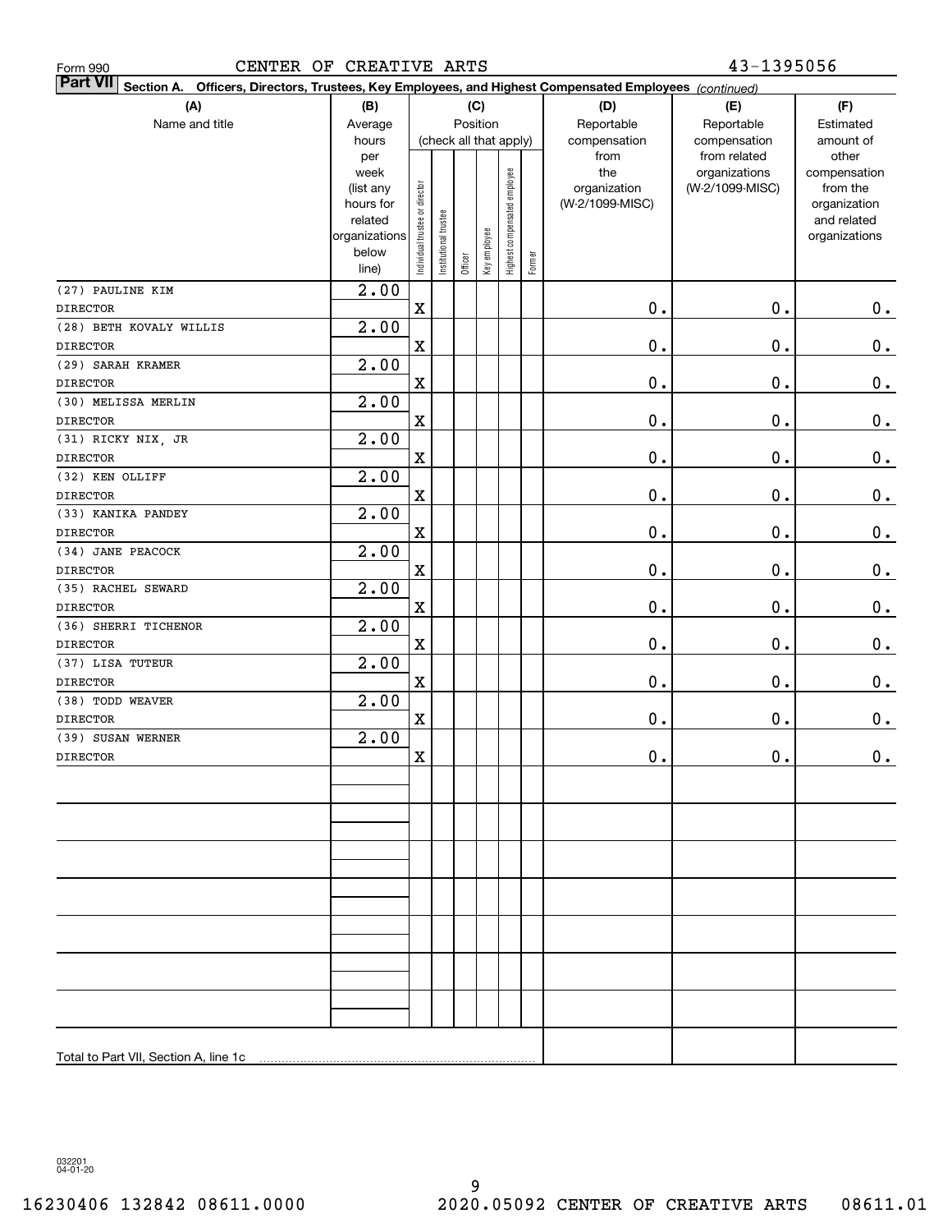Form 990 CENTER OF CREATIVE ARTS 43-1395056

**Part VII** Section A. Officers, Directors, Trustees, Key Employees, and Highest Compensated Employees *(continued)*

| (A) Name and title | (B) Average hours per week (list any hours for related organizations below line) | (C) Position (check all that apply): Individual trustee or director | Institutional trustee | Officer | Key employee | Highest compensated employee | Former | (D) Reportable compensation from the organization (W-2/1099-MISC) | (E) Reportable compensation from related organizations (W-2/1099-MISC) | (F) Estimated amount of other compensation from the organization and related organizations |
|---|---|---|---|---|---|---|---|---|---|---|
| (27) PAULINE KIM<br>DIRECTOR | 2.00 | X | | | | | | 0. | 0. | 0. |
| (28) BETH KOVALY WILLIS<br>DIRECTOR | 2.00 | X | | | | | | 0. | 0. | 0. |
| (29) SARAH KRAMER<br>DIRECTOR | 2.00 | X | | | | | | 0. | 0. | 0. |
| (30) MELISSA MERLIN<br>DIRECTOR | 2.00 | X | | | | | | 0. | 0. | 0. |
| (31) RICKY NIX, JR<br>DIRECTOR | 2.00 | X | | | | | | 0. | 0. | 0. |
| (32) KEN OLLIFF<br>DIRECTOR | 2.00 | X | | | | | | 0. | 0. | 0. |
| (33) KANIKA PANDEY<br>DIRECTOR | 2.00 | X | | | | | | 0. | 0. | 0. |
| (34) JANE PEACOCK<br>DIRECTOR | 2.00 | X | | | | | | 0. | 0. | 0. |
| (35) RACHEL SEWARD<br>DIRECTOR | 2.00 | X | | | | | | 0. | 0. | 0. |
| (36) SHERRI TICHENOR<br>DIRECTOR | 2.00 | X | | | | | | 0. | 0. | 0. |
| (37) LISA TUTEUR<br>DIRECTOR | 2.00 | X | | | | | | 0. | 0. | 0. |
| (38) TODD WEAVER<br>DIRECTOR | 2.00 | X | | | | | | 0. | 0. | 0. |
| (39) SUSAN WERNER<br>DIRECTOR | 2.00 | X | | | | | | 0. | 0. | 0. |
| Total to Part VII, Section A, line 1c | | | | | | | | | | |

032201 04-01-20

16230406 132842 08611.0000 2020.05092 CENTER OF CREATIVE ARTS 08611.01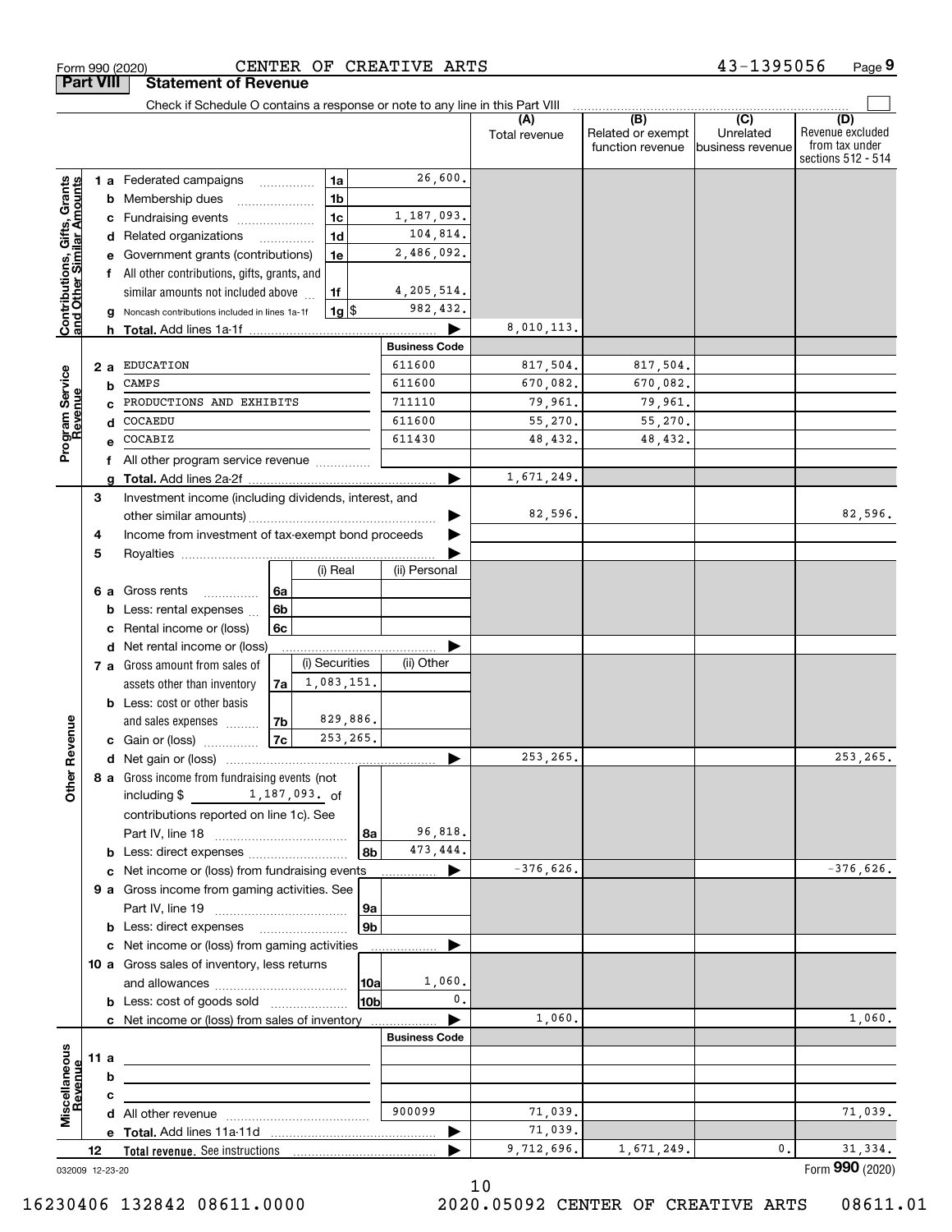Form 990 (2020) CENTER OF CREATIVE ARTS 43-1395056 Page **9**

## Part VIII Statement of Revenue

Check if Schedule O contains a response or note to any line in this Part VIII

| | | | (A) Total revenue | (B) Related or exempt function revenue | (C) Unrelated business revenue | (D) Revenue excluded from tax under sections 512 - 514 |
|---|---|---|---|---|---|---|
| **Contributions, Gifts, Grants and Other Similar Amounts** | 1a Federated campaigns (1a) | 26,600. | | | | |
| | b Membership dues (1b) | | | | | |
| | c Fundraising events (1c) | 1,187,093. | | | | |
| | d Related organizations (1d) | 104,814. | | | | |
| | e Government grants (contributions) (1e) | 2,486,092. | | | | |
| | f All other contributions, gifts, grants, and similar amounts not included above (1f) | 4,205,514. | | | | |
| | g Noncash contributions included in lines 1a-1f (1g) $ | 982,432. | | | | |
| | h **Total.** Add lines 1a-1f | | 8,010,113. | | | |
| | | **Business Code** | | | | |
| **Program Service Revenue** | 2a EDUCATION | 611600 | 817,504. | 817,504. | | |
| | b CAMPS | 611600 | 670,082. | 670,082. | | |
| | c PRODUCTIONS AND EXHIBITS | 711110 | 79,961. | 79,961. | | |
| | d COCAEDU | 611600 | 55,270. | 55,270. | | |
| | e COCABIZ | 611430 | 48,432. | 48,432. | | |
| | f All other program service revenue | | | | | |
| | g **Total.** Add lines 2a-2f | | 1,671,249. | | | |
| **Other Revenue** | 3 Investment income (including dividends, interest, and other similar amounts) | | 82,596. | | | 82,596. |
| | 4 Income from investment of tax-exempt bond proceeds | | | | | |
| | 5 Royalties | | | | | |
| | 6a Gross rents (6a) — (i) Real / (ii) Personal | | | | | |
| | b Less: rental expenses (6b) | | | | | |
| | c Rental income or (loss) (6c) | | | | | |
| | d Net rental income or (loss) | | | | | |
| | 7a Gross amount from sales of assets other than inventory (7a) — (i) Securities: 1,083,151. / (ii) Other | | | | | |
| | b Less: cost or other basis and sales expenses (7b) — (i) Securities: 829,886. | | | | | |
| | c Gain or (loss) (7c) — (i) Securities: 253,265. | | | | | |
| | d Net gain or (loss) | | 253,265. | | | 253,265. |
| | 8a Gross income from fundraising events (not including $ 1,187,093. of contributions reported on line 1c). See Part IV, line 18 (8a) | 96,818. | | | | |
| | b Less: direct expenses (8b) | 473,444. | | | | |
| | c Net income or (loss) from fundraising events | | -376,626. | | | -376,626. |
| | 9a Gross income from gaming activities. See Part IV, line 19 (9a) | | | | | |
| | b Less: direct expenses (9b) | | | | | |
| | c Net income or (loss) from gaming activities | | | | | |
| | 10a Gross sales of inventory, less returns and allowances (10a) | 1,060. | | | | |
| | b Less: cost of goods sold (10b) | 0. | | | | |
| | c Net income or (loss) from sales of inventory | | 1,060. | | | 1,060. |
| | | **Business Code** | | | | |
| **Miscellaneous Revenue** | 11a | | | | | |
| | b | | | | | |
| | c | | | | | |
| | d All other revenue | 900099 | 71,039. | | | 71,039. |
| | e **Total.** Add lines 11a-11d | | 71,039. | | | |
| | 12 **Total revenue.** See instructions | | 9,712,696. | 1,671,249. | 0. | 31,334. |

032009 12-23-20 Form **990** (2020)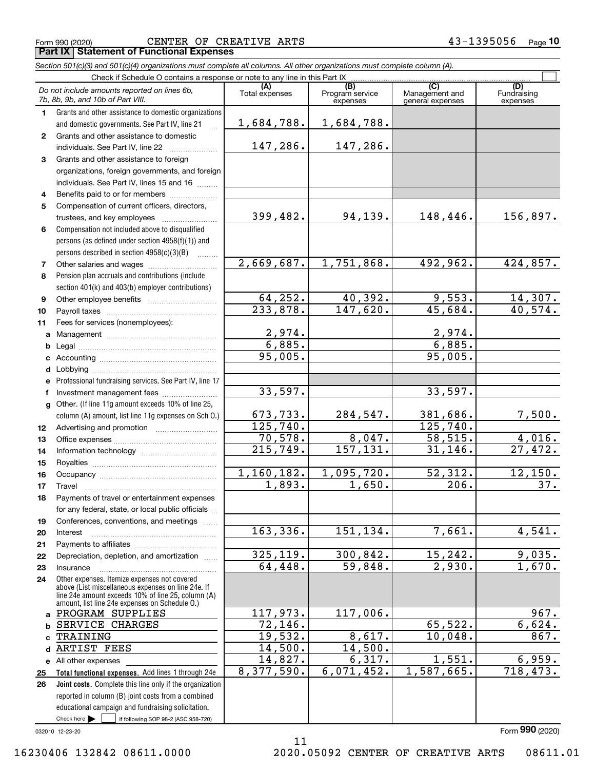Form 990 (2020) CENTER OF CREATIVE ARTS 43-1395056 Page 10

**Part IX Statement of Functional Expenses**

*Section 501(c)(3) and 501(c)(4) organizations must complete all columns. All other organizations must complete column (A).*

Check if Schedule O contains a response or note to any line in this Part IX

| | *Do not include amounts reported on lines 6b, 7b, 8b, 9b, and 10b of Part VIII.* | (A) Total expenses | (B) Program service expenses | (C) Management and general expenses | (D) Fundraising expenses |
|---|---|---|---|---|---|
| 1 | Grants and other assistance to domestic organizations and domestic governments. See Part IV, line 21 | 1,684,788. | 1,684,788. | | |
| 2 | Grants and other assistance to domestic individuals. See Part IV, line 22 | 147,286. | 147,286. | | |
| 3 | Grants and other assistance to foreign organizations, foreign governments, and foreign individuals. See Part IV, lines 15 and 16 | | | | |
| 4 | Benefits paid to or for members | | | | |
| 5 | Compensation of current officers, directors, trustees, and key employees | 399,482. | 94,139. | 148,446. | 156,897. |
| 6 | Compensation not included above to disqualified persons (as defined under section 4958(f)(1)) and persons described in section 4958(c)(3)(B) | | | | |
| 7 | Other salaries and wages | 2,669,687. | 1,751,868. | 492,962. | 424,857. |
| 8 | Pension plan accruals and contributions (include section 401(k) and 403(b) employer contributions) | | | | |
| 9 | Other employee benefits | 64,252. | 40,392. | 9,553. | 14,307. |
| 10 | Payroll taxes | 233,878. | 147,620. | 45,684. | 40,574. |
| 11 | Fees for services (nonemployees): | | | | |
| a | Management | 2,974. | | 2,974. | |
| b | Legal | 6,885. | | 6,885. | |
| c | Accounting | 95,005. | | 95,005. | |
| d | Lobbying | | | | |
| e | Professional fundraising services. See Part IV, line 17 | | | | |
| f | Investment management fees | 33,597. | | 33,597. | |
| g | Other. (If line 11g amount exceeds 10% of line 25, column (A) amount, list line 11g expenses on Sch O.) | 673,733. | 284,547. | 381,686. | 7,500. |
| 12 | Advertising and promotion | 125,740. | | 125,740. | |
| 13 | Office expenses | 70,578. | 8,047. | 58,515. | 4,016. |
| 14 | Information technology | 215,749. | 157,131. | 31,146. | 27,472. |
| 15 | Royalties | | | | |
| 16 | Occupancy | 1,160,182. | 1,095,720. | 52,312. | 12,150. |
| 17 | Travel | 1,893. | 1,650. | 206. | 37. |
| 18 | Payments of travel or entertainment expenses for any federal, state, or local public officials | | | | |
| 19 | Conferences, conventions, and meetings | | | | |
| 20 | Interest | 163,336. | 151,134. | 7,661. | 4,541. |
| 21 | Payments to affiliates | | | | |
| 22 | Depreciation, depletion, and amortization | 325,119. | 300,842. | 15,242. | 9,035. |
| 23 | Insurance | 64,448. | 59,848. | 2,930. | 1,670. |
| 24 | Other expenses. Itemize expenses not covered above (List miscellaneous expenses on line 24e. If line 24e amount exceeds 10% of line 25, column (A) amount, list line 24e expenses on Schedule O.) | | | | |
| a | PROGRAM SUPPLIES | 117,973. | 117,006. | | 967. |
| b | SERVICE CHARGES | 72,146. | | 65,522. | 6,624. |
| c | TRAINING | 19,532. | 8,617. | 10,048. | 867. |
| d | ARTIST FEES | 14,500. | 14,500. | | |
| e | All other expenses | 14,827. | 6,317. | 1,551. | 6,959. |
| 25 | **Total functional expenses.** Add lines 1 through 24e | 8,377,590. | 6,071,452. | 1,587,665. | 718,473. |
| 26 | **Joint costs.** Complete this line only if the organization reported in column (B) joint costs from a combined educational campaign and fundraising solicitation. Check here ☐ if following SOP 98-2 (ASC 958-720) | | | | |

032010 12-23-20 Form **990** (2020)

16230406 132842 08611.0000 2020.05092 CENTER OF CREATIVE ARTS 08611.01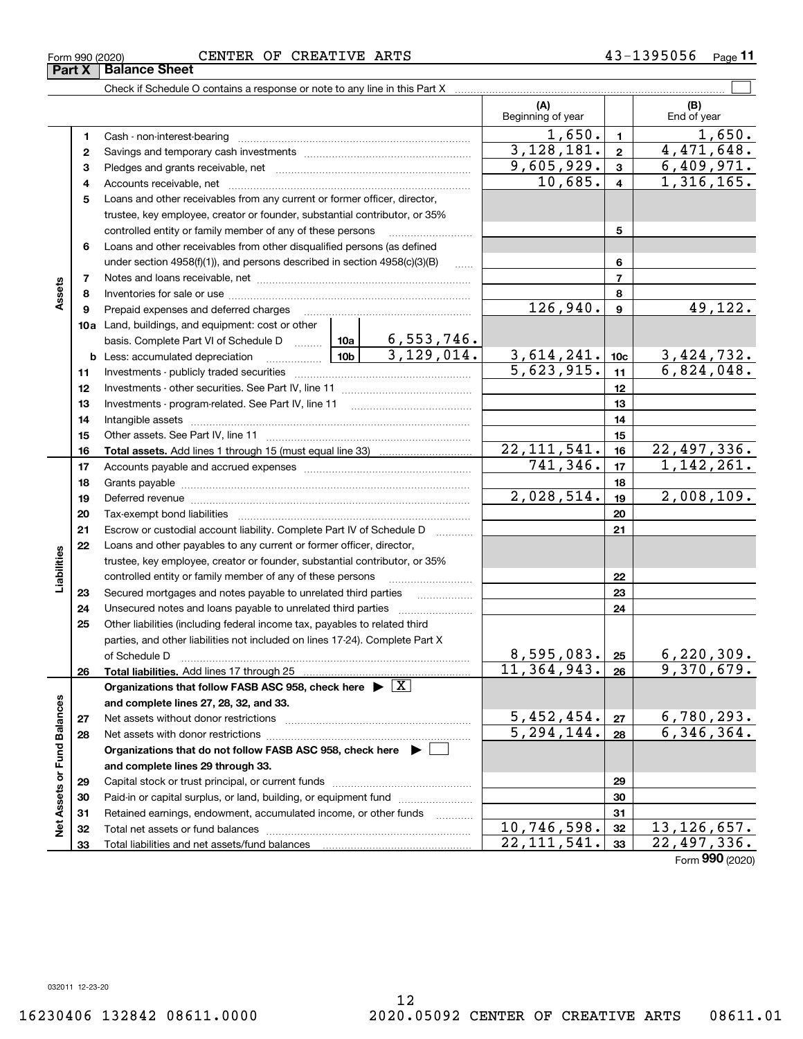Form 990 (2020) CENTER OF CREATIVE ARTS 43-1395056

## Part X Balance Sheet

Check if Schedule O contains a response or note to any line in this Part X

| | | | (A) Beginning of year | | (B) End of year |
|---|---|---|---|---|---|
| Assets | 1 | Cash - non-interest-bearing | 1,650. | 1 | 1,650. |
| | 2 | Savings and temporary cash investments | 3,128,181. | 2 | 4,471,648. |
| | 3 | Pledges and grants receivable, net | 9,605,929. | 3 | 6,409,971. |
| | 4 | Accounts receivable, net | 10,685. | 4 | 1,316,165. |
| | 5 | Loans and other receivables from any current or former officer, director, trustee, key employee, creator or founder, substantial contributor, or 35% controlled entity or family member of any of these persons | | 5 | |
| | 6 | Loans and other receivables from other disqualified persons (as defined under section 4958(f)(1)), and persons described in section 4958(c)(3)(B) | | 6 | |
| | 7 | Notes and loans receivable, net | | 7 | |
| | 8 | Inventories for sale or use | | 8 | |
| | 9 | Prepaid expenses and deferred charges | 126,940. | 9 | 49,122. |
| | 10a | Land, buildings, and equipment: cost or other basis. Complete Part VI of Schedule D — 10a: 6,553,746. | | | |
| | b | Less: accumulated depreciation — 10b: 3,129,014. | 3,614,241. | 10c | 3,424,732. |
| | 11 | Investments - publicly traded securities | 5,623,915. | 11 | 6,824,048. |
| | 12 | Investments - other securities. See Part IV, line 11 | | 12 | |
| | 13 | Investments - program-related. See Part IV, line 11 | | 13 | |
| | 14 | Intangible assets | | 14 | |
| | 15 | Other assets. See Part IV, line 11 | | 15 | |
| | 16 | **Total assets.** Add lines 1 through 15 (must equal line 33) | 22,111,541. | 16 | 22,497,336. |
| Liabilities | 17 | Accounts payable and accrued expenses | 741,346. | 17 | 1,142,261. |
| | 18 | Grants payable | | 18 | |
| | 19 | Deferred revenue | 2,028,514. | 19 | 2,008,109. |
| | 20 | Tax-exempt bond liabilities | | 20 | |
| | 21 | Escrow or custodial account liability. Complete Part IV of Schedule D | | 21 | |
| | 22 | Loans and other payables to any current or former officer, director, trustee, key employee, creator or founder, substantial contributor, or 35% controlled entity or family member of any of these persons | | 22 | |
| | 23 | Secured mortgages and notes payable to unrelated third parties | | 23 | |
| | 24 | Unsecured notes and loans payable to unrelated third parties | | 24 | |
| | 25 | Other liabilities (including federal income tax, payables to related third parties, and other liabilities not included on lines 17-24). Complete Part X of Schedule D | 8,595,083. | 25 | 6,220,309. |
| | 26 | **Total liabilities.** Add lines 17 through 25 | 11,364,943. | 26 | 9,370,679. |
| Net Assets or Fund Balances | | **Organizations that follow FASB ASC 958, check here** ▶ [X] **and complete lines 27, 28, 32, and 33.** | | | |
| | 27 | Net assets without donor restrictions | 5,452,454. | 27 | 6,780,293. |
| | 28 | Net assets with donor restrictions | 5,294,144. | 28 | 6,346,364. |
| | | **Organizations that do not follow FASB ASC 958, check here** ▶ [ ] **and complete lines 29 through 33.** | | | |
| | 29 | Capital stock or trust principal, or current funds | | 29 | |
| | 30 | Paid-in or capital surplus, or land, building, or equipment fund | | 30 | |
| | 31 | Retained earnings, endowment, accumulated income, or other funds | | 31 | |
| | 32 | Total net assets or fund balances | 10,746,598. | 32 | 13,126,657. |
| | 33 | Total liabilities and net assets/fund balances | 22,111,541. | 33 | 22,497,336. |

Form **990** (2020)

032011 12-23-20

16230406 132842 08611.0000 2020.05092 CENTER OF CREATIVE ARTS 08611.01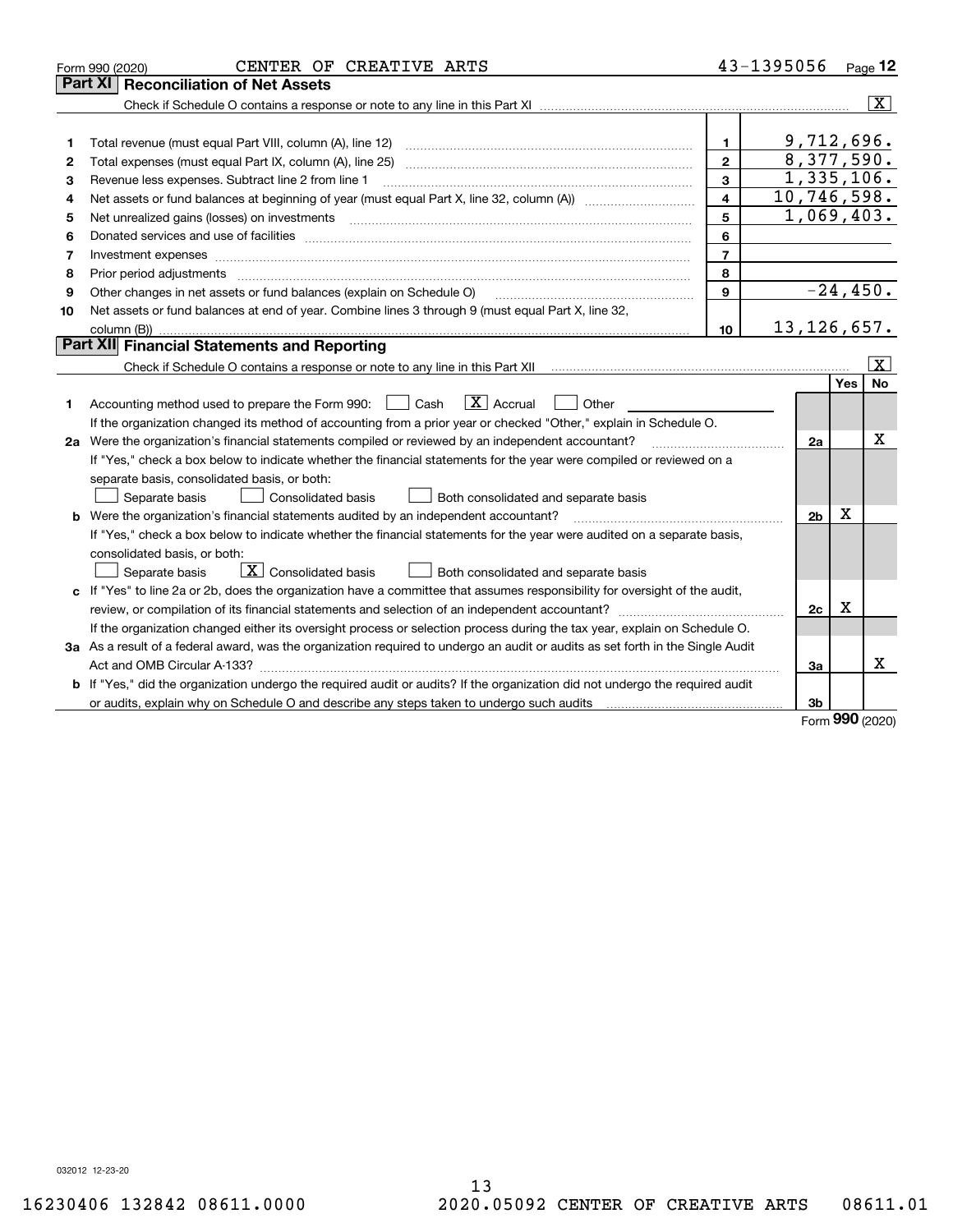Form 990 (2020) CENTER OF CREATIVE ARTS 43-1395056 Page **12**

## Part XI Reconciliation of Net Assets

Check if Schedule O contains a response or note to any line in this Part XI .......... [X]

| | | | |
|---|---|---|---|
| 1 | Total revenue (must equal Part VIII, column (A), line 12) | 1 | 9,712,696. |
| 2 | Total expenses (must equal Part IX, column (A), line 25) | 2 | 8,377,590. |
| 3 | Revenue less expenses. Subtract line 2 from line 1 | 3 | 1,335,106. |
| 4 | Net assets or fund balances at beginning of year (must equal Part X, line 32, column (A)) | 4 | 10,746,598. |
| 5 | Net unrealized gains (losses) on investments | 5 | 1,069,403. |
| 6 | Donated services and use of facilities | 6 | |
| 7 | Investment expenses | 7 | |
| 8 | Prior period adjustments | 8 | |
| 9 | Other changes in net assets or fund balances (explain on Schedule O) | 9 | -24,450. |
| 10 | Net assets or fund balances at end of year. Combine lines 3 through 9 (must equal Part X, line 32, column (B)) | 10 | 13,126,657. |

## Part XII Financial Statements and Reporting

Check if Schedule O contains a response or note to any line in this Part XII .......... [X]

| | | | Yes | No |
|---|---|---|---|---|
| 1 | Accounting method used to prepare the Form 990: [ ] Cash [X] Accrual [ ] Other<br>If the organization changed its method of accounting from a prior year or checked "Other," explain in Schedule O. | | | |
| 2a | Were the organization's financial statements compiled or reviewed by an independent accountant?<br>If "Yes," check a box below to indicate whether the financial statements for the year were compiled or reviewed on a separate basis, consolidated basis, or both:<br>[ ] Separate basis [ ] Consolidated basis [ ] Both consolidated and separate basis | 2a | | X |
| b | Were the organization's financial statements audited by an independent accountant?<br>If "Yes," check a box below to indicate whether the financial statements for the year were audited on a separate basis, consolidated basis, or both:<br>[ ] Separate basis [X] Consolidated basis [ ] Both consolidated and separate basis | 2b | X | |
| c | If "Yes" to line 2a or 2b, does the organization have a committee that assumes responsibility for oversight of the audit, review, or compilation of its financial statements and selection of an independent accountant?<br>If the organization changed either its oversight process or selection process during the tax year, explain on Schedule O. | 2c | X | |
| 3a | As a result of a federal award, was the organization required to undergo an audit or audits as set forth in the Single Audit Act and OMB Circular A-133? | 3a | | X |
| b | If "Yes," did the organization undergo the required audit or audits? If the organization did not undergo the required audit or audits, explain why on Schedule O and describe any steps taken to undergo such audits | 3b | | |

Form **990** (2020)

032012 12-23-20

16230406 132842 08611.0000 2020.05092 CENTER OF CREATIVE ARTS 08611.01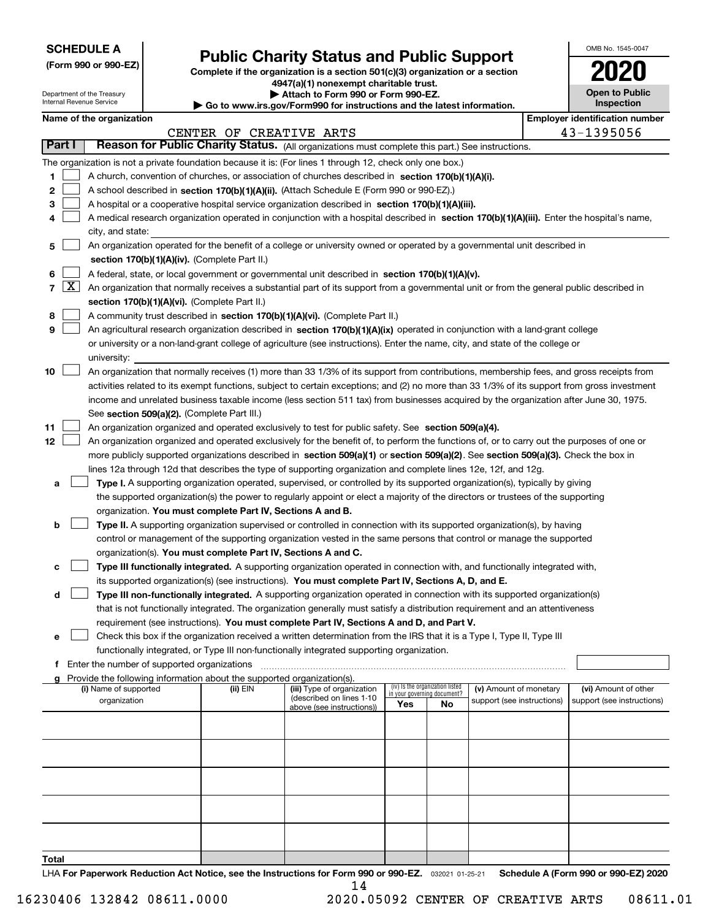**SCHEDULE A**
**(Form 990 or 990-EZ)**

Department of the Treasury
Internal Revenue Service

# Public Charity Status and Public Support

**Complete if the organization is a section 501(c)(3) organization or a section 4947(a)(1) nonexempt charitable trust.**
**▶ Attach to Form 990 or Form 990-EZ.**
**▶ Go to www.irs.gov/Form990 for instructions and the latest information.**

OMB No. 1545-0047
**2020**
**Open to Public Inspection**

**Name of the organization**: CENTER OF CREATIVE ARTS
**Employer identification number**: 43-1395056

**Part I** **Reason for Public Charity Status.** (All organizations must complete this part.) See instructions.

The organization is not a private foundation because it is: (For lines 1 through 12, check only one box.)

1. [ ] A church, convention of churches, or association of churches described in **section 170(b)(1)(A)(i).**
2. [ ] A school described in **section 170(b)(1)(A)(ii).** (Attach Schedule E (Form 990 or 990-EZ).)
3. [ ] A hospital or a cooperative hospital service organization described in **section 170(b)(1)(A)(iii).**
4. [ ] A medical research organization operated in conjunction with a hospital described in **section 170(b)(1)(A)(iii).** Enter the hospital's name, city, and state:
5. [ ] An organization operated for the benefit of a college or university owned or operated by a governmental unit described in **section 170(b)(1)(A)(iv).** (Complete Part II.)
6. [ ] A federal, state, or local government or governmental unit described in **section 170(b)(1)(A)(v).**
7. [X] An organization that normally receives a substantial part of its support from a governmental unit or from the general public described in **section 170(b)(1)(A)(vi).** (Complete Part II.)
8. [ ] A community trust described in **section 170(b)(1)(A)(vi).** (Complete Part II.)
9. [ ] An agricultural research organization described in **section 170(b)(1)(A)(ix)** operated in conjunction with a land-grant college or university or a non-land-grant college of agriculture (see instructions). Enter the name, city, and state of the college or university:
10. [ ] An organization that normally receives (1) more than 33 1/3% of its support from contributions, membership fees, and gross receipts from activities related to its exempt functions, subject to certain exceptions; and (2) no more than 33 1/3% of its support from gross investment income and unrelated business taxable income (less section 511 tax) from businesses acquired by the organization after June 30, 1975. See **section 509(a)(2).** (Complete Part III.)
11. [ ] An organization organized and operated exclusively to test for public safety. See **section 509(a)(4).**
12. [ ] An organization organized and operated exclusively for the benefit of, to perform the functions of, or to carry out the purposes of one or more publicly supported organizations described in **section 509(a)(1)** or **section 509(a)(2)**. See **section 509(a)(3).** Check the box in lines 12a through 12d that describes the type of supporting organization and complete lines 12e, 12f, and 12g.
   - **a** [ ] **Type I.** A supporting organization operated, supervised, or controlled by its supported organization(s), typically by giving the supported organization(s) the power to regularly appoint or elect a majority of the directors or trustees of the supporting organization. **You must complete Part IV, Sections A and B.**
   - **b** [ ] **Type II.** A supporting organization supervised or controlled in connection with its supported organization(s), by having control or management of the supporting organization vested in the same persons that control or manage the supported organization(s). **You must complete Part IV, Sections A and C.**
   - **c** [ ] **Type III functionally integrated.** A supporting organization operated in connection with, and functionally integrated with, its supported organization(s) (see instructions). **You must complete Part IV, Sections A, D, and E.**
   - **d** [ ] **Type III non-functionally integrated.** A supporting organization operated in connection with its supported organization(s) that is not functionally integrated. The organization generally must satisfy a distribution requirement and an attentiveness requirement (see instructions). **You must complete Part IV, Sections A and D, and Part V.**
   - **e** [ ] Check this box if the organization received a written determination from the IRS that it is a Type I, Type II, Type III functionally integrated, or Type III non-functionally integrated supporting organization.
   - **f** Enter the number of supported organizations
   - **g** Provide the following information about the supported organization(s).

| (i) Name of supported organization | (ii) EIN | (iii) Type of organization (described on lines 1-10 above (see instructions)) | (iv) Is the organization listed in your governing document? Yes | No | (v) Amount of monetary support (see instructions) | (vi) Amount of other support (see instructions) |
|---|---|---|---|---|---|---|
| | | | | | | |
| | | | | | | |
| | | | | | | |
| | | | | | | |
| | | | | | | |
| **Total** | | | | | | |

LHA **For Paperwork Reduction Act Notice, see the Instructions for Form 990 or 990-EZ.** 032021 01-25-21 **Schedule A (Form 990 or 990-EZ) 2020**

16230406 132842 08611.0000 2020.05092 CENTER OF CREATIVE ARTS 08611.01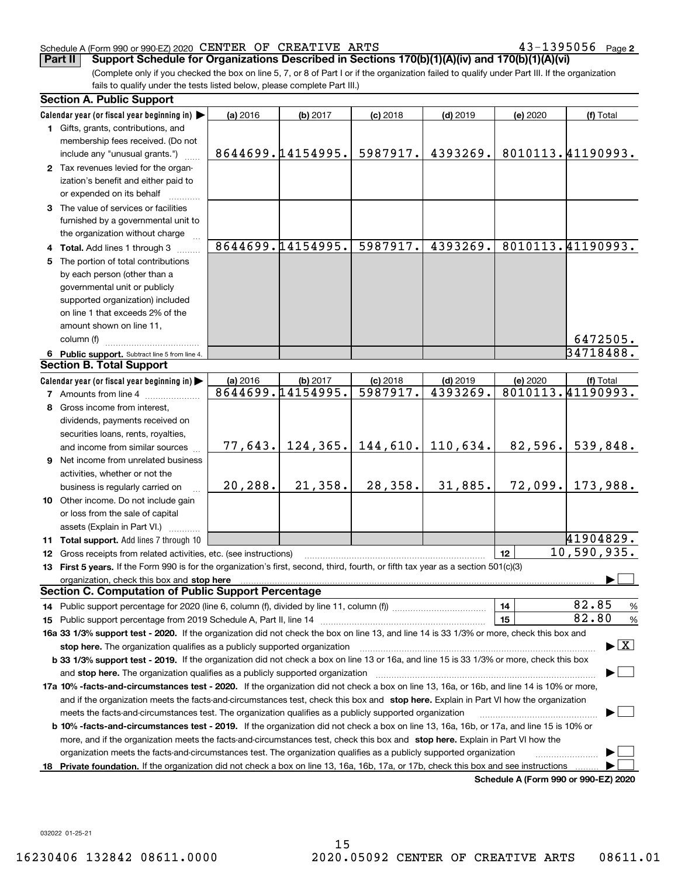Schedule A (Form 990 or 990-EZ) 2020 CENTER OF CREATIVE ARTS 43-1395056 Page 2

**Part II Support Schedule for Organizations Described in Sections 170(b)(1)(A)(iv) and 170(b)(1)(A)(vi)**

(Complete only if you checked the box on line 5, 7, or 8 of Part I or if the organization failed to qualify under Part III. If the organization fails to qualify under the tests listed below, please complete Part III.)

### Section A. Public Support

| Calendar year (or fiscal year beginning in) ▶ | (a) 2016 | (b) 2017 | (c) 2018 | (d) 2019 | (e) 2020 | (f) Total |
|---|---|---|---|---|---|---|
| **1** Gifts, grants, contributions, and membership fees received. (Do not include any "unusual grants.") | 8644699. | 14154995. | 5987917. | 4393269. | 8010113. | 41190993. |
| **2** Tax revenues levied for the organization's benefit and either paid to or expended on its behalf | | | | | | |
| **3** The value of services or facilities furnished by a governmental unit to the organization without charge | | | | | | |
| **4 Total.** Add lines 1 through 3 | 8644699. | 14154995. | 5987917. | 4393269. | 8010113. | 41190993. |
| **5** The portion of total contributions by each person (other than a governmental unit or publicly supported organization) included on line 1 that exceeds 2% of the amount shown on line 11, column (f) | | | | | | 6472505. |
| **6 Public support.** Subtract line 5 from line 4. | | | | | | 34718488. |

### Section B. Total Support

| Calendar year (or fiscal year beginning in) ▶ | (a) 2016 | (b) 2017 | (c) 2018 | (d) 2019 | (e) 2020 | (f) Total |
|---|---|---|---|---|---|---|
| **7** Amounts from line 4 | 8644699. | 14154995. | 5987917. | 4393269. | 8010113. | 41190993. |
| **8** Gross income from interest, dividends, payments received on securities loans, rents, royalties, and income from similar sources | 77,643. | 124,365. | 144,610. | 110,634. | 82,596. | 539,848. |
| **9** Net income from unrelated business activities, whether or not the business is regularly carried on | 20,288. | 21,358. | 28,358. | 31,885. | 72,099. | 173,988. |
| **10** Other income. Do not include gain or loss from the sale of capital assets (Explain in Part VI.) | | | | | | |
| **11 Total support.** Add lines 7 through 10 | | | | | | 41904829. |

**12** Gross receipts from related activities, etc. (see instructions) | **12** | 10,590,935.

**13 First 5 years.** If the Form 990 is for the organization's first, second, third, fourth, or fifth tax year as a section 501(c)(3) organization, check this box and **stop here** ▶ ☐

### Section C. Computation of Public Support Percentage

**14** Public support percentage for 2020 (line 6, column (f), divided by line 11, column (f)) | **14** | 82.85 %

**15** Public support percentage from 2019 Schedule A, Part II, line 14 | **15** | 82.80 %

**16a 33 1/3% support test - 2020.** If the organization did not check the box on line 13, and line 14 is 33 1/3% or more, check this box and **stop here.** The organization qualifies as a publicly supported organization ▶ ☒

**b 33 1/3% support test - 2019.** If the organization did not check a box on line 13 or 16a, and line 15 is 33 1/3% or more, check this box and **stop here.** The organization qualifies as a publicly supported organization ▶ ☐

**17a 10% -facts-and-circumstances test - 2020.** If the organization did not check a box on line 13, 16a, or 16b, and line 14 is 10% or more, and if the organization meets the facts-and-circumstances test, check this box and **stop here.** Explain in Part VI how the organization meets the facts-and-circumstances test. The organization qualifies as a publicly supported organization ▶ ☐

**b 10% -facts-and-circumstances test - 2019.** If the organization did not check a box on line 13, 16a, 16b, or 17a, and line 15 is 10% or more, and if the organization meets the facts-and-circumstances test, check this box and **stop here.** Explain in Part VI how the organization meets the facts-and-circumstances test. The organization qualifies as a publicly supported organization ▶ ☐

**18 Private foundation.** If the organization did not check a box on line 13, 16a, 16b, 17a, or 17b, check this box and see instructions ▶ ☐

**Schedule A (Form 990 or 990-EZ) 2020**

032022 01-25-21

16230406 132842 08611.0000 2020.05092 CENTER OF CREATIVE ARTS 08611.01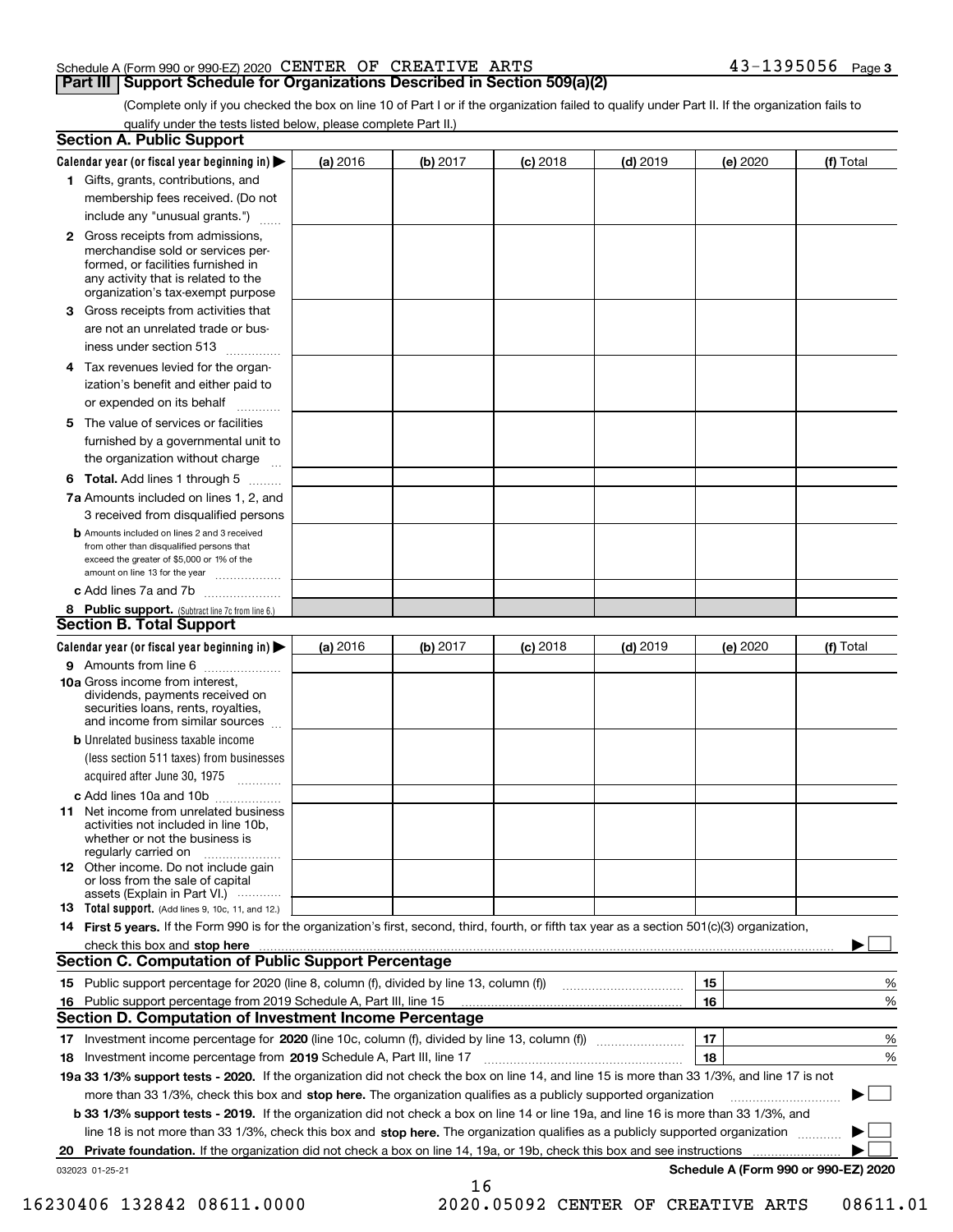Schedule A (Form 990 or 990-EZ) 2020 CENTER OF CREATIVE ARTS 43-1395056 Page 3

## Part III Support Schedule for Organizations Described in Section 509(a)(2)

(Complete only if you checked the box on line 10 of Part I or if the organization failed to qualify under Part II. If the organization fails to qualify under the tests listed below, please complete Part II.)

### Section A. Public Support

| Calendar year (or fiscal year beginning in) ▶ | (a) 2016 | (b) 2017 | (c) 2018 | (d) 2019 | (e) 2020 | (f) Total |
|---|---|---|---|---|---|---|
| 1 Gifts, grants, contributions, and membership fees received. (Do not include any "unusual grants.") | | | | | | |
| 2 Gross receipts from admissions, merchandise sold or services performed, or facilities furnished in any activity that is related to the organization's tax-exempt purpose | | | | | | |
| 3 Gross receipts from activities that are not an unrelated trade or business under section 513 | | | | | | |
| 4 Tax revenues levied for the organization's benefit and either paid to or expended on its behalf | | | | | | |
| 5 The value of services or facilities furnished by a governmental unit to the organization without charge | | | | | | |
| 6 **Total.** Add lines 1 through 5 | | | | | | |
| 7a Amounts included on lines 1, 2, and 3 received from disqualified persons | | | | | | |
| b Amounts included on lines 2 and 3 received from other than disqualified persons that exceed the greater of $5,000 or 1% of the amount on line 13 for the year | | | | | | |
| c Add lines 7a and 7b | | | | | | |
| 8 **Public support.** (Subtract line 7c from line 6.) | | | | | | |

### Section B. Total Support

| Calendar year (or fiscal year beginning in) ▶ | (a) 2016 | (b) 2017 | (c) 2018 | (d) 2019 | (e) 2020 | (f) Total |
|---|---|---|---|---|---|---|
| 9 Amounts from line 6 | | | | | | |
| 10a Gross income from interest, dividends, payments received on securities loans, rents, royalties, and income from similar sources | | | | | | |
| b Unrelated business taxable income (less section 511 taxes) from businesses acquired after June 30, 1975 | | | | | | |
| c Add lines 10a and 10b | | | | | | |
| 11 Net income from unrelated business activities not included in line 10b, whether or not the business is regularly carried on | | | | | | |
| 12 Other income. Do not include gain or loss from the sale of capital assets (Explain in Part VI.) | | | | | | |
| 13 **Total support.** (Add lines 9, 10c, 11, and 12.) | | | | | | |

14 **First 5 years.** If the Form 990 is for the organization's first, second, third, fourth, or fifth tax year as a section 501(c)(3) organization, check this box and **stop here** ▶ ☐

### Section C. Computation of Public Support Percentage

| | | | |
|---|---|---|---|
| 15 | Public support percentage for 2020 (line 8, column (f), divided by line 13, column (f)) | 15 | % |
| 16 | Public support percentage from 2019 Schedule A, Part III, line 15 | 16 | % |

### Section D. Computation of Investment Income Percentage

| | | | |
|---|---|---|---|
| 17 | Investment income percentage for **2020** (line 10c, column (f), divided by line 13, column (f)) | 17 | % |
| 18 | Investment income percentage from **2019** Schedule A, Part III, line 17 | 18 | % |

**19a 33 1/3% support tests - 2020.** If the organization did not check the box on line 14, and line 15 is more than 33 1/3%, and line 17 is not more than 33 1/3%, check this box and **stop here.** The organization qualifies as a publicly supported organization ▶ ☐

**b 33 1/3% support tests - 2019.** If the organization did not check a box on line 14 or line 19a, and line 16 is more than 33 1/3%, and line 18 is not more than 33 1/3%, check this box and **stop here.** The organization qualifies as a publicly supported organization ▶ ☐

**20 Private foundation.** If the organization did not check a box on line 14, 19a, or 19b, check this box and see instructions ▶ ☐

032023 01-25-21 **Schedule A (Form 990 or 990-EZ) 2020**

16230406 132842 08611.0000 2020.05092 CENTER OF CREATIVE ARTS 08611.01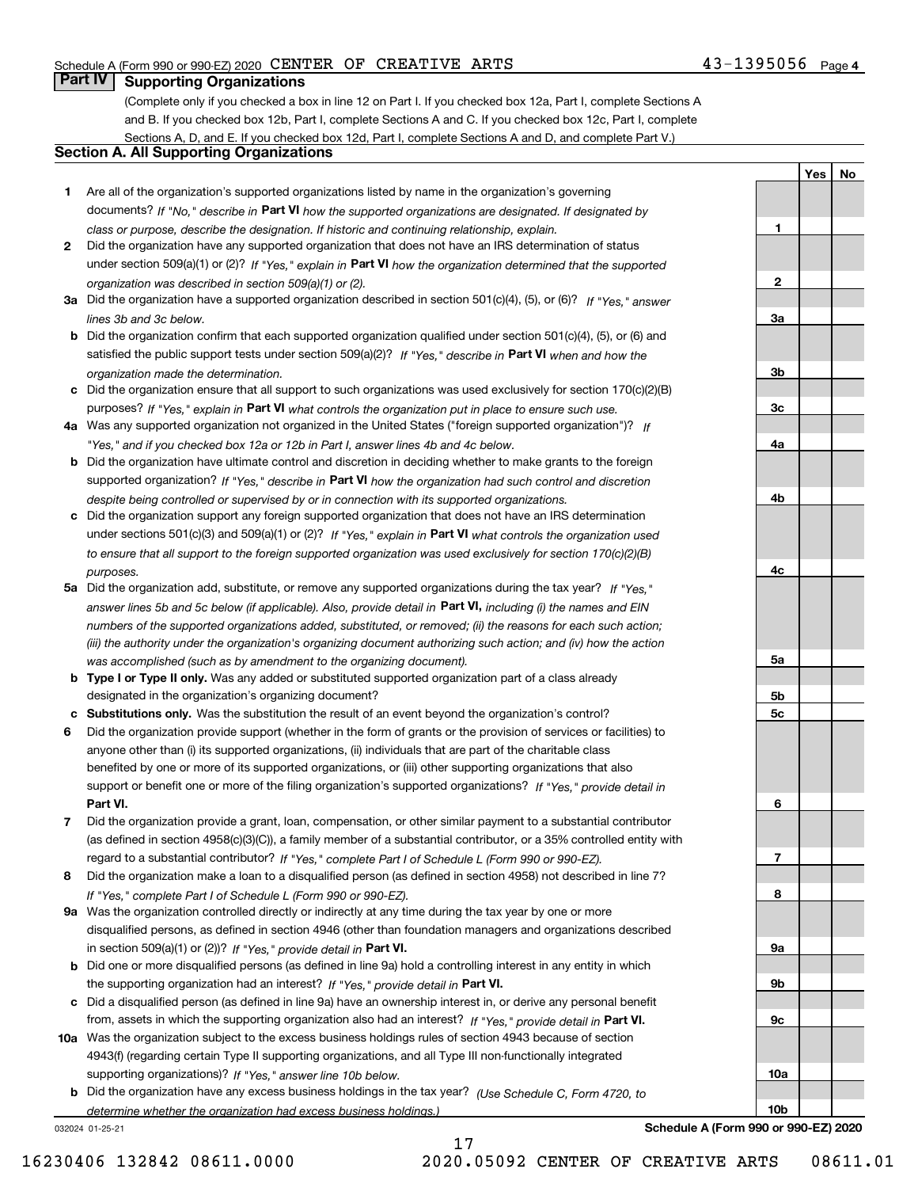Schedule A (Form 990 or 990-EZ) 2020 CENTER OF CREATIVE ARTS 43-1395056 Page 4

## Part IV Supporting Organizations

(Complete only if you checked a box in line 12 on Part I. If you checked box 12a, Part I, complete Sections A and B. If you checked box 12b, Part I, complete Sections A and C. If you checked box 12c, Part I, complete Sections A, D, and E. If you checked box 12d, Part I, complete Sections A and D, and complete Part V.)

### Section A. All Supporting Organizations

| | | | Yes | No |
|---|---|---|---|---|
| **1** | Are all of the organization's supported organizations listed by name in the organization's governing documents? *If "No," describe in* **Part VI** *how the supported organizations are designated. If designated by class or purpose, describe the designation. If historic and continuing relationship, explain.* | **1** | | |
| **2** | Did the organization have any supported organization that does not have an IRS determination of status under section 509(a)(1) or (2)? *If "Yes," explain in* **Part VI** *how the organization determined that the supported organization was described in section 509(a)(1) or (2).* | **2** | | |
| **3a** | Did the organization have a supported organization described in section 501(c)(4), (5), or (6)? *If "Yes," answer lines 3b and 3c below.* | **3a** | | |
| **b** | Did the organization confirm that each supported organization qualified under section 501(c)(4), (5), or (6) and satisfied the public support tests under section 509(a)(2)? *If "Yes," describe in* **Part VI** *when and how the organization made the determination.* | **3b** | | |
| **c** | Did the organization ensure that all support to such organizations was used exclusively for section 170(c)(2)(B) purposes? *If "Yes," explain in* **Part VI** *what controls the organization put in place to ensure such use.* | **3c** | | |
| **4a** | Was any supported organization not organized in the United States ("foreign supported organization")? *If "Yes," and if you checked box 12a or 12b in Part I, answer lines 4b and 4c below.* | **4a** | | |
| **b** | Did the organization have ultimate control and discretion in deciding whether to make grants to the foreign supported organization? *If "Yes," describe in* **Part VI** *how the organization had such control and discretion despite being controlled or supervised by or in connection with its supported organizations.* | **4b** | | |
| **c** | Did the organization support any foreign supported organization that does not have an IRS determination under sections 501(c)(3) and 509(a)(1) or (2)? *If "Yes," explain in* **Part VI** *what controls the organization used to ensure that all support to the foreign supported organization was used exclusively for section 170(c)(2)(B) purposes.* | **4c** | | |
| **5a** | Did the organization add, substitute, or remove any supported organizations during the tax year? *If "Yes," answer lines 5b and 5c below (if applicable). Also, provide detail in* **Part VI,** *including (i) the names and EIN numbers of the supported organizations added, substituted, or removed; (ii) the reasons for each such action; (iii) the authority under the organization's organizing document authorizing such action; and (iv) how the action was accomplished (such as by amendment to the organizing document).* | **5a** | | |
| **b** | **Type I or Type II only.** Was any added or substituted supported organization part of a class already designated in the organization's organizing document? | **5b** | | |
| **c** | **Substitutions only.** Was the substitution the result of an event beyond the organization's control? | **5c** | | |
| **6** | Did the organization provide support (whether in the form of grants or the provision of services or facilities) to anyone other than (i) its supported organizations, (ii) individuals that are part of the charitable class benefited by one or more of its supported organizations, or (iii) other supporting organizations that also support or benefit one or more of the filing organization's supported organizations? *If "Yes," provide detail in* **Part VI.** | **6** | | |
| **7** | Did the organization provide a grant, loan, compensation, or other similar payment to a substantial contributor (as defined in section 4958(c)(3)(C)), a family member of a substantial contributor, or a 35% controlled entity with regard to a substantial contributor? *If "Yes," complete Part I of Schedule L (Form 990 or 990-EZ).* | **7** | | |
| **8** | Did the organization make a loan to a disqualified person (as defined in section 4958) not described in line 7? *If "Yes," complete Part I of Schedule L (Form 990 or 990-EZ).* | **8** | | |
| **9a** | Was the organization controlled directly or indirectly at any time during the tax year by one or more disqualified persons, as defined in section 4946 (other than foundation managers and organizations described in section 509(a)(1) or (2))? *If "Yes," provide detail in* **Part VI.** | **9a** | | |
| **b** | Did one or more disqualified persons (as defined in line 9a) hold a controlling interest in any entity in which the supporting organization had an interest? *If "Yes," provide detail in* **Part VI.** | **9b** | | |
| **c** | Did a disqualified person (as defined in line 9a) have an ownership interest in, or derive any personal benefit from, assets in which the supporting organization also had an interest? *If "Yes," provide detail in* **Part VI.** | **9c** | | |
| **10a** | Was the organization subject to the excess business holdings rules of section 4943 because of section 4943(f) (regarding certain Type II supporting organizations, and all Type III non-functionally integrated supporting organizations)? *If "Yes," answer line 10b below.* | **10a** | | |
| **b** | Did the organization have any excess business holdings in the tax year? *(Use Schedule C, Form 4720, to determine whether the organization had excess business holdings.)* | **10b** | | |

032024 01-25-21 **Schedule A (Form 990 or 990-EZ) 2020**

16230406 132842 08611.0000 2020.05092 CENTER OF CREATIVE ARTS 08611.01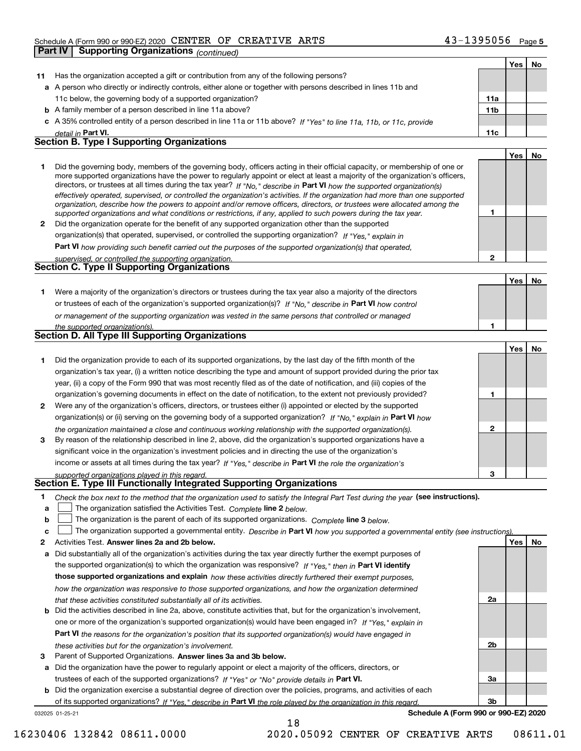Schedule A (Form 990 or 990-EZ) 2020 CENTER OF CREATIVE ARTS 43-1395056 Page 5

**Part IV | Supporting Organizations** *(continued)*

| | | | Yes | No |
|---|---|---|---|---|
| **11** | Has the organization accepted a gift or contribution from any of the following persons? | | | |
| **a** | A person who directly or indirectly controls, either alone or together with persons described in lines 11b and 11c below, the governing body of a supported organization? | **11a** | | |
| **b** | A family member of a person described in line 11a above? | **11b** | | |
| **c** | A 35% controlled entity of a person described in line 11a or 11b above? *If "Yes" to line 11a, 11b, or 11c, provide detail in* **Part VI.** | **11c** | | |

### Section B. Type I Supporting Organizations

| | | | Yes | No |
|---|---|---|---|---|
| **1** | Did the governing body, members of the governing body, officers acting in their official capacity, or membership of one or more supported organizations have the power to regularly appoint or elect at least a majority of the organization's officers, directors, or trustees at all times during the tax year? *If "No," describe in* **Part VI** *how the supported organization(s) effectively operated, supervised, or controlled the organization's activities. If the organization had more than one supported organization, describe how the powers to appoint and/or remove officers, directors, or trustees were allocated among the supported organizations and what conditions or restrictions, if any, applied to such powers during the tax year.* | **1** | | |
| **2** | Did the organization operate for the benefit of any supported organization other than the supported organization(s) that operated, supervised, or controlled the supporting organization? *If "Yes," explain in* **Part VI** *how providing such benefit carried out the purposes of the supported organization(s) that operated, supervised, or controlled the supporting organization.* | **2** | | |

### Section C. Type II Supporting Organizations

| | | | Yes | No |
|---|---|---|---|---|
| **1** | Were a majority of the organization's directors or trustees during the tax year also a majority of the directors or trustees of each of the organization's supported organization(s)? *If "No," describe in* **Part VI** *how control or management of the supporting organization was vested in the same persons that controlled or managed the supported organization(s).* | **1** | | |

### Section D. All Type III Supporting Organizations

| | | | Yes | No |
|---|---|---|---|---|
| **1** | Did the organization provide to each of its supported organizations, by the last day of the fifth month of the organization's tax year, (i) a written notice describing the type and amount of support provided during the prior tax year, (ii) a copy of the Form 990 that was most recently filed as of the date of notification, and (iii) copies of the organization's governing documents in effect on the date of notification, to the extent not previously provided? | **1** | | |
| **2** | Were any of the organization's officers, directors, or trustees either (i) appointed or elected by the supported organization(s) or (ii) serving on the governing body of a supported organization? *If "No," explain in* **Part VI** *how the organization maintained a close and continuous working relationship with the supported organization(s).* | **2** | | |
| **3** | By reason of the relationship described in line 2, above, did the organization's supported organizations have a significant voice in the organization's investment policies and in directing the use of the organization's income or assets at all times during the tax year? *If "Yes," describe in* **Part VI** *the role the organization's supported organizations played in this regard.* | **3** | | |

### Section E. Type III Functionally Integrated Supporting Organizations

**1** *Check the box next to the method that the organization used to satisfy the Integral Part Test during the year* **(see instructions).**

- **a** ☐ The organization satisfied the Activities Test. *Complete* **line 2** *below.*
- **b** ☐ The organization is the parent of each of its supported organizations. *Complete* **line 3** *below.*
- **c** ☐ The organization supported a governmental entity. *Describe in* **Part VI** *how you supported a governmental entity (see instructions).*

| | | | Yes | No |
|---|---|---|---|---|
| **2** | Activities Test. **Answer lines 2a and 2b below.** | | | |
| **a** | Did substantially all of the organization's activities during the tax year directly further the exempt purposes of the supported organization(s) to which the organization was responsive? *If "Yes," then in* **Part VI identify those supported organizations and explain** *how these activities directly furthered their exempt purposes, how the organization was responsive to those supported organizations, and how the organization determined that these activities constituted substantially all of its activities.* | **2a** | | |
| **b** | Did the activities described in line 2a, above, constitute activities that, but for the organization's involvement, one or more of the organization's supported organization(s) would have been engaged in? *If "Yes," explain in* **Part VI** *the reasons for the organization's position that its supported organization(s) would have engaged in these activities but for the organization's involvement.* | **2b** | | |
| **3** | Parent of Supported Organizations. **Answer lines 3a and 3b below.** | | | |
| **a** | Did the organization have the power to regularly appoint or elect a majority of the officers, directors, or trustees of each of the supported organizations? *If "Yes" or "No" provide details in* **Part VI.** | **3a** | | |
| **b** | Did the organization exercise a substantial degree of direction over the policies, programs, and activities of each of its supported organizations? *If "Yes," describe in* **Part VI** *the role played by the organization in this regard.* | **3b** | | |

032025 01-25-21 **Schedule A (Form 990 or 990-EZ) 2020**

16230406 132842 08611.0000 2020.05092 CENTER OF CREATIVE ARTS 08611.01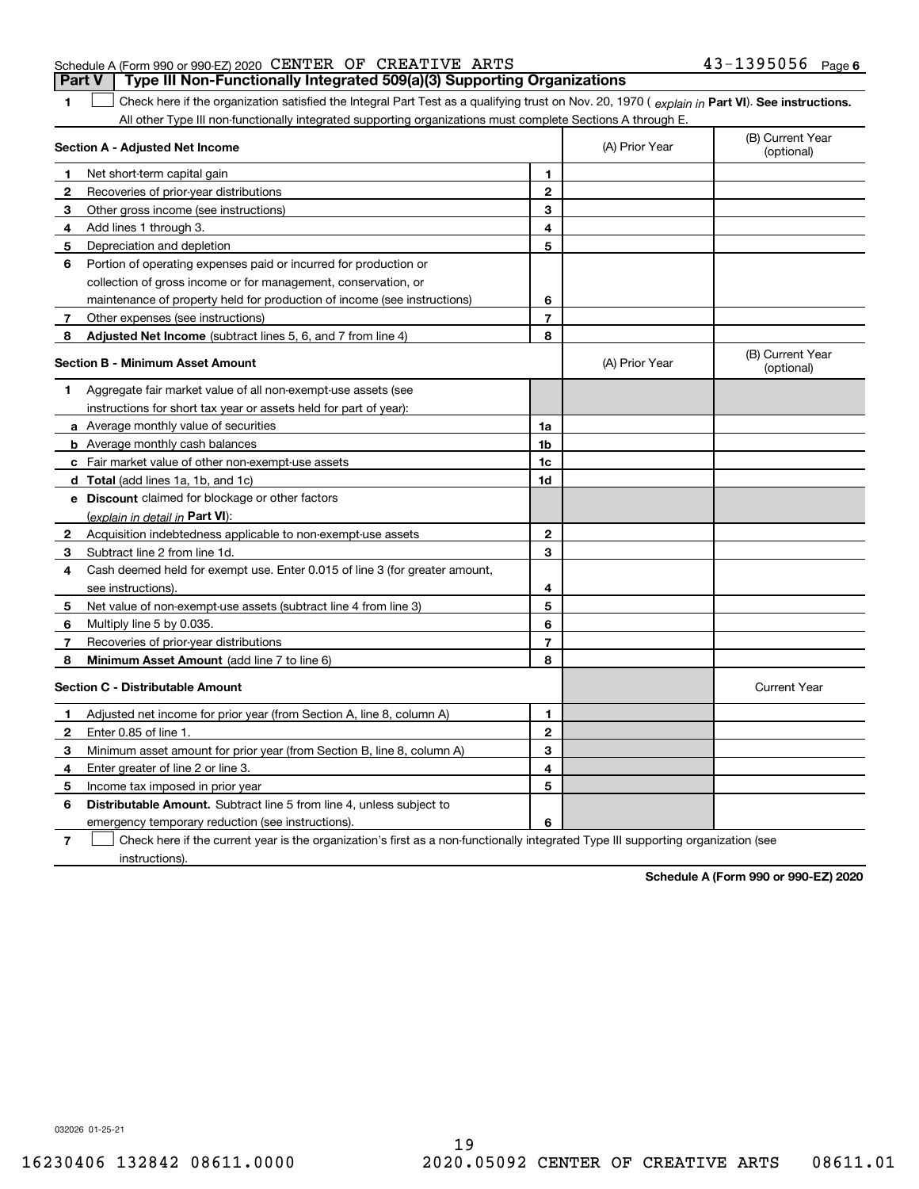Schedule A (Form 990 or 990-EZ) 2020 CENTER OF CREATIVE ARTS 43-1395056 Page 6

## Part V Type III Non-Functionally Integrated 509(a)(3) Supporting Organizations

**1** ☐ Check here if the organization satisfied the Integral Part Test as a qualifying trust on Nov. 20, 1970 ( *explain in* **Part VI**). **See instructions.** All other Type III non-functionally integrated supporting organizations must complete Sections A through E.

| **Section A - Adjusted Net Income** | | (A) Prior Year | (B) Current Year (optional) |
|---|---|---|---|
| **1** Net short-term capital gain | 1 | | |
| **2** Recoveries of prior-year distributions | 2 | | |
| **3** Other gross income (see instructions) | 3 | | |
| **4** Add lines 1 through 3. | 4 | | |
| **5** Depreciation and depletion | 5 | | |
| **6** Portion of operating expenses paid or incurred for production or collection of gross income or for management, conservation, or maintenance of property held for production of income (see instructions) | 6 | | |
| **7** Other expenses (see instructions) | 7 | | |
| **8** **Adjusted Net Income** (subtract lines 5, 6, and 7 from line 4) | 8 | | |

| **Section B - Minimum Asset Amount** | | (A) Prior Year | (B) Current Year (optional) |
|---|---|---|---|
| **1** Aggregate fair market value of all non-exempt-use assets (see instructions for short tax year or assets held for part of year): | | | |
| **a** Average monthly value of securities | 1a | | |
| **b** Average monthly cash balances | 1b | | |
| **c** Fair market value of other non-exempt-use assets | 1c | | |
| **d** **Total** (add lines 1a, 1b, and 1c) | 1d | | |
| **e** **Discount** claimed for blockage or other factors (*explain in detail in* **Part VI**): | | | |
| **2** Acquisition indebtedness applicable to non-exempt-use assets | 2 | | |
| **3** Subtract line 2 from line 1d. | 3 | | |
| **4** Cash deemed held for exempt use. Enter 0.015 of line 3 (for greater amount, see instructions). | 4 | | |
| **5** Net value of non-exempt-use assets (subtract line 4 from line 3) | 5 | | |
| **6** Multiply line 5 by 0.035. | 6 | | |
| **7** Recoveries of prior-year distributions | 7 | | |
| **8** **Minimum Asset Amount** (add line 7 to line 6) | 8 | | |

| **Section C - Distributable Amount** | | | Current Year |
|---|---|---|---|
| **1** Adjusted net income for prior year (from Section A, line 8, column A) | 1 | | |
| **2** Enter 0.85 of line 1. | 2 | | |
| **3** Minimum asset amount for prior year (from Section B, line 8, column A) | 3 | | |
| **4** Enter greater of line 2 or line 3. | 4 | | |
| **5** Income tax imposed in prior year | 5 | | |
| **6** **Distributable Amount.** Subtract line 5 from line 4, unless subject to emergency temporary reduction (see instructions). | 6 | | |

**7** ☐ Check here if the current year is the organization's first as a non-functionally integrated Type III supporting organization (see instructions).

**Schedule A (Form 990 or 990-EZ) 2020**

032026 01-25-21

16230406 132842 08611.0000 2020.05092 CENTER OF CREATIVE ARTS 08611.01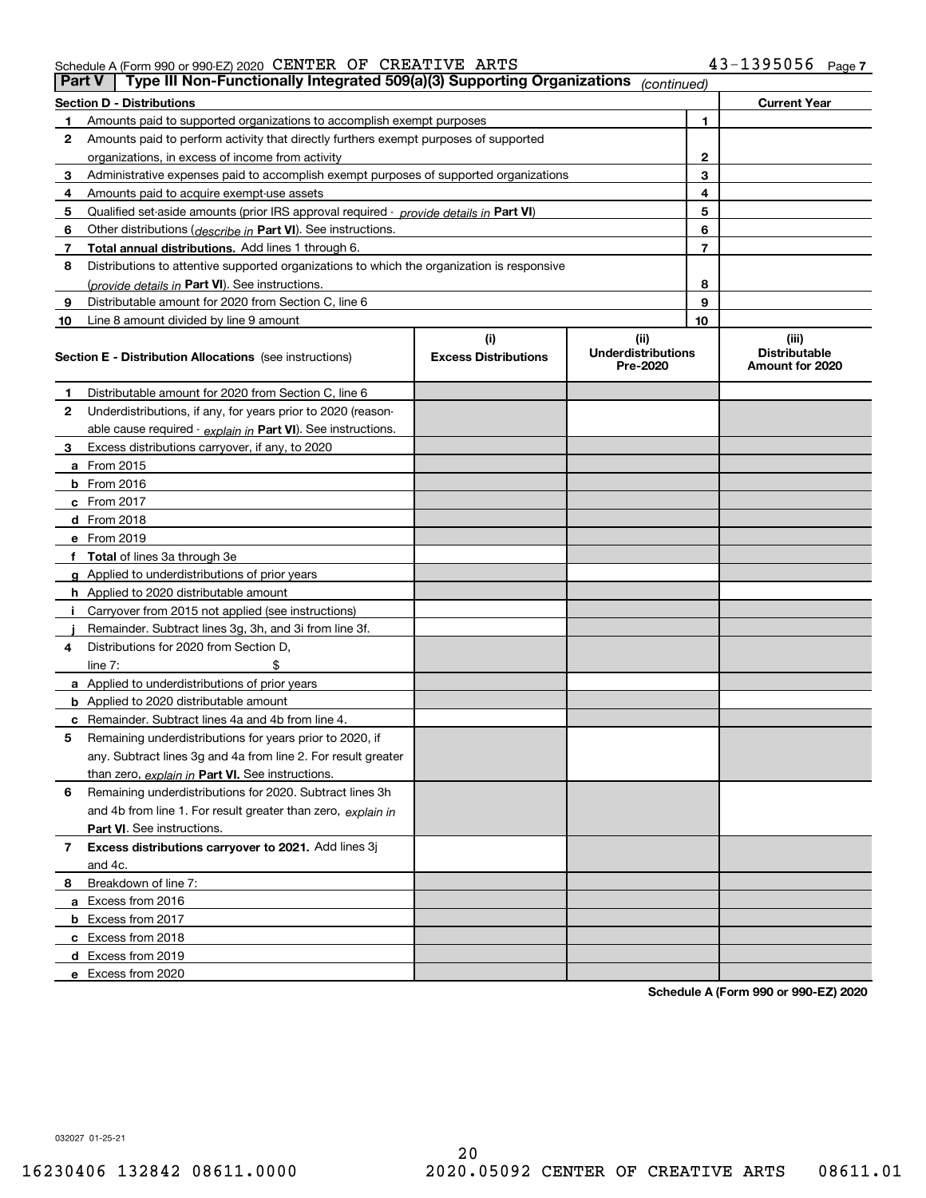Schedule A (Form 990 or 990-EZ) 2020 CENTER OF CREATIVE ARTS 43-1395056 Page 7

## Part V Type III Non-Functionally Integrated 509(a)(3) Supporting Organizations *(continued)*

| Section D - Distributions | | | Current Year |
|---|---|---|---|
| 1 | Amounts paid to supported organizations to accomplish exempt purposes | 1 | |
| 2 | Amounts paid to perform activity that directly furthers exempt purposes of supported organizations, in excess of income from activity | 2 | |
| 3 | Administrative expenses paid to accomplish exempt purposes of supported organizations | 3 | |
| 4 | Amounts paid to acquire exempt-use assets | 4 | |
| 5 | Qualified set-aside amounts (prior IRS approval required - *provide details in* **Part VI**) | 5 | |
| 6 | Other distributions (*describe in* **Part VI**). See instructions. | 6 | |
| 7 | **Total annual distributions.** Add lines 1 through 6. | 7 | |
| 8 | Distributions to attentive supported organizations to which the organization is responsive (*provide details in* **Part VI**). See instructions. | 8 | |
| 9 | Distributable amount for 2020 from Section C, line 6 | 9 | |
| 10 | Line 8 amount divided by line 9 amount | 10 | |

| Section E - Distribution Allocations (see instructions) | (i) Excess Distributions | (ii) Underdistributions Pre-2020 | (iii) Distributable Amount for 2020 |
|---|---|---|---|
| **1** Distributable amount for 2020 from Section C, line 6 | | | |
| **2** Underdistributions, if any, for years prior to 2020 (reasonable cause required - *explain in* **Part VI**). See instructions. | | | |
| **3** Excess distributions carryover, if any, to 2020 | | | |
| **a** From 2015 | | | |
| **b** From 2016 | | | |
| **c** From 2017 | | | |
| **d** From 2018 | | | |
| **e** From 2019 | | | |
| **f** **Total** of lines 3a through 3e | | | |
| **g** Applied to underdistributions of prior years | | | |
| **h** Applied to 2020 distributable amount | | | |
| **i** Carryover from 2015 not applied (see instructions) | | | |
| **j** Remainder. Subtract lines 3g, 3h, and 3i from line 3f. | | | |
| **4** Distributions for 2020 from Section D, line 7: $ | | | |
| **a** Applied to underdistributions of prior years | | | |
| **b** Applied to 2020 distributable amount | | | |
| **c** Remainder. Subtract lines 4a and 4b from line 4. | | | |
| **5** Remaining underdistributions for years prior to 2020, if any. Subtract lines 3g and 4a from line 2. For result greater than zero, *explain in* **Part VI.** See instructions. | | | |
| **6** Remaining underdistributions for 2020. Subtract lines 3h and 4b from line 1. For result greater than zero, *explain in* **Part VI**. See instructions. | | | |
| **7** **Excess distributions carryover to 2021.** Add lines 3j and 4c. | | | |
| **8** Breakdown of line 7: | | | |
| **a** Excess from 2016 | | | |
| **b** Excess from 2017 | | | |
| **c** Excess from 2018 | | | |
| **d** Excess from 2019 | | | |
| **e** Excess from 2020 | | | |

**Schedule A (Form 990 or 990-EZ) 2020**

032027 01-25-21

16230406 132842 08611.0000 2020.05092 CENTER OF CREATIVE ARTS 08611.01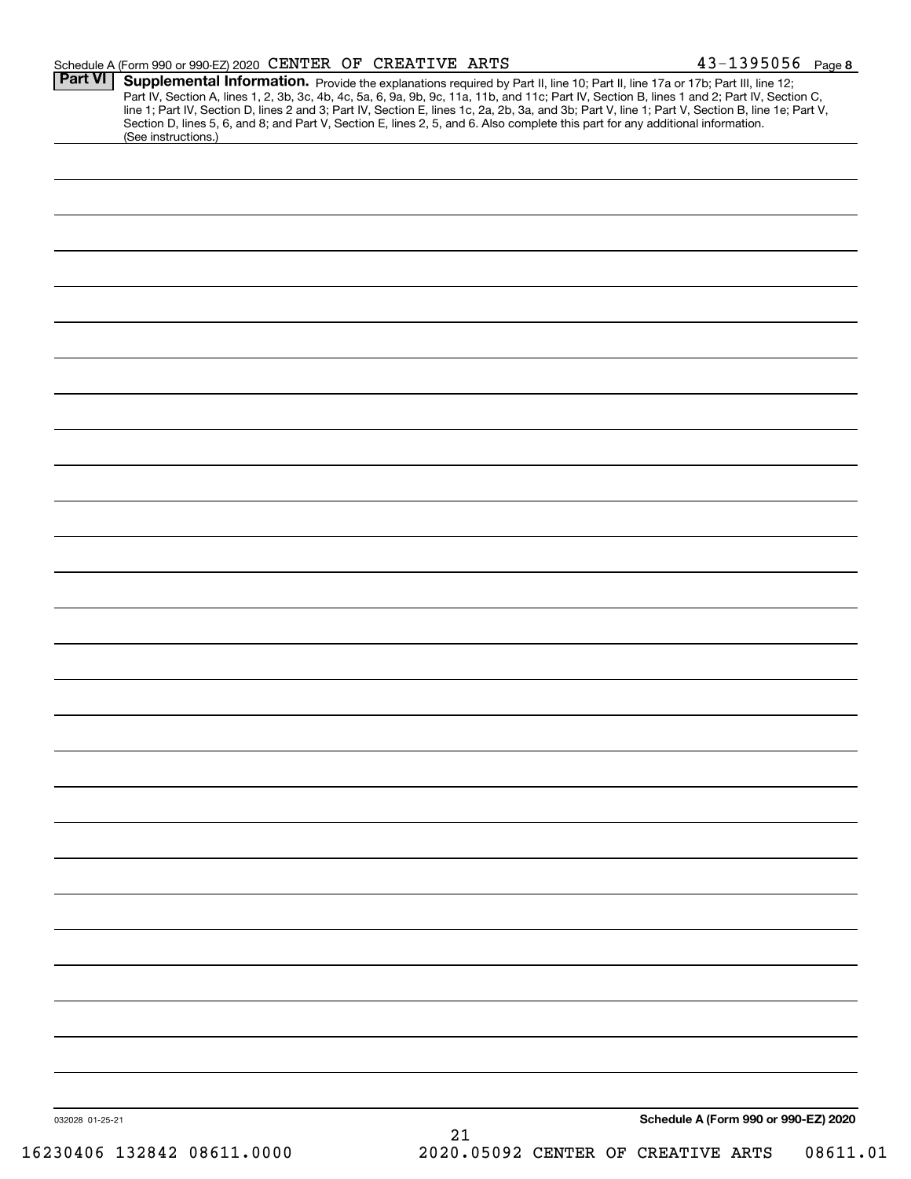Schedule A (Form 990 or 990-EZ) 2020 CENTER OF CREATIVE ARTS 43-1395056 Page **8**

## Part VI Supplemental Information.

Provide the explanations required by Part II, line 10; Part II, line 17a or 17b; Part III, line 12; Part IV, Section A, lines 1, 2, 3b, 3c, 4b, 4c, 5a, 6, 9a, 9b, 9c, 11a, 11b, and 11c; Part IV, Section B, lines 1 and 2; Part IV, Section C, line 1; Part IV, Section D, lines 2 and 3; Part IV, Section E, lines 1c, 2a, 2b, 3a, and 3b; Part V, line 1; Part V, Section B, line 1e; Part V, Section D, lines 5, 6, and 8; and Part V, Section E, lines 2, 5, and 6. Also complete this part for any additional information. (See instructions.)

032028 01-25-21

**Schedule A (Form 990 or 990-EZ) 2020**

16230406 132842 08611.0000 2020.05092 CENTER OF CREATIVE ARTS 08611.01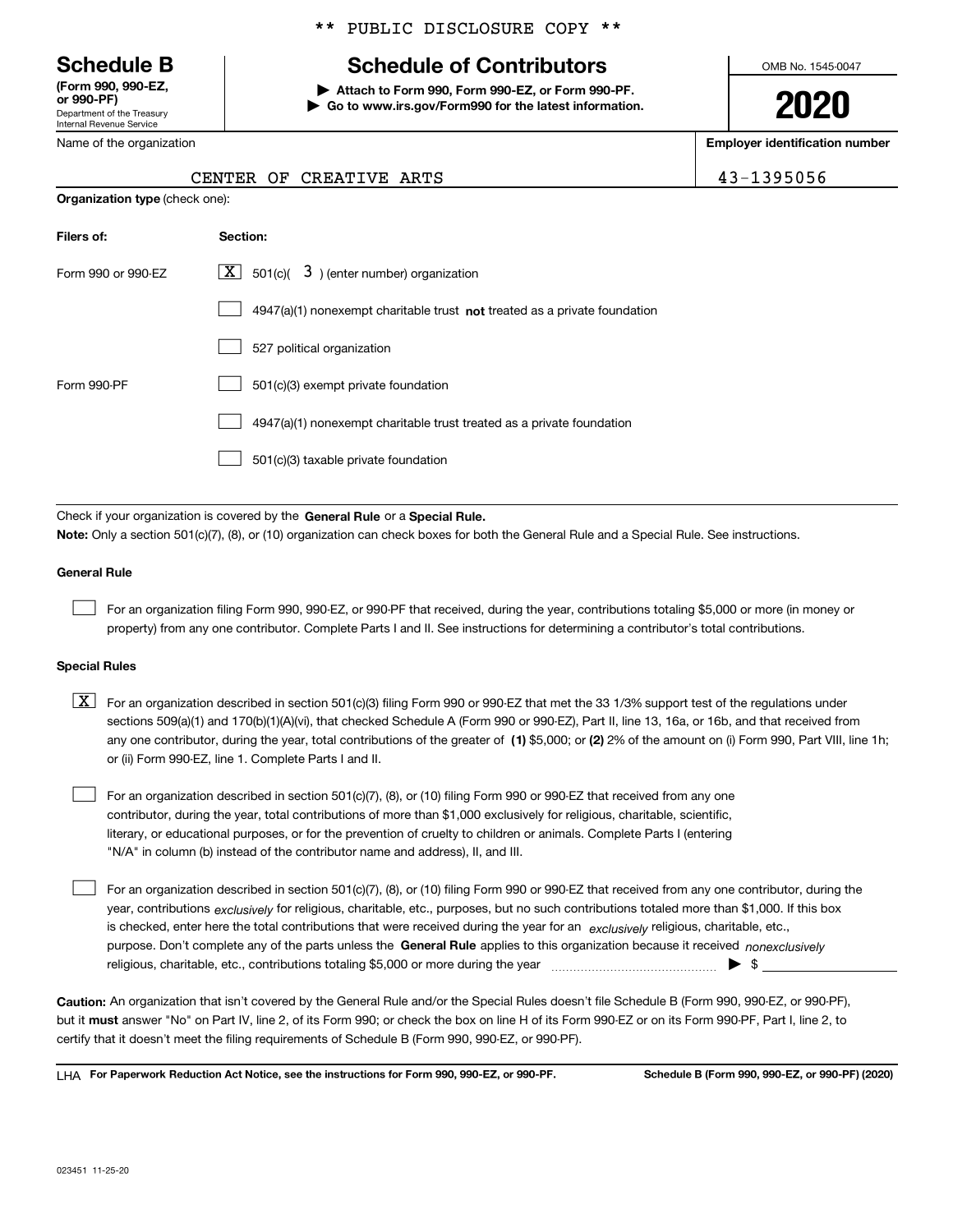** PUBLIC DISCLOSURE COPY **

**Schedule B**
**(Form 990, 990-EZ, or 990-PF)**
Department of the Treasury
Internal Revenue Service

# Schedule of Contributors

▶ **Attach to Form 990, Form 990-EZ, or Form 990-PF.**
▶ **Go to www.irs.gov/Form990 for the latest information.**

OMB No. 1545-0047

**2020**

| Name of the organization | Employer identification number |
|---|---|
| CENTER OF CREATIVE ARTS | 43-1395056 |

**Organization type** (check one):

| Filers of: | Section: |
|---|---|
| Form 990 or 990-EZ | [X] 501(c)( 3 ) (enter number) organization |
| | [ ] 4947(a)(1) nonexempt charitable trust **not** treated as a private foundation |
| | [ ] 527 political organization |
| Form 990-PF | [ ] 501(c)(3) exempt private foundation |
| | [ ] 4947(a)(1) nonexempt charitable trust treated as a private foundation |
| | [ ] 501(c)(3) taxable private foundation |

Check if your organization is covered by the **General Rule** or a **Special Rule.**
**Note:** Only a section 501(c)(7), (8), or (10) organization can check boxes for both the General Rule and a Special Rule. See instructions.

**General Rule**

[ ] For an organization filing Form 990, 990-EZ, or 990-PF that received, during the year, contributions totaling $5,000 or more (in money or property) from any one contributor. Complete Parts I and II. See instructions for determining a contributor's total contributions.

**Special Rules**

[X] For an organization described in section 501(c)(3) filing Form 990 or 990-EZ that met the 33 1/3% support test of the regulations under sections 509(a)(1) and 170(b)(1)(A)(vi), that checked Schedule A (Form 990 or 990-EZ), Part II, line 13, 16a, or 16b, and that received from any one contributor, during the year, total contributions of the greater of **(1)** $5,000; or **(2)** 2% of the amount on (i) Form 990, Part VIII, line 1h; or (ii) Form 990-EZ, line 1. Complete Parts I and II.

[ ] For an organization described in section 501(c)(7), (8), or (10) filing Form 990 or 990-EZ that received from any one contributor, during the year, total contributions of more than $1,000 exclusively for religious, charitable, scientific, literary, or educational purposes, or for the prevention of cruelty to children or animals. Complete Parts I (entering "N/A" in column (b) instead of the contributor name and address), II, and III.

[ ] For an organization described in section 501(c)(7), (8), or (10) filing Form 990 or 990-EZ that received from any one contributor, during the year, contributions *exclusively* for religious, charitable, etc., purposes, but no such contributions totaled more than $1,000. If this box is checked, enter here the total contributions that were received during the year for an *exclusively* religious, charitable, etc., purpose. Don't complete any of the parts unless the **General Rule** applies to this organization because it received *nonexclusively* religious, charitable, etc., contributions totaling $5,000 or more during the year ▶ $

**Caution:** An organization that isn't covered by the General Rule and/or the Special Rules doesn't file Schedule B (Form 990, 990-EZ, or 990-PF), but it **must** answer "No" on Part IV, line 2, of its Form 990; or check the box on line H of its Form 990-EZ or on its Form 990-PF, Part I, line 2, to certify that it doesn't meet the filing requirements of Schedule B (Form 990, 990-EZ, or 990-PF).

LHA **For Paperwork Reduction Act Notice, see the instructions for Form 990, 990-EZ, or 990-PF.** **Schedule B (Form 990, 990-EZ, or 990-PF) (2020)**

023451 11-25-20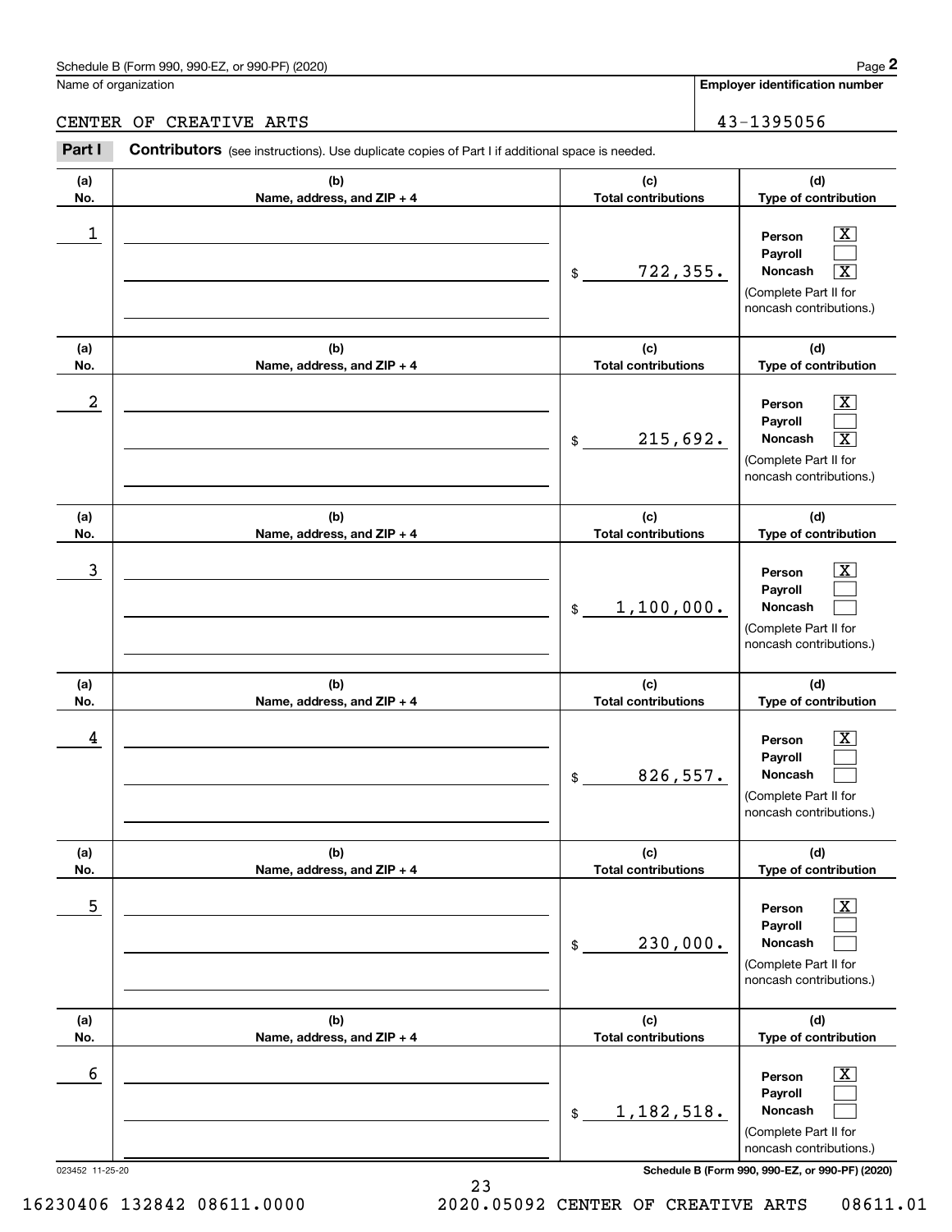Schedule B (Form 990, 990-EZ, or 990-PF) (2020) Page **2**

Name of organization: CENTER OF CREATIVE ARTS

**Employer identification number:** 43-1395056

**Part I** **Contributors** (see instructions). Use duplicate copies of Part I if additional space is needed.

| (a) No. | (b) Name, address, and ZIP + 4 | (c) Total contributions | (d) Type of contribution |
|---|---|---|---|
| 1 | | $ 722,355. | Person [X] Payroll [ ] Noncash [X] (Complete Part II for noncash contributions.) |
| 2 | | $ 215,692. | Person [X] Payroll [ ] Noncash [X] (Complete Part II for noncash contributions.) |
| 3 | | $ 1,100,000. | Person [X] Payroll [ ] Noncash [ ] (Complete Part II for noncash contributions.) |
| 4 | | $ 826,557. | Person [X] Payroll [ ] Noncash [ ] (Complete Part II for noncash contributions.) |
| 5 | | $ 230,000. | Person [X] Payroll [ ] Noncash [ ] (Complete Part II for noncash contributions.) |
| 6 | | $ 1,182,518. | Person [X] Payroll [ ] Noncash [ ] (Complete Part II for noncash contributions.) |

023452 11-25-20 **Schedule B (Form 990, 990-EZ, or 990-PF) (2020)**

16230406 132842 08611.0000 2020.05092 CENTER OF CREATIVE ARTS 08611.01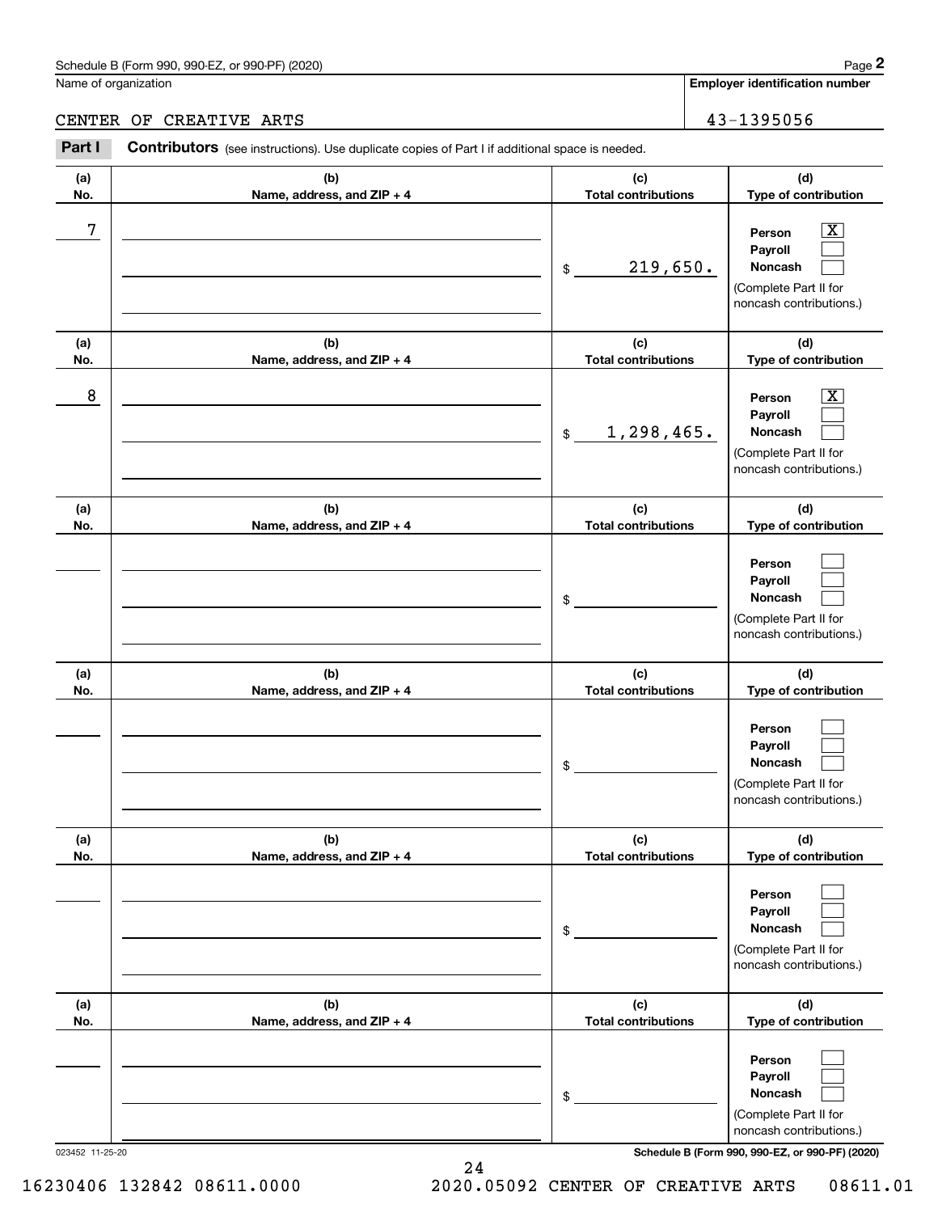Schedule B (Form 990, 990-EZ, or 990-PF) (2020)

Name of organization: CENTER OF CREATIVE ARTS

Employer identification number: 43-1395056

**Part I** **Contributors** (see instructions). Use duplicate copies of Part I if additional space is needed.

| (a) No. | (b) Name, address, and ZIP + 4 | (c) Total contributions | (d) Type of contribution |
|---|---|---|---|
| 7 | | $ 219,650. | Person [X] Payroll [ ] Noncash [ ] (Complete Part II for noncash contributions.) |
| 8 | | $ 1,298,465. | Person [X] Payroll [ ] Noncash [ ] (Complete Part II for noncash contributions.) |
| | | $ | Person [ ] Payroll [ ] Noncash [ ] (Complete Part II for noncash contributions.) |
| | | $ | Person [ ] Payroll [ ] Noncash [ ] (Complete Part II for noncash contributions.) |
| | | $ | Person [ ] Payroll [ ] Noncash [ ] (Complete Part II for noncash contributions.) |
| | | $ | Person [ ] Payroll [ ] Noncash [ ] (Complete Part II for noncash contributions.) |

023452 11-25-20

Schedule B (Form 990, 990-EZ, or 990-PF) (2020)

16230406 132842 08611.0000 2020.05092 CENTER OF CREATIVE ARTS 08611.01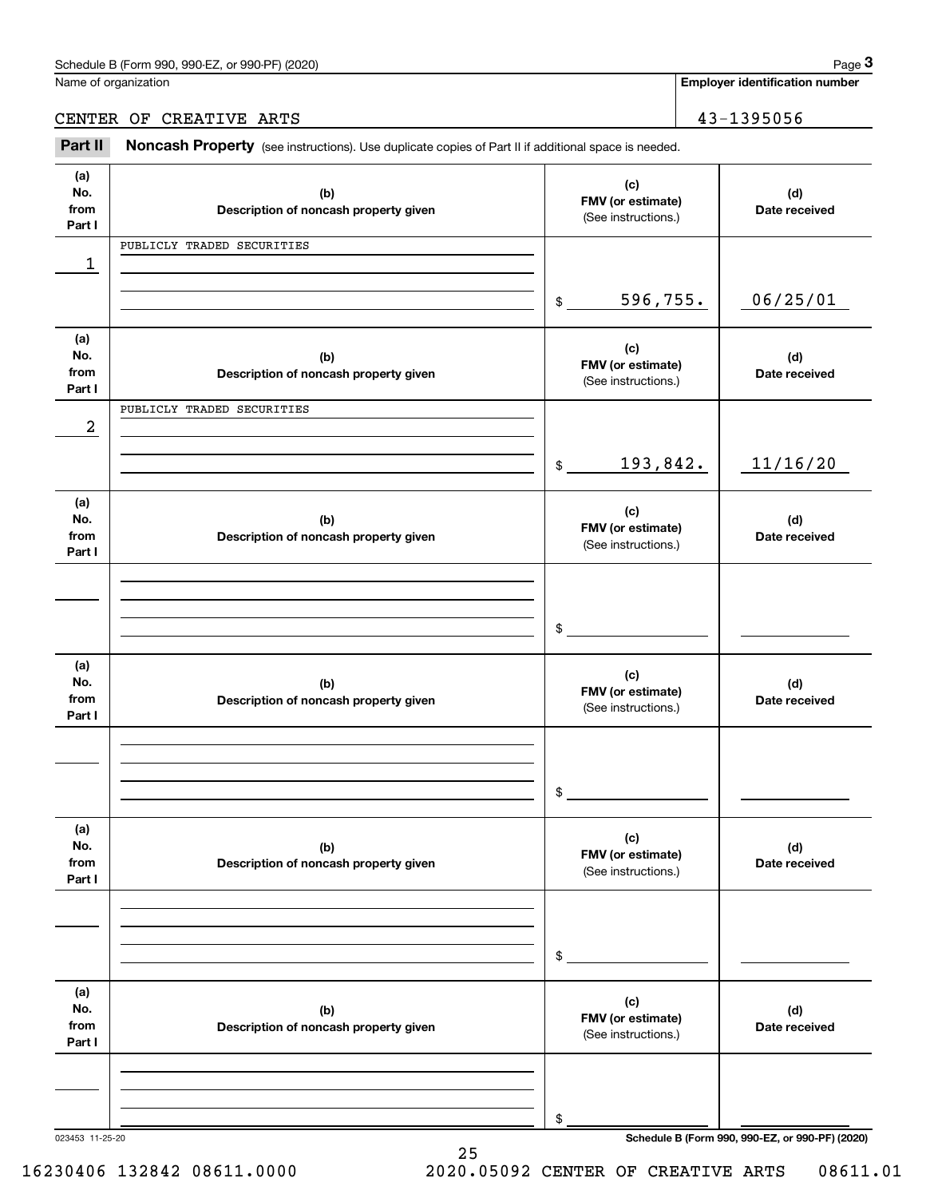Schedule B (Form 990, 990-EZ, or 990-PF) (2020)

Name of organization: CENTER OF CREATIVE ARTS

**Employer identification number:** 43-1395056

## Part II Noncash Property

(see instructions). Use duplicate copies of Part II if additional space is needed.

| (a) No. from Part I | (b) Description of noncash property given | (c) FMV (or estimate) (See instructions.) | (d) Date received |
|---|---|---|---|
| 1 | PUBLICLY TRADED SECURITIES | $ 596,755. | 06/25/01 |
| 2 | PUBLICLY TRADED SECURITIES | $ 193,842. | 11/16/20 |
| | | $ | |
| | | $ | |
| | | $ | |
| | | $ | |

023453 11-25-20

Schedule B (Form 990, 990-EZ, or 990-PF) (2020)

16230406 132842 08611.0000 2020.05092 CENTER OF CREATIVE ARTS 08611.01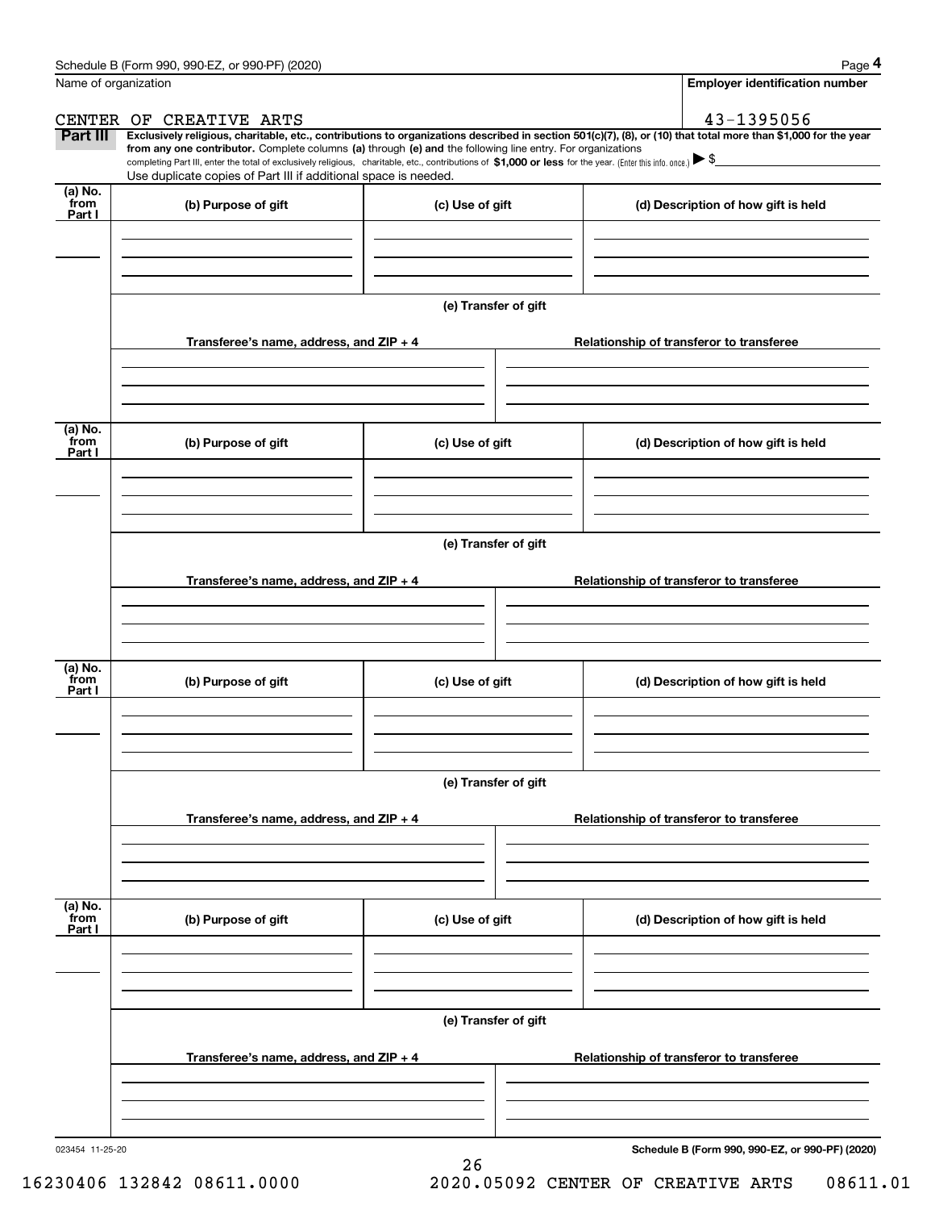Schedule B (Form 990, 990-EZ, or 990-PF) (2020) Page **4**

Name of organization: CENTER OF CREATIVE ARTS

**Employer identification number**: 43-1395056

**Part III** **Exclusively religious, charitable, etc., contributions to organizations described in section 501(c)(7), (8), or (10) that total more than $1,000 for the year from any one contributor.** Complete columns **(a)** through **(e) and** the following line entry. For organizations completing Part III, enter the total of exclusively religious, charitable, etc., contributions of **$1,000 or less** for the year. (Enter this info. once.) ▶ $

Use duplicate copies of Part III if additional space is needed.

| (a) No. from Part I | (b) Purpose of gift | (c) Use of gift | (d) Description of how gift is held |
|---|---|---|---|
| | | | |

(e) Transfer of gift

| Transferee's name, address, and ZIP + 4 | Relationship of transferor to transferee |
|---|---|
| | |

| (a) No. from Part I | (b) Purpose of gift | (c) Use of gift | (d) Description of how gift is held |
|---|---|---|---|
| | | | |

(e) Transfer of gift

| Transferee's name, address, and ZIP + 4 | Relationship of transferor to transferee |
|---|---|
| | |

| (a) No. from Part I | (b) Purpose of gift | (c) Use of gift | (d) Description of how gift is held |
|---|---|---|---|
| | | | |

(e) Transfer of gift

| Transferee's name, address, and ZIP + 4 | Relationship of transferor to transferee |
|---|---|
| | |

| (a) No. from Part I | (b) Purpose of gift | (c) Use of gift | (d) Description of how gift is held |
|---|---|---|---|
| | | | |

(e) Transfer of gift

| Transferee's name, address, and ZIP + 4 | Relationship of transferor to transferee |
|---|---|
| | |

023454 11-25-20 **Schedule B (Form 990, 990-EZ, or 990-PF) (2020)**

16230406 132842 08611.0000 2020.05092 CENTER OF CREATIVE ARTS 08611.01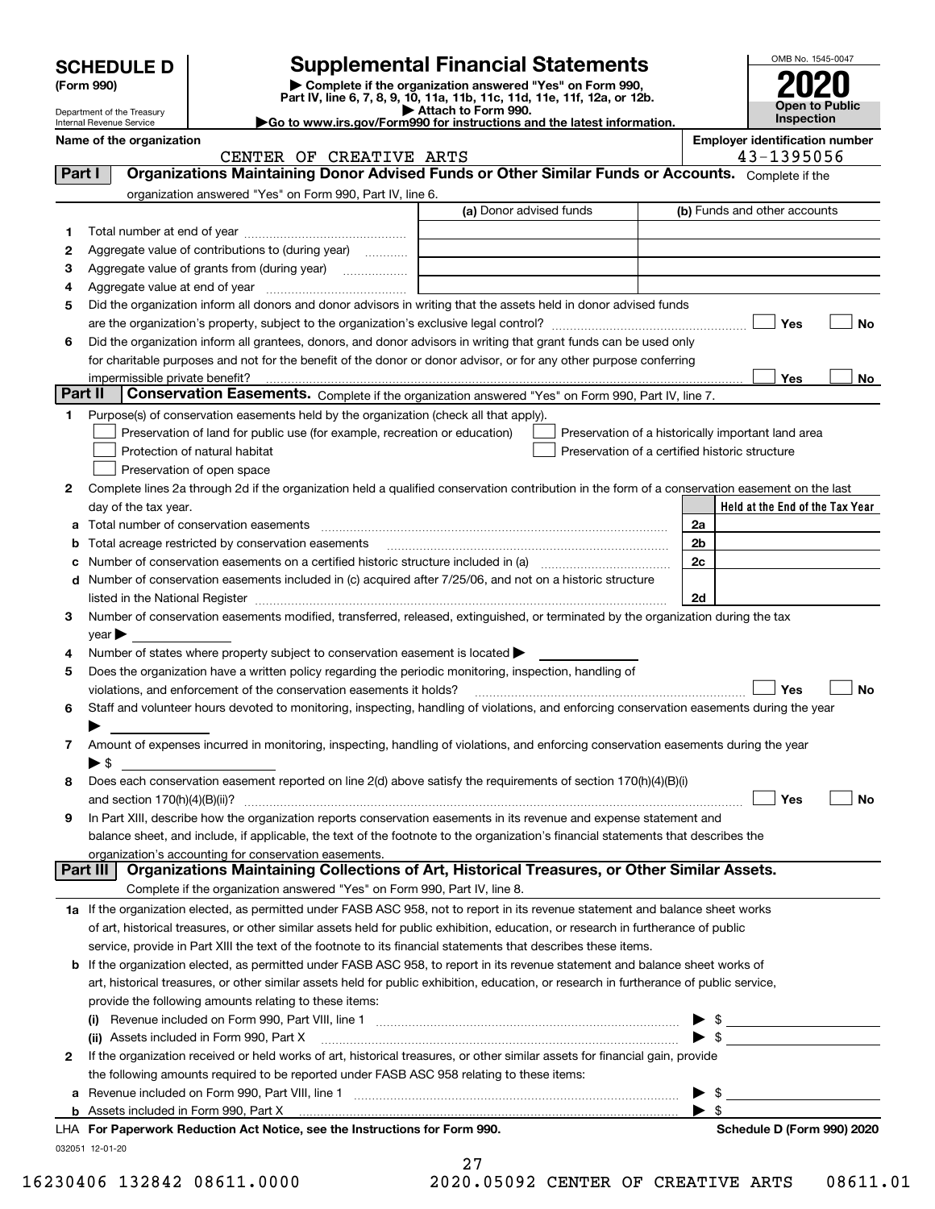# SCHEDULE D (Form 990)

Department of the Treasury
Internal Revenue Service

## Supplemental Financial Statements

▶ Complete if the organization answered "Yes" on Form 990, Part IV, line 6, 7, 8, 9, 10, 11a, 11b, 11c, 11d, 11e, 11f, 12a, or 12b.
▶ Attach to Form 990.
▶Go to www.irs.gov/Form990 for instructions and the latest information.

OMB No. 1545-0047
**2020**
**Open to Public Inspection**

**Name of the organization:** CENTER OF CREATIVE ARTS
**Employer identification number:** 43-1395056

## Part I — Organizations Maintaining Donor Advised Funds or Other Similar Funds or Accounts.
Complete if the organization answered "Yes" on Form 990, Part IV, line 6.

| | | (a) Donor advised funds | (b) Funds and other accounts |
|---|---|---|---|
| 1 | Total number at end of year | | |
| 2 | Aggregate value of contributions to (during year) | | |
| 3 | Aggregate value of grants from (during year) | | |
| 4 | Aggregate value at end of year | | |

5 Did the organization inform all donors and donor advisors in writing that the assets held in donor advised funds are the organization's property, subject to the organization's exclusive legal control? ☐ Yes ☐ No

6 Did the organization inform all grantees, donors, and donor advisors in writing that grant funds can be used only for charitable purposes and not for the benefit of the donor or donor advisor, or for any other purpose conferring impermissible private benefit? ☐ Yes ☐ No

## Part II — Conservation Easements.
Complete if the organization answered "Yes" on Form 990, Part IV, line 7.

1 Purpose(s) of conservation easements held by the organization (check all that apply).
- ☐ Preservation of land for public use (for example, recreation or education)
- ☐ Protection of natural habitat
- ☐ Preservation of open space
- ☐ Preservation of a historically important land area
- ☐ Preservation of a certified historic structure

2 Complete lines 2a through 2d if the organization held a qualified conservation contribution in the form of a conservation easement on the last day of the tax year.

| | | | Held at the End of the Tax Year |
|---|---|---|---|
| a | Total number of conservation easements | 2a | |
| b | Total acreage restricted by conservation easements | 2b | |
| c | Number of conservation easements on a certified historic structure included in (a) | 2c | |
| d | Number of conservation easements included in (c) acquired after 7/25/06, and not on a historic structure listed in the National Register | 2d | |

3 Number of conservation easements modified, transferred, released, extinguished, or terminated by the organization during the tax year ▶

4 Number of states where property subject to conservation easement is located ▶

5 Does the organization have a written policy regarding the periodic monitoring, inspection, handling of violations, and enforcement of the conservation easements it holds? ☐ Yes ☐ No

6 Staff and volunteer hours devoted to monitoring, inspecting, handling of violations, and enforcing conservation easements during the year ▶

7 Amount of expenses incurred in monitoring, inspecting, handling of violations, and enforcing conservation easements during the year ▶ $

8 Does each conservation easement reported on line 2(d) above satisfy the requirements of section 170(h)(4)(B)(i) and section 170(h)(4)(B)(ii)? ☐ Yes ☐ No

9 In Part XIII, describe how the organization reports conservation easements in its revenue and expense statement and balance sheet, and include, if applicable, the text of the footnote to the organization's financial statements that describes the organization's accounting for conservation easements.

## Part III — Organizations Maintaining Collections of Art, Historical Treasures, or Other Similar Assets.
Complete if the organization answered "Yes" on Form 990, Part IV, line 8.

1a If the organization elected, as permitted under FASB ASC 958, not to report in its revenue statement and balance sheet works of art, historical treasures, or other similar assets held for public exhibition, education, or research in furtherance of public service, provide in Part XIII the text of the footnote to its financial statements that describes these items.

b If the organization elected, as permitted under FASB ASC 958, to report in its revenue statement and balance sheet works of art, historical treasures, or other similar assets held for public exhibition, education, or research in furtherance of public service, provide the following amounts relating to these items:

(i) Revenue included on Form 990, Part VIII, line 1 ▶ $

(ii) Assets included in Form 990, Part X ▶ $

2 If the organization received or held works of art, historical treasures, or other similar assets for financial gain, provide the following amounts required to be reported under FASB ASC 958 relating to these items:

a Revenue included on Form 990, Part VIII, line 1 ▶ $

b Assets included in Form 990, Part X ▶ $

LHA For Paperwork Reduction Act Notice, see the Instructions for Form 990. Schedule D (Form 990) 2020

032051 12-01-20

16230406 132842 08611.0000 2020.05092 CENTER OF CREATIVE ARTS 08611.01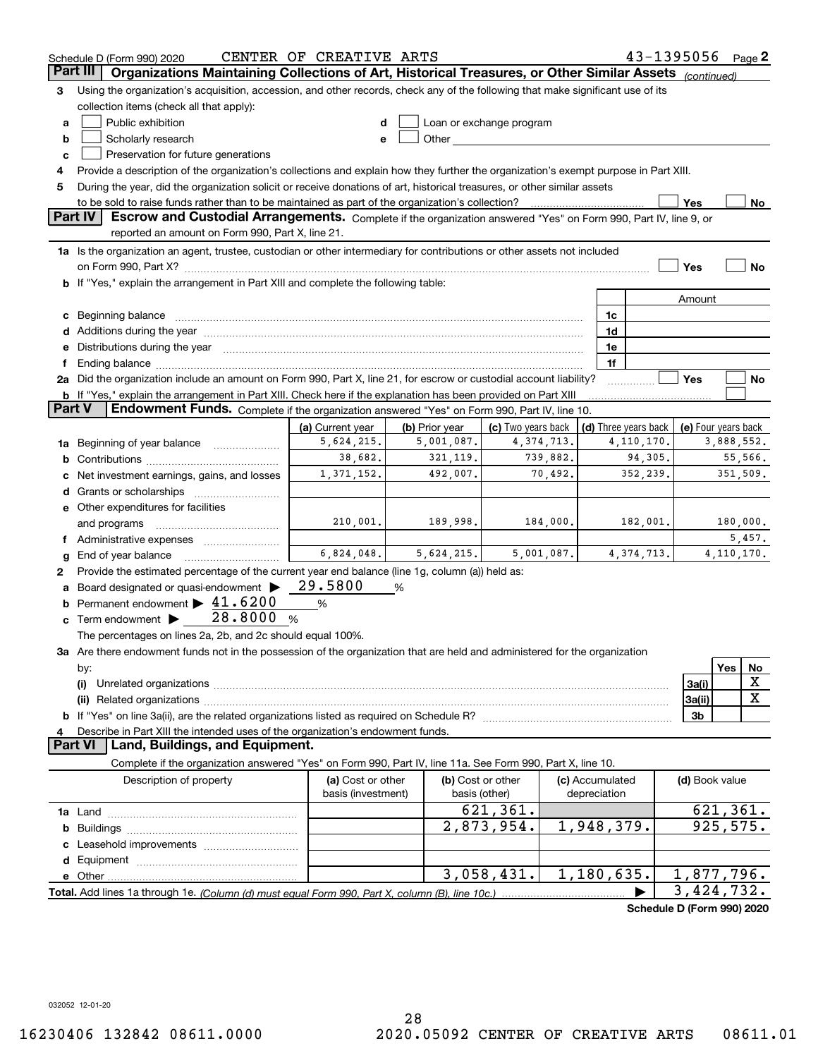Schedule D (Form 990) 2020 CENTER OF CREATIVE ARTS 43-1395056 Page 2

**Part III Organizations Maintaining Collections of Art, Historical Treasures, or Other Similar Assets** *(continued)*

3 Using the organization's acquisition, accession, and other records, check any of the following that make significant use of its collection items (check all that apply):

a ☐ Public exhibition
b ☐ Scholarly research
c ☐ Preservation for future generations
d ☐ Loan or exchange program
e ☐ Other

4 Provide a description of the organization's collections and explain how they further the organization's exempt purpose in Part XIII.

5 During the year, did the organization solicit or receive donations of art, historical treasures, or other similar assets to be sold to raise funds rather than to be maintained as part of the organization's collection? ☐ Yes ☐ No

**Part IV Escrow and Custodial Arrangements.** Complete if the organization answered "Yes" on Form 990, Part IV, line 9, or reported an amount on Form 990, Part X, line 21.

1a Is the organization an agent, trustee, custodian or other intermediary for contributions or other assets not included on Form 990, Part X? ☐ Yes ☐ No

b If "Yes," explain the arrangement in Part XIII and complete the following table:

| | | Amount |
|---|---|---|
| c Beginning balance | 1c | |
| d Additions during the year | 1d | |
| e Distributions during the year | 1e | |
| f Ending balance | 1f | |

2a Did the organization include an amount on Form 990, Part X, line 21, for escrow or custodial account liability? ☐ Yes ☐ No

b If "Yes," explain the arrangement in Part XIII. Check here if the explanation has been provided on Part XIII ☐

**Part V Endowment Funds.** Complete if the organization answered "Yes" on Form 990, Part IV, line 10.

| | (a) Current year | (b) Prior year | (c) Two years back | (d) Three years back | (e) Four years back |
|---|---|---|---|---|---|
| 1a Beginning of year balance | 5,624,215. | 5,001,087. | 4,374,713. | 4,110,170. | 3,888,552. |
| b Contributions | 38,682. | 321,119. | 739,882. | 94,305. | 55,566. |
| c Net investment earnings, gains, and losses | 1,371,152. | 492,007. | 70,492. | 352,239. | 351,509. |
| d Grants or scholarships | | | | | |
| e Other expenditures for facilities and programs | 210,001. | 189,998. | 184,000. | 182,001. | 180,000. |
| f Administrative expenses | | | | | 5,457. |
| g End of year balance | 6,824,048. | 5,624,215. | 5,001,087. | 4,374,713. | 4,110,170. |

2 Provide the estimated percentage of the current year end balance (line 1g, column (a)) held as:

a Board designated or quasi-endowment ▶ 29.5800 %
b Permanent endowment ▶ 41.6200 %
c Term endowment ▶ 28.8000 %

The percentages on lines 2a, 2b, and 2c should equal 100%.

3a Are there endowment funds not in the possession of the organization that are held and administered for the organization by:

| | | Yes | No |
|---|---|---|---|
| (i) Unrelated organizations | 3a(i) | | X |
| (ii) Related organizations | 3a(ii) | | X |
| b If "Yes" on line 3a(ii), are the related organizations listed as required on Schedule R? | 3b | | |

4 Describe in Part XIII the intended uses of the organization's endowment funds.

**Part VI Land, Buildings, and Equipment.**

Complete if the organization answered "Yes" on Form 990, Part IV, line 11a. See Form 990, Part X, line 10.

| Description of property | (a) Cost or other basis (investment) | (b) Cost or other basis (other) | (c) Accumulated depreciation | (d) Book value |
|---|---|---|---|---|
| 1a Land | | 621,361. | | 621,361. |
| b Buildings | | 2,873,954. | 1,948,379. | 925,575. |
| c Leasehold improvements | | | | |
| d Equipment | | | | |
| e Other | | 3,058,431. | 1,180,635. | 1,877,796. |
| **Total.** Add lines 1a through 1e. *(Column (d) must equal Form 990, Part X, column (B), line 10c.)* | | | | 3,424,732. |

**Schedule D (Form 990) 2020**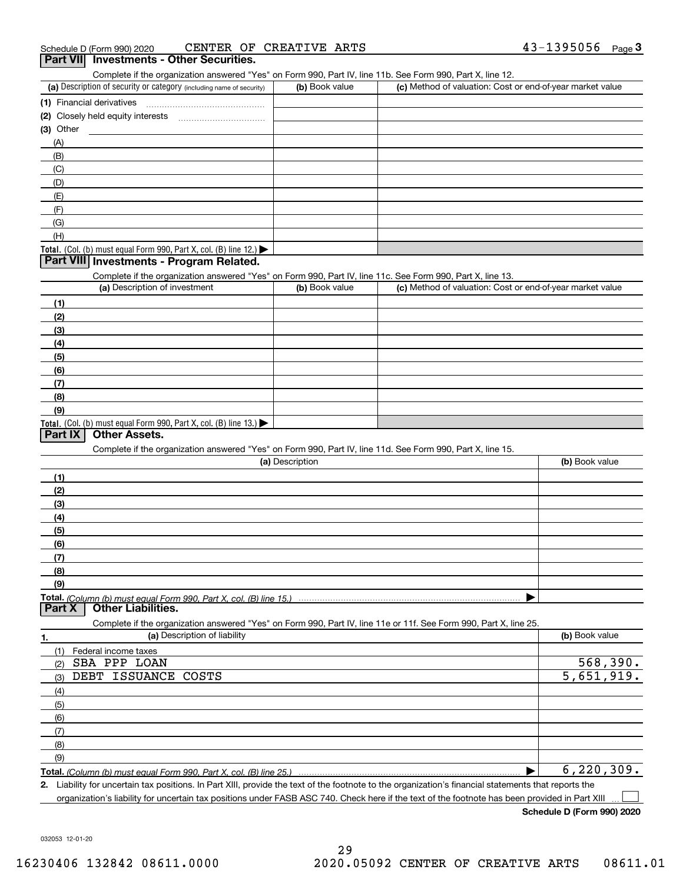Schedule D (Form 990) 2020 CENTER OF CREATIVE ARTS 43-1395056

## Part VII Investments - Other Securities.

Complete if the organization answered "Yes" on Form 990, Part IV, line 11b. See Form 990, Part X, line 12.

| (a) Description of security or category (including name of security) | (b) Book value | (c) Method of valuation: Cost or end-of-year market value |
|---|---|---|
| (1) Financial derivatives | | |
| (2) Closely held equity interests | | |
| (3) Other | | |
| (A) | | |
| (B) | | |
| (C) | | |
| (D) | | |
| (E) | | |
| (F) | | |
| (G) | | |
| (H) | | |
| Total. (Col. (b) must equal Form 990, Part X, col. (B) line 12.) | | |

## Part VIII Investments - Program Related.

Complete if the organization answered "Yes" on Form 990, Part IV, line 11c. See Form 990, Part X, line 13.

| (a) Description of investment | (b) Book value | (c) Method of valuation: Cost or end-of-year market value |
|---|---|---|
| (1) | | |
| (2) | | |
| (3) | | |
| (4) | | |
| (5) | | |
| (6) | | |
| (7) | | |
| (8) | | |
| (9) | | |
| Total. (Col. (b) must equal Form 990, Part X, col. (B) line 13.) | | |

## Part IX Other Assets.

Complete if the organization answered "Yes" on Form 990, Part IV, line 11d. See Form 990, Part X, line 15.

| (a) Description | (b) Book value |
|---|---|
| (1) | |
| (2) | |
| (3) | |
| (4) | |
| (5) | |
| (6) | |
| (7) | |
| (8) | |
| (9) | |
| Total. (Column (b) must equal Form 990, Part X, col. (B) line 15.) | |

## Part X Other Liabilities.

Complete if the organization answered "Yes" on Form 990, Part IV, line 11e or 11f. See Form 990, Part X, line 25.

| 1. (a) Description of liability | (b) Book value |
|---|---|
| (1) Federal income taxes | |
| (2) SBA PPP LOAN | 568,390. |
| (3) DEBT ISSUANCE COSTS | 5,651,919. |
| (4) | |
| (5) | |
| (6) | |
| (7) | |
| (8) | |
| (9) | |
| Total. (Column (b) must equal Form 990, Part X, col. (B) line 25.) | 6,220,309. |

2. Liability for uncertain tax positions. In Part XIII, provide the text of the footnote to the organization's financial statements that reports the organization's liability for uncertain tax positions under FASB ASC 740. Check here if the text of the footnote has been provided in Part XIII ☐

Schedule D (Form 990) 2020

032053 12-01-20

16230406 132842 08611.0000 2020.05092 CENTER OF CREATIVE ARTS 08611.01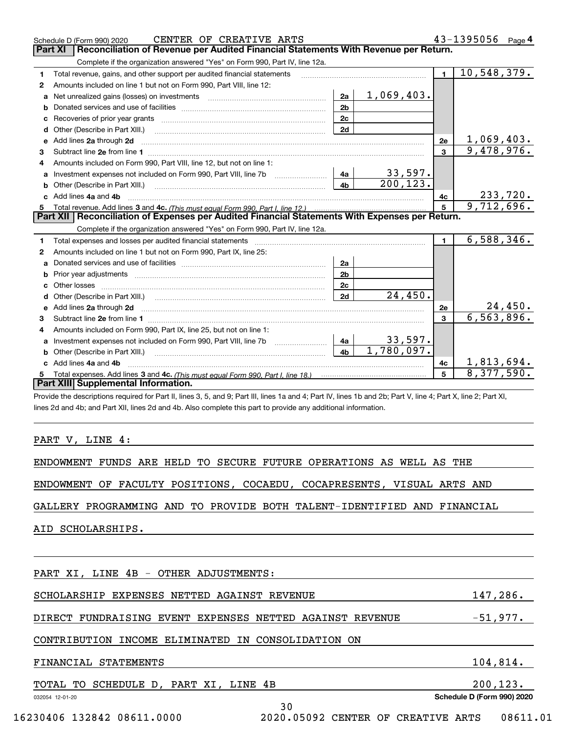Schedule D (Form 990) 2020 CENTER OF CREATIVE ARTS 43-1395056

## Part XI Reconciliation of Revenue per Audited Financial Statements With Revenue per Return.

Complete if the organization answered "Yes" on Form 990, Part IV, line 12a.

| | | | | | |
|---|---|---|---|---|---|
| 1 | Total revenue, gains, and other support per audited financial statements | | | 1 | 10,548,379. |
| 2 | Amounts included on line 1 but not on Form 990, Part VIII, line 12: | | | | |
| a | Net unrealized gains (losses) on investments | 2a | 1,069,403. | | |
| b | Donated services and use of facilities | 2b | | | |
| c | Recoveries of prior year grants | 2c | | | |
| d | Other (Describe in Part XIII.) | 2d | | | |
| e | Add lines 2a through 2d | | | 2e | 1,069,403. |
| 3 | Subtract line 2e from line 1 | | | 3 | 9,478,976. |
| 4 | Amounts included on Form 990, Part VIII, line 12, but not on line 1: | | | | |
| a | Investment expenses not included on Form 990, Part VIII, line 7b | 4a | 33,597. | | |
| b | Other (Describe in Part XIII.) | 4b | 200,123. | | |
| c | Add lines 4a and 4b | | | 4c | 233,720. |
| 5 | Total revenue. Add lines 3 and 4c. *(This must equal Form 990, Part I, line 12.)* | | | 5 | 9,712,696. |

## Part XII Reconciliation of Expenses per Audited Financial Statements With Expenses per Return.

Complete if the organization answered "Yes" on Form 990, Part IV, line 12a.

| | | | | | |
|---|---|---|---|---|---|
| 1 | Total expenses and losses per audited financial statements | | | 1 | 6,588,346. |
| 2 | Amounts included on line 1 but not on Form 990, Part IX, line 25: | | | | |
| a | Donated services and use of facilities | 2a | | | |
| b | Prior year adjustments | 2b | | | |
| c | Other losses | 2c | | | |
| d | Other (Describe in Part XIII.) | 2d | 24,450. | | |
| e | Add lines 2a through 2d | | | 2e | 24,450. |
| 3 | Subtract line 2e from line 1 | | | 3 | 6,563,896. |
| 4 | Amounts included on Form 990, Part IX, line 25, but not on line 1: | | | | |
| a | Investment expenses not included on Form 990, Part VIII, line 7b | 4a | 33,597. | | |
| b | Other (Describe in Part XIII.) | 4b | 1,780,097. | | |
| c | Add lines 4a and 4b | | | 4c | 1,813,694. |
| 5 | Total expenses. Add lines 3 and 4c. *(This must equal Form 990, Part I, line 18.)* | | | 5 | 8,377,590. |

## Part XIII Supplemental Information.

Provide the descriptions required for Part II, lines 3, 5, and 9; Part III, lines 1a and 4; Part IV, lines 1b and 2b; Part V, line 4; Part X, line 2; Part XI, lines 2d and 4b; and Part XII, lines 2d and 4b. Also complete this part to provide any additional information.

PART V, LINE 4:

ENDOWMENT FUNDS ARE HELD TO SECURE FUTURE OPERATIONS AS WELL AS THE ENDOWMENT OF FACULTY POSITIONS, COCAEDU, COCAPRESENTS, VISUAL ARTS AND GALLERY PROGRAMMING AND TO PROVIDE BOTH TALENT-IDENTIFIED AND FINANCIAL AID SCHOLARSHIPS.

PART XI, LINE 4B - OTHER ADJUSTMENTS:

| | |
|---|---|
| SCHOLARSHIP EXPENSES NETTED AGAINST REVENUE | 147,286. |
| DIRECT FUNDRAISING EVENT EXPENSES NETTED AGAINST REVENUE | -51,977. |
| CONTRIBUTION INCOME ELIMINATED IN CONSOLIDATION ON FINANCIAL STATEMENTS | 104,814. |
| TOTAL TO SCHEDULE D, PART XI, LINE 4B | 200,123. |

032054 12-01-20 Schedule D (Form 990) 2020

16230406 132842 08611.0000 2020.05092 CENTER OF CREATIVE ARTS 08611.01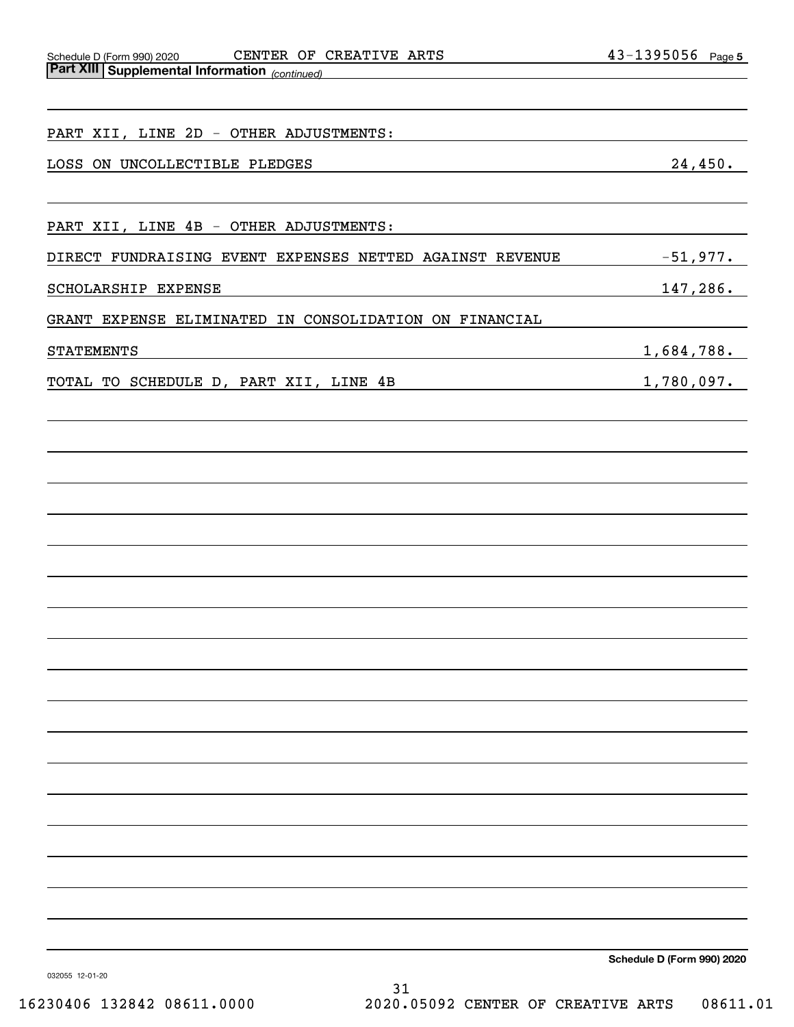Schedule D (Form 990) 2020 CENTER OF CREATIVE ARTS 43-1395056 Page 5

**Part XIII Supplemental Information** *(continued)*

PART XII, LINE 2D - OTHER ADJUSTMENTS:

| | |
|---|---|
| LOSS ON UNCOLLECTIBLE PLEDGES | 24,450. |

PART XII, LINE 4B - OTHER ADJUSTMENTS:

| | |
|---|---|
| DIRECT FUNDRAISING EVENT EXPENSES NETTED AGAINST REVENUE | -51,977. |
| SCHOLARSHIP EXPENSE | 147,286. |
| GRANT EXPENSE ELIMINATED IN CONSOLIDATION ON FINANCIAL STATEMENTS | 1,684,788. |
| TOTAL TO SCHEDULE D, PART XII, LINE 4B | 1,780,097. |

**Schedule D (Form 990) 2020**

032055 12-01-20

16230406 132842 08611.0000 2020.05092 CENTER OF CREATIVE ARTS 08611.01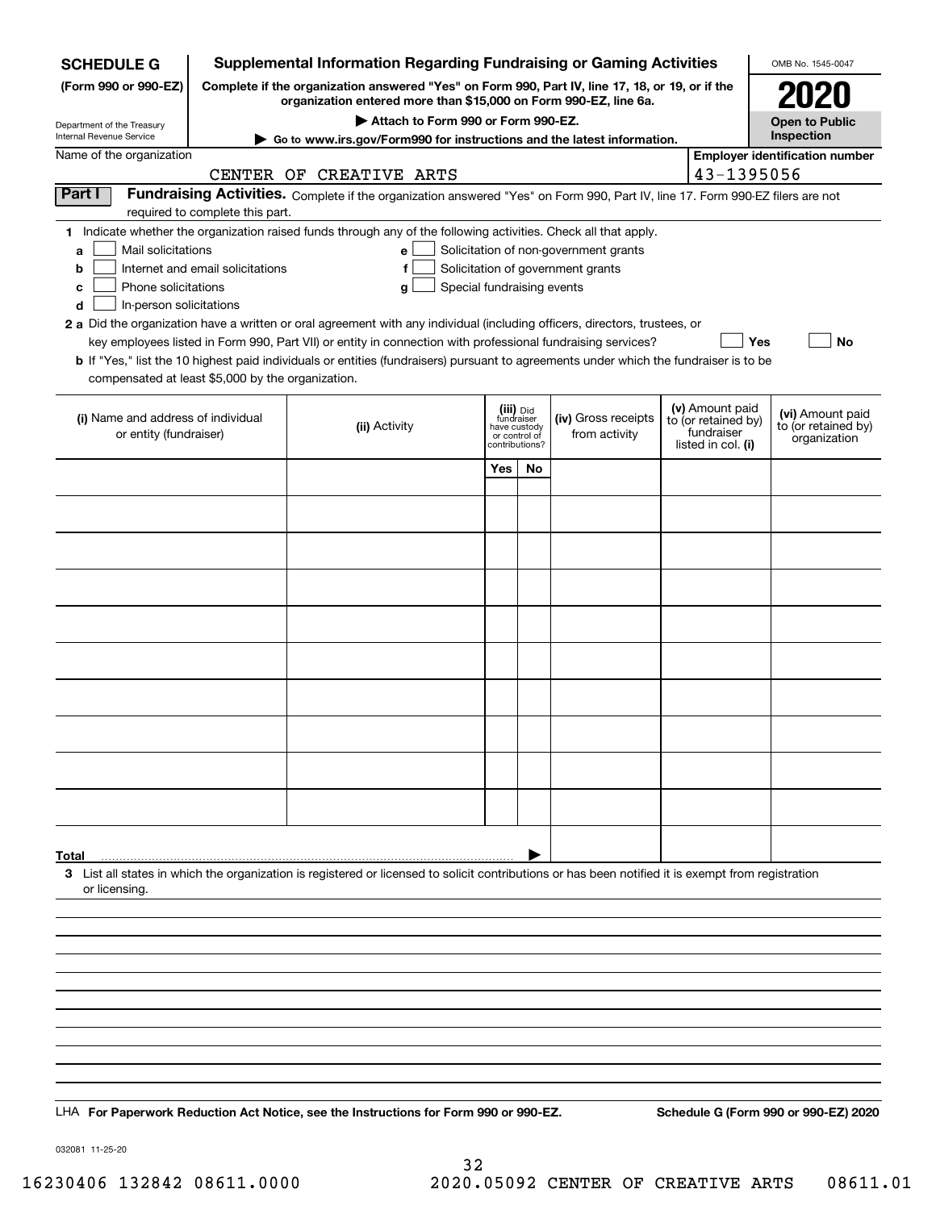**SCHEDULE G**
**(Form 990 or 990-EZ)**

Department of the Treasury
Internal Revenue Service

# Supplemental Information Regarding Fundraising or Gaming Activities

**Complete if the organization answered "Yes" on Form 990, Part IV, line 17, 18, or 19, or if the organization entered more than $15,000 on Form 990-EZ, line 6a.**

**▶ Attach to Form 990 or Form 990-EZ.**

**▶ Go to www.irs.gov/Form990 for instructions and the latest information.**

OMB No. 1545-0047

**2020**

**Open to Public Inspection**

Name of the organization: CENTER OF CREATIVE ARTS

**Employer identification number:** 43-1395056

**Part I** **Fundraising Activities.** Complete if the organization answered "Yes" on Form 990, Part IV, line 17. Form 990-EZ filers are not required to complete this part.

**1** Indicate whether the organization raised funds through any of the following activities. Check all that apply.

- **a** ☐ Mail solicitations
- **b** ☐ Internet and email solicitations
- **c** ☐ Phone solicitations
- **d** ☐ In-person solicitations
- **e** ☐ Solicitation of non-government grants
- **f** ☐ Solicitation of government grants
- **g** ☐ Special fundraising events

**2 a** Did the organization have a written or oral agreement with any individual (including officers, directors, trustees, or key employees listed in Form 990, Part VII) or entity in connection with professional fundraising services? ☐ **Yes** ☐ **No**

**b** If "Yes," list the 10 highest paid individuals or entities (fundraisers) pursuant to agreements under which the fundraiser is to be compensated at least $5,000 by the organization.

| (i) Name and address of individual or entity (fundraiser) | (ii) Activity | (iii) Did fundraiser have custody or control of contributions? | | (iv) Gross receipts from activity | (v) Amount paid to (or retained by) fundraiser listed in col. (i) | (vi) Amount paid to (or retained by) organization |
|---|---|---|---|---|---|---|
| | | Yes | No | | | |
| | | | | | | |
| | | | | | | |
| | | | | | | |
| | | | | | | |
| | | | | | | |
| | | | | | | |
| | | | | | | |
| | | | | | | |
| | | | | | | |
| | | | | | | |
| **Total** | | | ▶ | | | |

**3** List all states in which the organization is registered or licensed to solicit contributions or has been notified it is exempt from registration or licensing.

LHA **For Paperwork Reduction Act Notice, see the Instructions for Form 990 or 990-EZ.** **Schedule G (Form 990 or 990-EZ) 2020**

032081 11-25-20

16230406 132842 08611.0000 2020.05092 CENTER OF CREATIVE ARTS 08611.01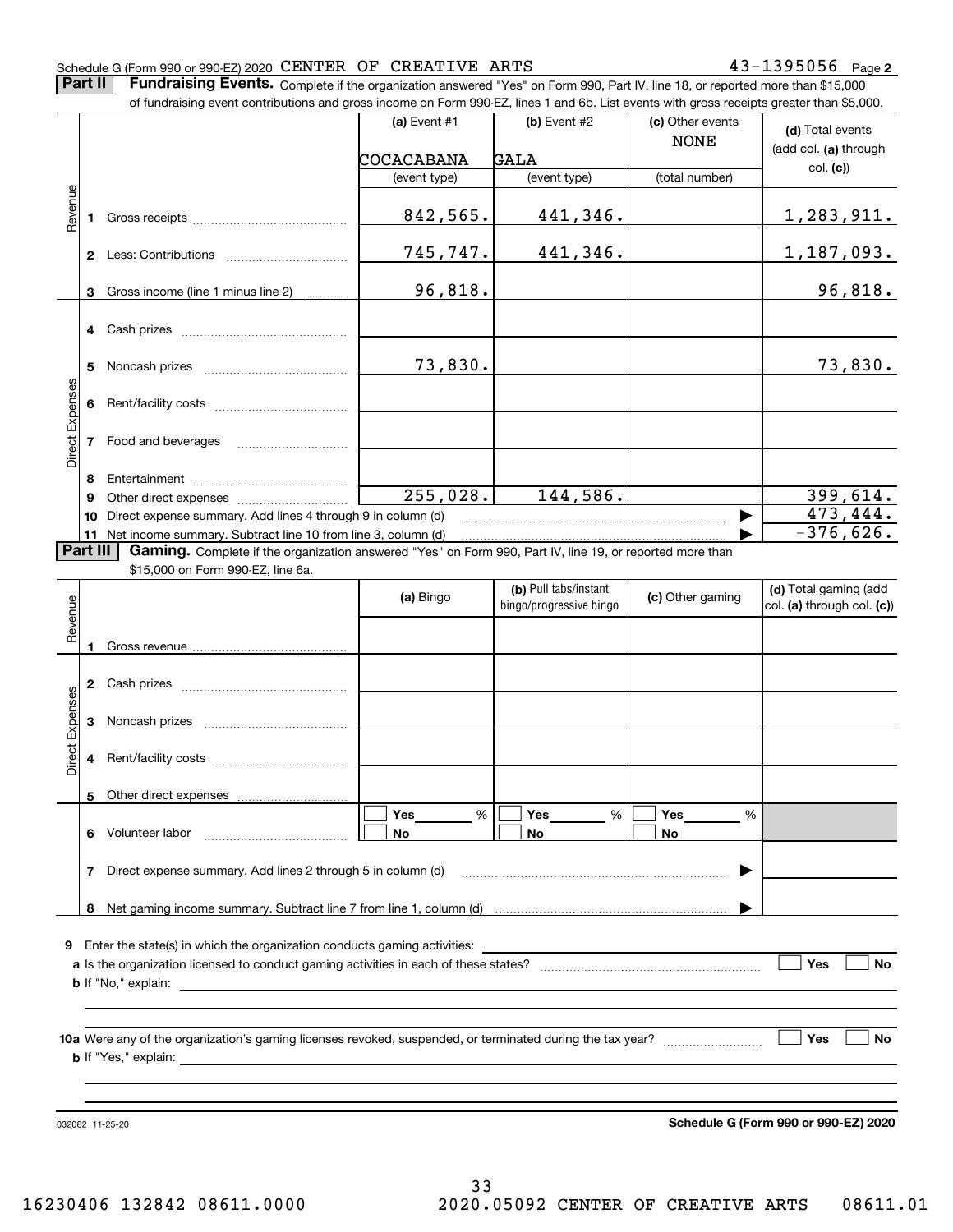Schedule G (Form 990 or 990-EZ) 2020 CENTER OF CREATIVE ARTS 43-1395056 Page 2

**Part II** **Fundraising Events.** Complete if the organization answered "Yes" on Form 990, Part IV, line 18, or reported more than $15,000 of fundraising event contributions and gross income on Form 990-EZ, lines 1 and 6b. List events with gross receipts greater than $5,000.

| | | (a) Event #1 | (b) Event #2 | (c) Other events | (d) Total events (add col. (a) through col. (c)) |
|---|---|---|---|---|---|
| | | COCACABANA | GALA | NONE | |
| | | (event type) | (event type) | (total number) | |
| Revenue | 1 Gross receipts | 842,565. | 441,346. | | 1,283,911. |
| | 2 Less: Contributions | 745,747. | 441,346. | | 1,187,093. |
| | 3 Gross income (line 1 minus line 2) | 96,818. | | | 96,818. |
| Direct Expenses | 4 Cash prizes | | | | |
| | 5 Noncash prizes | 73,830. | | | 73,830. |
| | 6 Rent/facility costs | | | | |
| | 7 Food and beverages | | | | |
| | 8 Entertainment | | | | |
| | 9 Other direct expenses | 255,028. | 144,586. | | 399,614. |
| | 10 Direct expense summary. Add lines 4 through 9 in column (d) | | | ▶ | 473,444. |
| | 11 Net income summary. Subtract line 10 from line 3, column (d) | | | ▶ | -376,626. |

**Part III** **Gaming.** Complete if the organization answered "Yes" on Form 990, Part IV, line 19, or reported more than $15,000 on Form 990-EZ, line 6a.

| | | (a) Bingo | (b) Pull tabs/instant bingo/progressive bingo | (c) Other gaming | (d) Total gaming (add col. (a) through col. (c)) |
|---|---|---|---|---|---|
| Revenue | 1 Gross revenue | | | | |
| Direct Expenses | 2 Cash prizes | | | | |
| | 3 Noncash prizes | | | | |
| | 4 Rent/facility costs | | | | |
| | 5 Other direct expenses | | | | |
| | 6 Volunteer labor | ☐ Yes ____ % ☐ No | ☐ Yes ____ % ☐ No | ☐ Yes ____ % ☐ No | |
| | 7 Direct expense summary. Add lines 2 through 5 in column (d) | | | ▶ | |
| | 8 Net gaming income summary. Subtract line 7 from line 1, column (d) | | | ▶ | |

**9** Enter the state(s) in which the organization conducts gaming activities: ____________

**a** Is the organization licensed to conduct gaming activities in each of these states? ☐ Yes ☐ No

**b** If "No," explain: ____________

**10a** Were any of the organization's gaming licenses revoked, suspended, or terminated during the tax year? ☐ Yes ☐ No

**b** If "Yes," explain: ____________

032082 11-25-20 **Schedule G (Form 990 or 990-EZ) 2020**

16230406 132842 08611.0000 2020.05092 CENTER OF CREATIVE ARTS 08611.01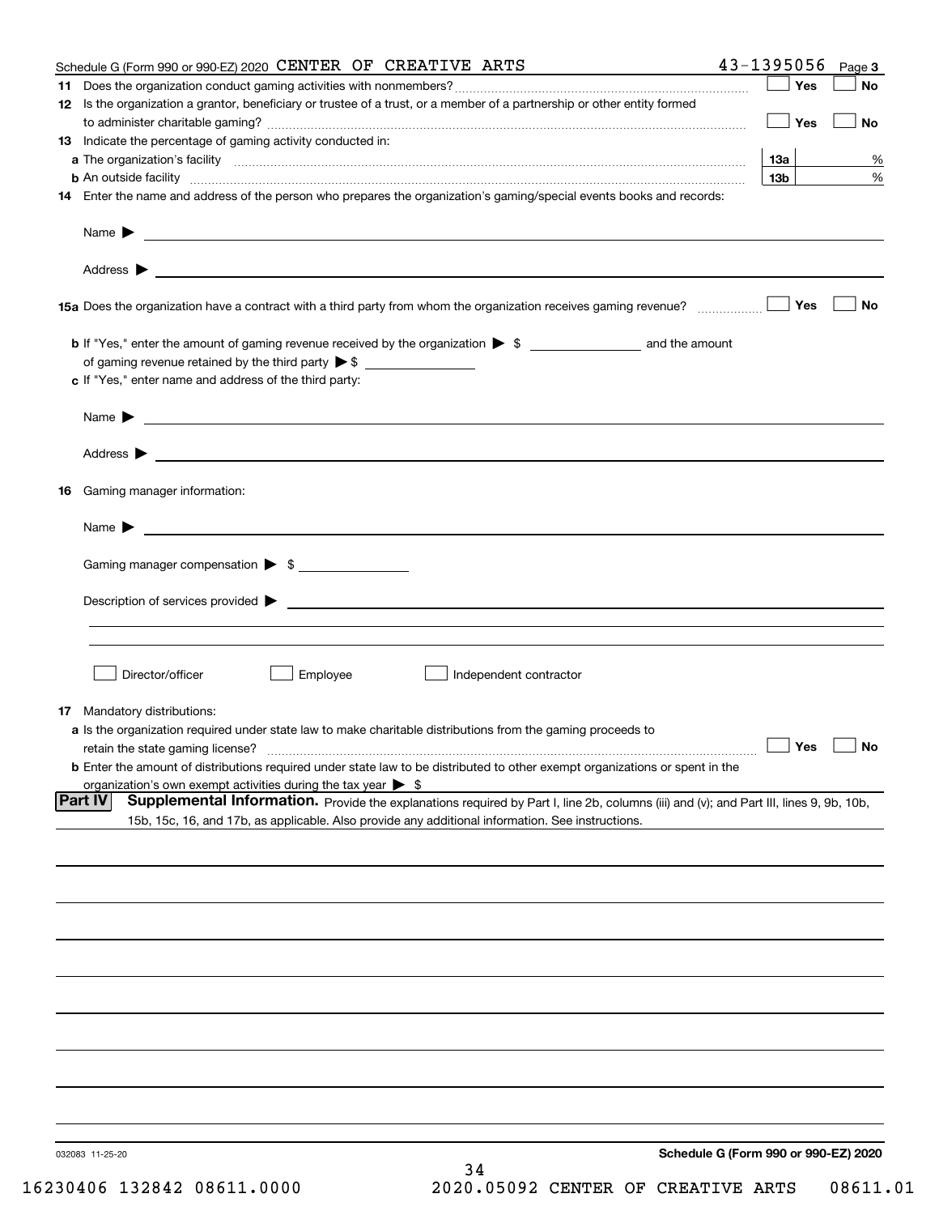Schedule G (Form 990 or 990-EZ) 2020 CENTER OF CREATIVE ARTS 43-1395056 Page **3**

**11** Does the organization conduct gaming activities with nonmembers? ☐ Yes ☐ No

**12** Is the organization a grantor, beneficiary or trustee of a trust, or a member of a partnership or other entity formed to administer charitable gaming? ☐ Yes ☐ No

**13** Indicate the percentage of gaming activity conducted in:

**a** The organization's facility **13a** %

**b** An outside facility **13b** %

**14** Enter the name and address of the person who prepares the organization's gaming/special events books and records:

Name ▶

Address ▶

**15a** Does the organization have a contract with a third party from whom the organization receives gaming revenue? ☐ Yes ☐ No

**b** If "Yes," enter the amount of gaming revenue received by the organization ▶ $ ______ and the amount of gaming revenue retained by the third party ▶ $ ______

**c** If "Yes," enter name and address of the third party:

Name ▶

Address ▶

**16** Gaming manager information:

Name ▶

Gaming manager compensation ▶ $ ______

Description of services provided ▶

☐ Director/officer ☐ Employee ☐ Independent contractor

**17** Mandatory distributions:

**a** Is the organization required under state law to make charitable distributions from the gaming proceeds to retain the state gaming license? ☐ Yes ☐ No

**b** Enter the amount of distributions required under state law to be distributed to other exempt organizations or spent in the organization's own exempt activities during the tax year ▶ $

**Part IV** **Supplemental Information.** Provide the explanations required by Part I, line 2b, columns (iii) and (v); and Part III, lines 9, 9b, 10b, 15b, 15c, 16, and 17b, as applicable. Also provide any additional information. See instructions.

032083 11-25-20 **Schedule G (Form 990 or 990-EZ) 2020**

16230406 132842 08611.0000 2020.05092 CENTER OF CREATIVE ARTS 08611.01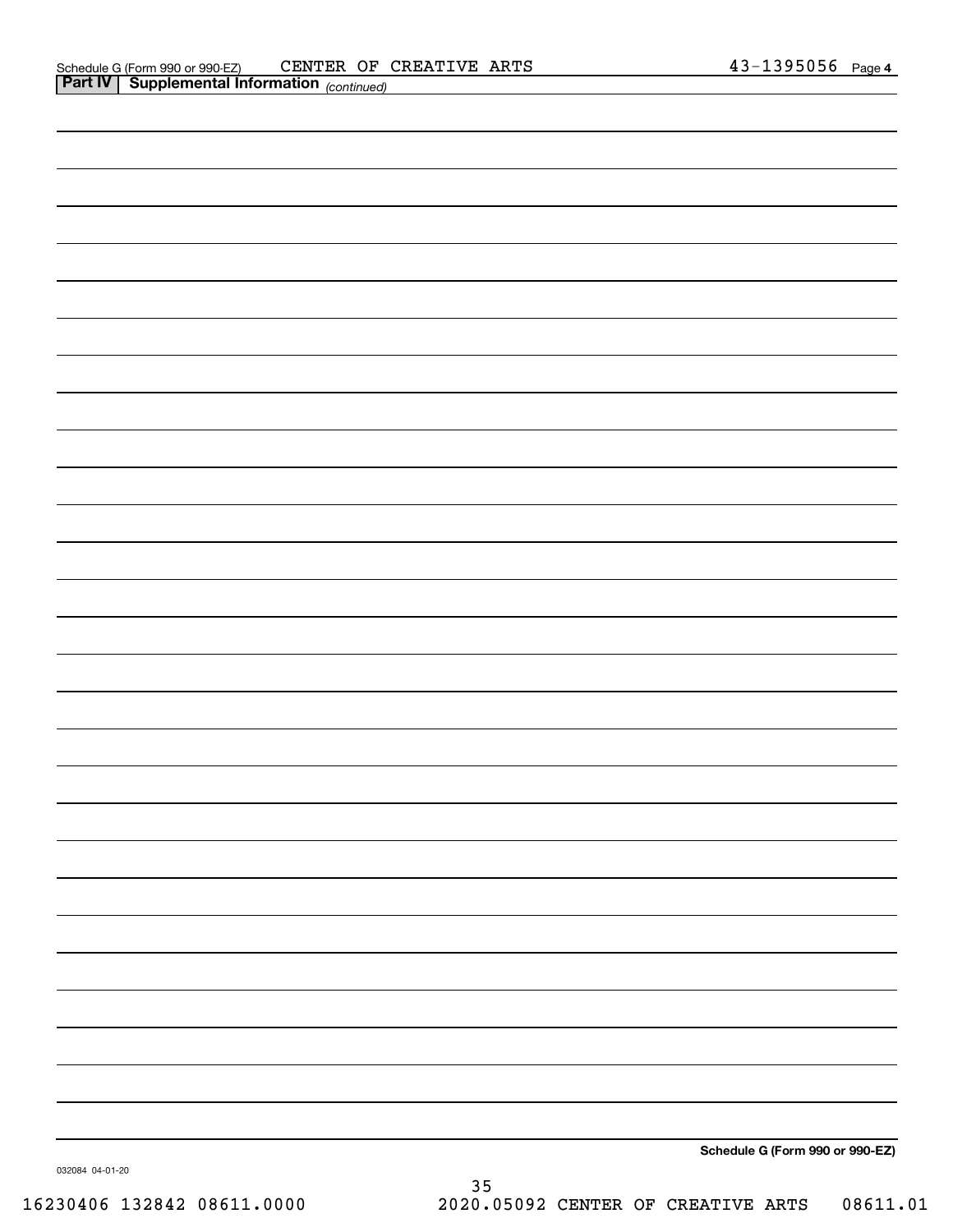Schedule G (Form 990 or 990-EZ) CENTER OF CREATIVE ARTS 43-1395056 Page 4

**Part IV | Supplemental Information** *(continued)*

**Schedule G (Form 990 or 990-EZ)**

032084 04-01-20

16230406 132842 08611.0000 2020.05092 CENTER OF CREATIVE ARTS 08611.01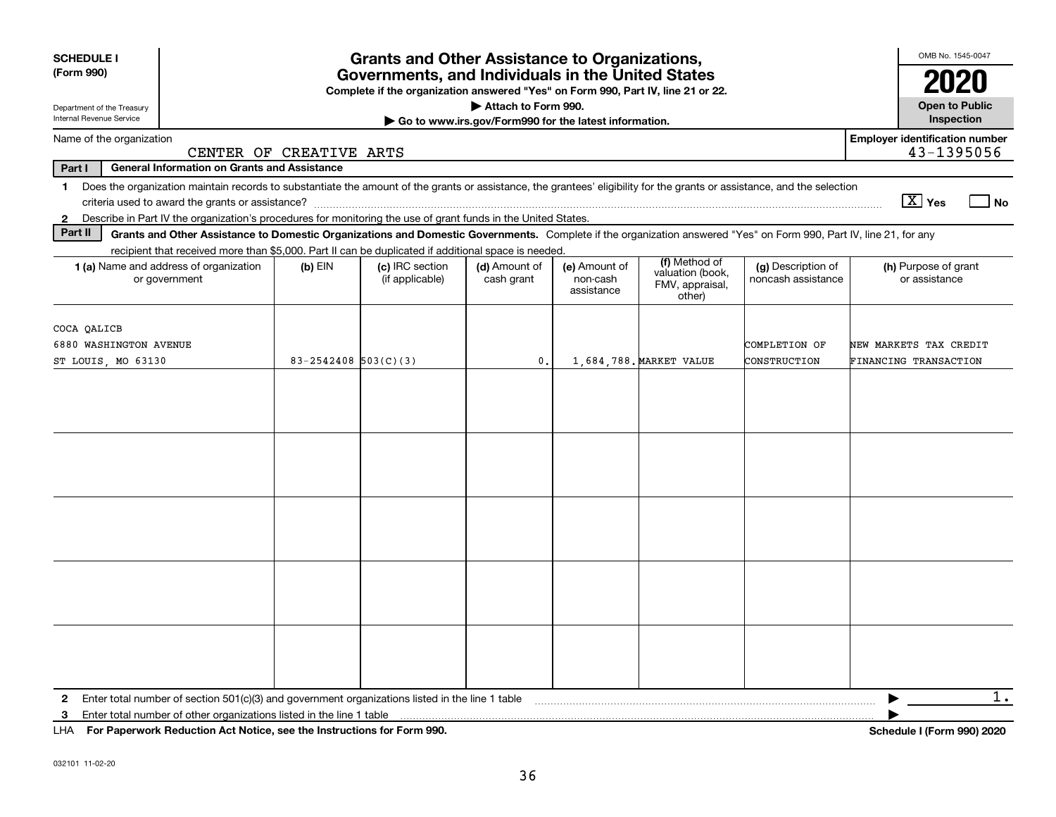**SCHEDULE I**
**(Form 990)**

Department of the Treasury
Internal Revenue Service

# Grants and Other Assistance to Organizations, Governments, and Individuals in the United States

**Complete if the organization answered "Yes" on Form 990, Part IV, line 21 or 22.**
**▶ Attach to Form 990.**
**▶ Go to www.irs.gov/Form990 for the latest information.**

OMB No. 1545-0047
**2020**
**Open to Public Inspection**

Name of the organization: CENTER OF CREATIVE ARTS

**Employer identification number** 43-1395056

**Part I — General Information on Grants and Assistance**

1 Does the organization maintain records to substantiate the amount of the grants or assistance, the grantees' eligibility for the grants or assistance, and the selection criteria used to award the grants or assistance? [X] Yes [ ] No

2 Describe in Part IV the organization's procedures for monitoring the use of grant funds in the United States.

**Part II — Grants and Other Assistance to Domestic Organizations and Domestic Governments.** Complete if the organization answered "Yes" on Form 990, Part IV, line 21, for any recipient that received more than $5,000. Part II can be duplicated if additional space is needed.

| 1 (a) Name and address of organization or government | (b) EIN | (c) IRC section (if applicable) | (d) Amount of cash grant | (e) Amount of non-cash assistance | (f) Method of valuation (book, FMV, appraisal, other) | (g) Description of noncash assistance | (h) Purpose of grant or assistance |
|---|---|---|---|---|---|---|---|
| COCA QALICB<br>6880 WASHINGTON AVENUE<br>ST LOUIS, MO 63130 | 83-2542408 | 503(C)(3) | 0. | 1,684,788. | MARKET VALUE | COMPLETION OF CONSTRUCTION | NEW MARKETS TAX CREDIT FINANCING TRANSACTION |
| | | | | | | | |
| | | | | | | | |
| | | | | | | | |
| | | | | | | | |
| | | | | | | | |

2 Enter total number of section 501(c)(3) and government organizations listed in the line 1 table ▶ 1.

3 Enter total number of other organizations listed in the line 1 table ▶

LHA **For Paperwork Reduction Act Notice, see the Instructions for Form 990.** **Schedule I (Form 990) 2020**

032101 11-02-20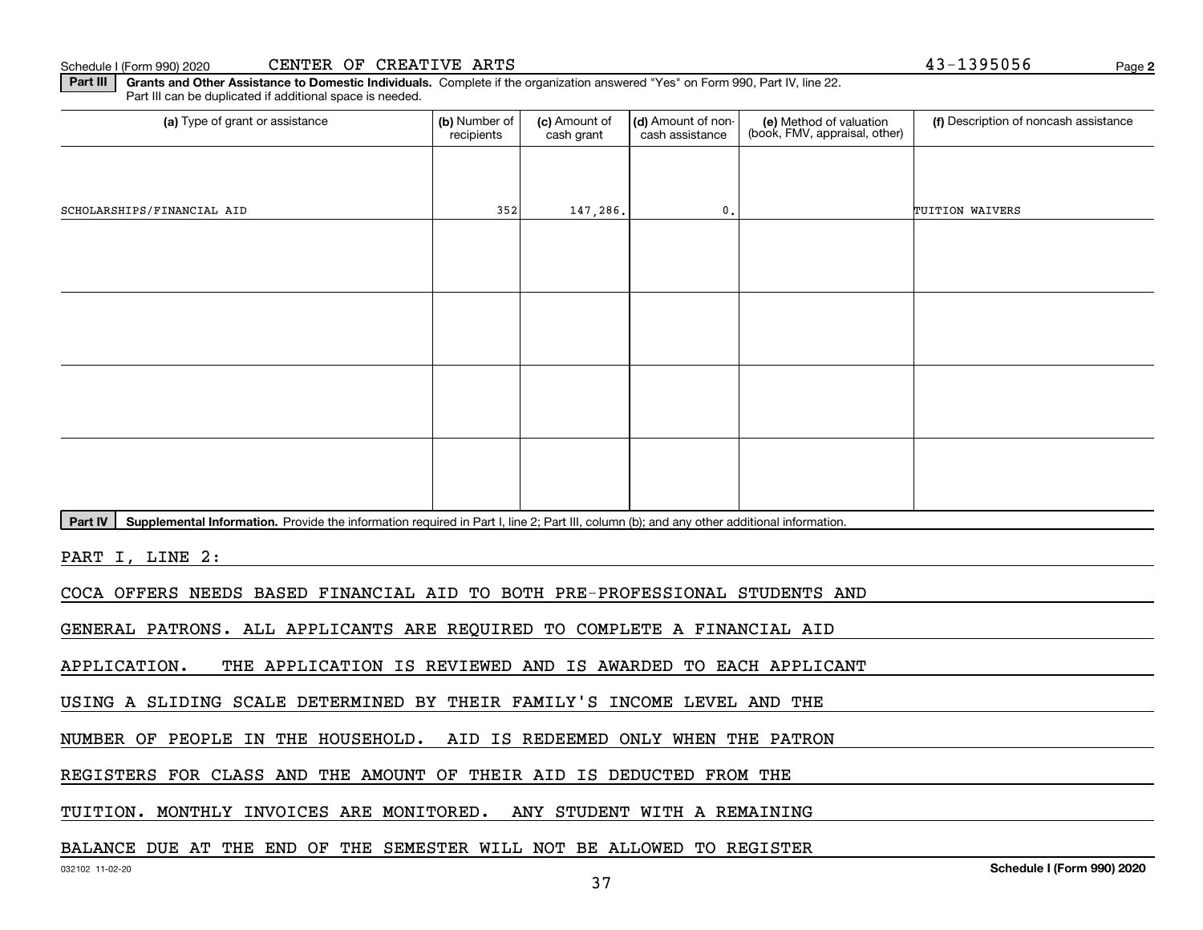Schedule I (Form 990) 2020 CENTER OF CREATIVE ARTS 43-1395056 Page **2**

**Part III** **Grants and Other Assistance to Domestic Individuals.** Complete if the organization answered "Yes" on Form 990, Part IV, line 22. Part III can be duplicated if additional space is needed.

| (a) Type of grant or assistance | (b) Number of recipients | (c) Amount of cash grant | (d) Amount of non-cash assistance | (e) Method of valuation (book, FMV, appraisal, other) | (f) Description of noncash assistance |
|---|---|---|---|---|---|
| SCHOLARSHIPS/FINANCIAL AID | 352 | 147,286. | 0. | | TUITION WAIVERS |
| | | | | | |
| | | | | | |
| | | | | | |
| | | | | | |

**Part IV** **Supplemental Information.** Provide the information required in Part I, line 2; Part III, column (b); and any other additional information.

PART I, LINE 2:

COCA OFFERS NEEDS BASED FINANCIAL AID TO BOTH PRE-PROFESSIONAL STUDENTS AND GENERAL PATRONS. ALL APPLICANTS ARE REQUIRED TO COMPLETE A FINANCIAL AID APPLICATION. THE APPLICATION IS REVIEWED AND IS AWARDED TO EACH APPLICANT USING A SLIDING SCALE DETERMINED BY THEIR FAMILY'S INCOME LEVEL AND THE NUMBER OF PEOPLE IN THE HOUSEHOLD. AID IS REDEEMED ONLY WHEN THE PATRON REGISTERS FOR CLASS AND THE AMOUNT OF THEIR AID IS DEDUCTED FROM THE TUITION. MONTHLY INVOICES ARE MONITORED. ANY STUDENT WITH A REMAINING BALANCE DUE AT THE END OF THE SEMESTER WILL NOT BE ALLOWED TO REGISTER

032102 11-02-20 **Schedule I (Form 990) 2020**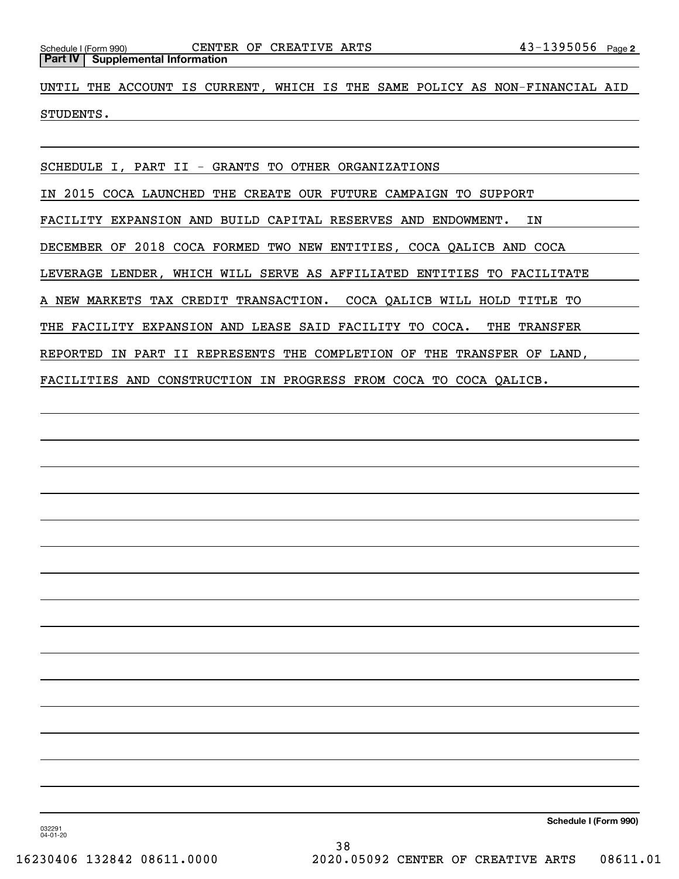## Part IV | Supplemental Information

UNTIL THE ACCOUNT IS CURRENT, WHICH IS THE SAME POLICY AS NON-FINANCIAL AID STUDENTS.

SCHEDULE I, PART II - GRANTS TO OTHER ORGANIZATIONS

IN 2015 COCA LAUNCHED THE CREATE OUR FUTURE CAMPAIGN TO SUPPORT FACILITY EXPANSION AND BUILD CAPITAL RESERVES AND ENDOWMENT. IN DECEMBER OF 2018 COCA FORMED TWO NEW ENTITIES, COCA QALICB AND COCA LEVERAGE LENDER, WHICH WILL SERVE AS AFFILIATED ENTITIES TO FACILITATE A NEW MARKETS TAX CREDIT TRANSACTION. COCA QALICB WILL HOLD TITLE TO THE FACILITY EXPANSION AND LEASE SAID FACILITY TO COCA. THE TRANSFER REPORTED IN PART II REPRESENTS THE COMPLETION OF THE TRANSFER OF LAND, FACILITIES AND CONSTRUCTION IN PROGRESS FROM COCA TO COCA QALICB.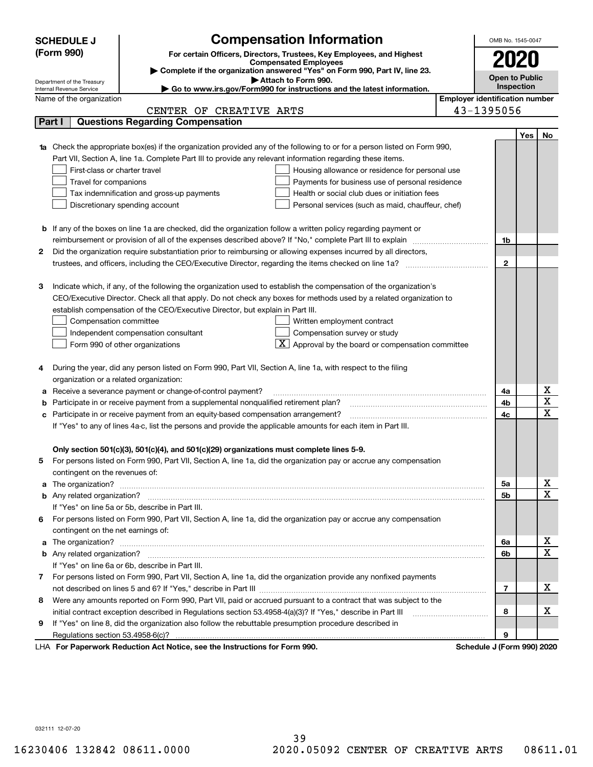# SCHEDULE J (Form 990)

## Compensation Information

**For certain Officers, Directors, Trustees, Key Employees, and Highest Compensated Employees**

▶ Complete if the organization answered "Yes" on Form 990, Part IV, line 23.

▶ Attach to Form 990.

▶ Go to www.irs.gov/Form990 for instructions and the latest information.

OMB No. 1545-0047

**2020**

**Open to Public Inspection**

Department of the Treasury
Internal Revenue Service

| Name of the organization | Employer identification number |
|---|---|
| CENTER OF CREATIVE ARTS | 43-1395056 |

## Part I Questions Regarding Compensation

| | | | Yes | No |
|---|---|---|---|---|
| **1a** | Check the appropriate box(es) if the organization provided any of the following to or for a person listed on Form 990, Part VII, Section A, line 1a. Complete Part III to provide any relevant information regarding these items.<br>☐ First-class or charter travel ☐ Housing allowance or residence for personal use<br>☐ Travel for companions ☐ Payments for business use of personal residence<br>☐ Tax indemnification and gross-up payments ☐ Health or social club dues or initiation fees<br>☐ Discretionary spending account ☐ Personal services (such as maid, chauffeur, chef) | | | |
| **b** | If any of the boxes on line 1a are checked, did the organization follow a written policy regarding payment or reimbursement or provision of all of the expenses described above? If "No," complete Part III to explain | 1b | | |
| **2** | Did the organization require substantiation prior to reimbursing or allowing expenses incurred by all directors, trustees, and officers, including the CEO/Executive Director, regarding the items checked on line 1a? | 2 | | |
| **3** | Indicate which, if any, of the following the organization used to establish the compensation of the organization's CEO/Executive Director. Check all that apply. Do not check any boxes for methods used by a related organization to establish compensation of the CEO/Executive Director, but explain in Part III.<br>☐ Compensation committee ☐ Written employment contract<br>☐ Independent compensation consultant ☐ Compensation survey or study<br>☐ Form 990 of other organizations ☒ Approval by the board or compensation committee | | | |
| **4** | During the year, did any person listed on Form 990, Part VII, Section A, line 1a, with respect to the filing organization or a related organization: | | | |
| **a** | Receive a severance payment or change-of-control payment? | 4a | | X |
| **b** | Participate in or receive payment from a supplemental nonqualified retirement plan? | 4b | | X |
| **c** | Participate in or receive payment from an equity-based compensation arrangement? | 4c | | X |
| | If "Yes" to any of lines 4a-c, list the persons and provide the applicable amounts for each item in Part III. | | | |
| | **Only section 501(c)(3), 501(c)(4), and 501(c)(29) organizations must complete lines 5-9.** | | | |
| **5** | For persons listed on Form 990, Part VII, Section A, line 1a, did the organization pay or accrue any compensation contingent on the revenues of: | | | |
| **a** | The organization? | 5a | | X |
| **b** | Any related organization? | 5b | | X |
| | If "Yes" on line 5a or 5b, describe in Part III. | | | |
| **6** | For persons listed on Form 990, Part VII, Section A, line 1a, did the organization pay or accrue any compensation contingent on the net earnings of: | | | |
| **a** | The organization? | 6a | | X |
| **b** | Any related organization? | 6b | | X |
| | If "Yes" on line 6a or 6b, describe in Part III. | | | |
| **7** | For persons listed on Form 990, Part VII, Section A, line 1a, did the organization provide any nonfixed payments not described on lines 5 and 6? If "Yes," describe in Part III | 7 | | X |
| **8** | Were any amounts reported on Form 990, Part VII, paid or accrued pursuant to a contract that was subject to the initial contract exception described in Regulations section 53.4958-4(a)(3)? If "Yes," describe in Part III | 8 | | X |
| **9** | If "Yes" on line 8, did the organization also follow the rebuttable presumption procedure described in Regulations section 53.4958-6(c)? | 9 | | |

LHA **For Paperwork Reduction Act Notice, see the Instructions for Form 990.** **Schedule J (Form 990) 2020**

032111 12-07-20

16230406 132842 08611.0000 2020.05092 CENTER OF CREATIVE ARTS 08611.01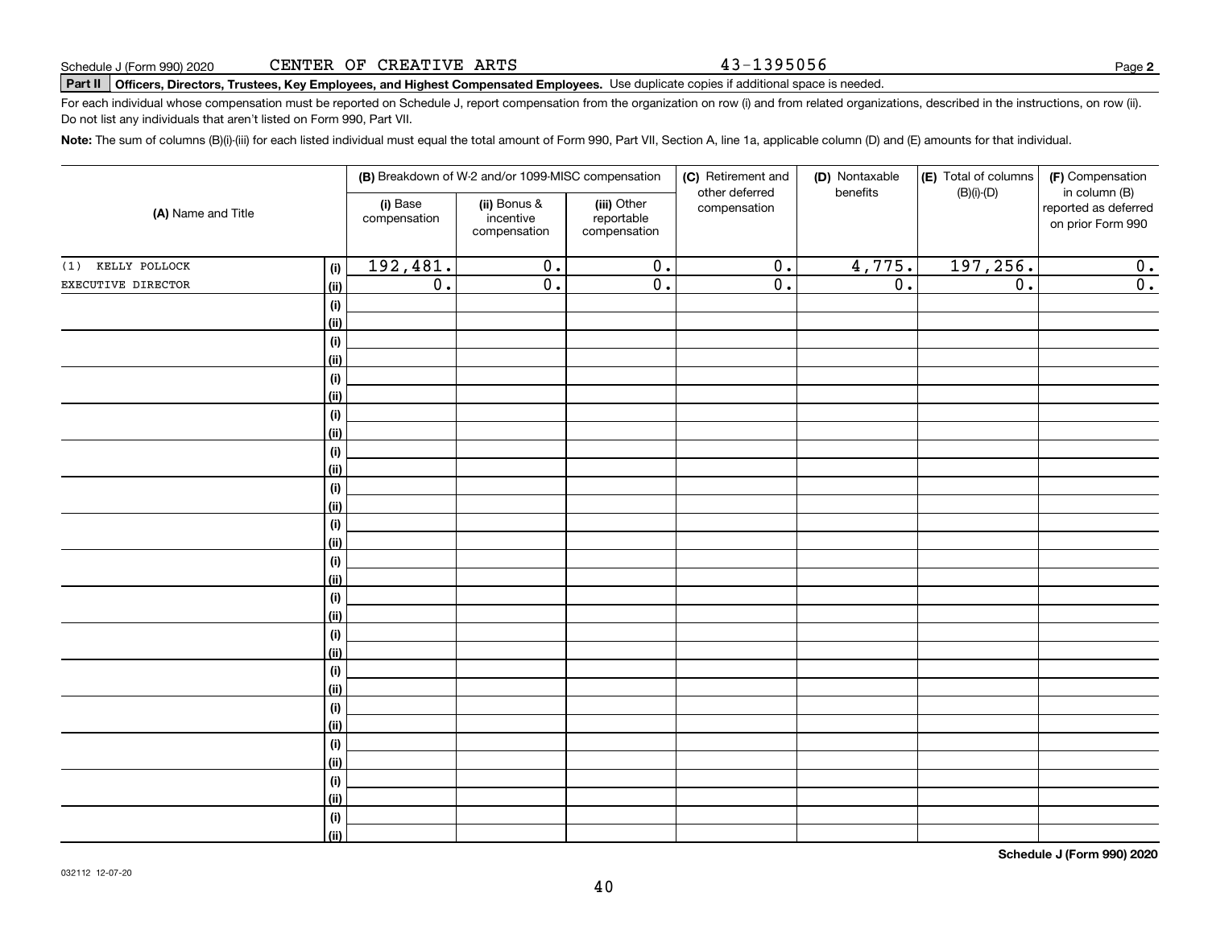Schedule J (Form 990) 2020 CENTER OF CREATIVE ARTS 43-1395056

**Part II** **Officers, Directors, Trustees, Key Employees, and Highest Compensated Employees.** Use duplicate copies if additional space is needed.

For each individual whose compensation must be reported on Schedule J, report compensation from the organization on row (i) and from related organizations, described in the instructions, on row (ii). Do not list any individuals that aren't listed on Form 990, Part VII.

**Note:** The sum of columns (B)(i)-(iii) for each listed individual must equal the total amount of Form 990, Part VII, Section A, line 1a, applicable column (D) and (E) amounts for that individual.

| (A) Name and Title | | (B) Breakdown of W-2 and/or 1099-MISC compensation | | | (C) Retirement and other deferred compensation | (D) Nontaxable benefits | (E) Total of columns (B)(i)-(D) | (F) Compensation in column (B) reported as deferred on prior Form 990 |
|---|---|---|---|---|---|---|---|---|
| | | (i) Base compensation | (ii) Bonus & incentive compensation | (iii) Other reportable compensation | | | | |
| (1) KELLY POLLOCK | (i) | 192,481. | 0. | 0. | 0. | 4,775. | 197,256. | 0. |
| EXECUTIVE DIRECTOR | (ii) | 0. | 0. | 0. | 0. | 0. | 0. | 0. |
| | (i) | | | | | | | |
| | (ii) | | | | | | | |
| | (i) | | | | | | | |
| | (ii) | | | | | | | |
| | (i) | | | | | | | |
| | (ii) | | | | | | | |
| | (i) | | | | | | | |
| | (ii) | | | | | | | |
| | (i) | | | | | | | |
| | (ii) | | | | | | | |
| | (i) | | | | | | | |
| | (ii) | | | | | | | |
| | (i) | | | | | | | |
| | (ii) | | | | | | | |
| | (i) | | | | | | | |
| | (ii) | | | | | | | |
| | (i) | | | | | | | |
| | (ii) | | | | | | | |
| | (i) | | | | | | | |
| | (ii) | | | | | | | |
| | (i) | | | | | | | |
| | (ii) | | | | | | | |
| | (i) | | | | | | | |
| | (ii) | | | | | | | |
| | (i) | | | | | | | |
| | (ii) | | | | | | | |
| | (i) | | | | | | | |
| | (ii) | | | | | | | |
| | (i) | | | | | | | |
| | (ii) | | | | | | | |

**Schedule J (Form 990) 2020**

032112 12-07-20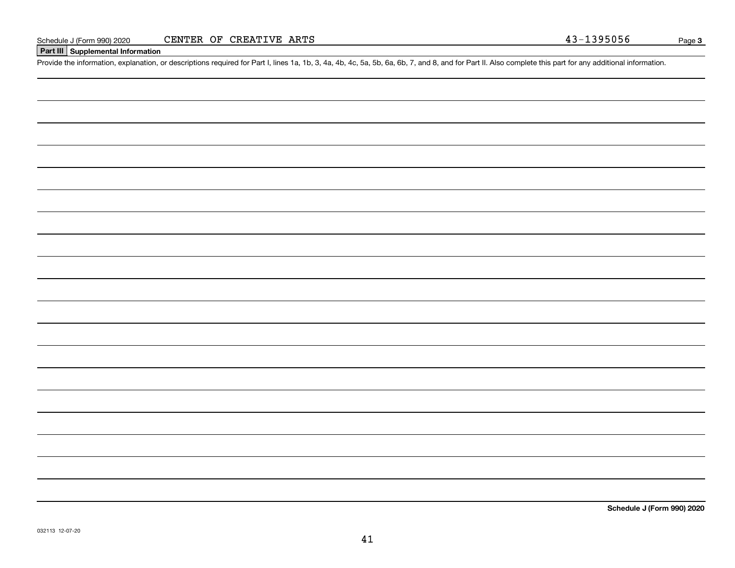Schedule J (Form 990) 2020 CENTER OF CREATIVE ARTS 43-1395056 Page **3**

**Part III | Supplemental Information**

Provide the information, explanation, or descriptions required for Part I, lines 1a, 1b, 3, 4a, 4b, 4c, 5a, 5b, 6a, 6b, 7, and 8, and for Part II. Also complete this part for any additional information.

**Schedule J (Form 990) 2020**

032113 12-07-20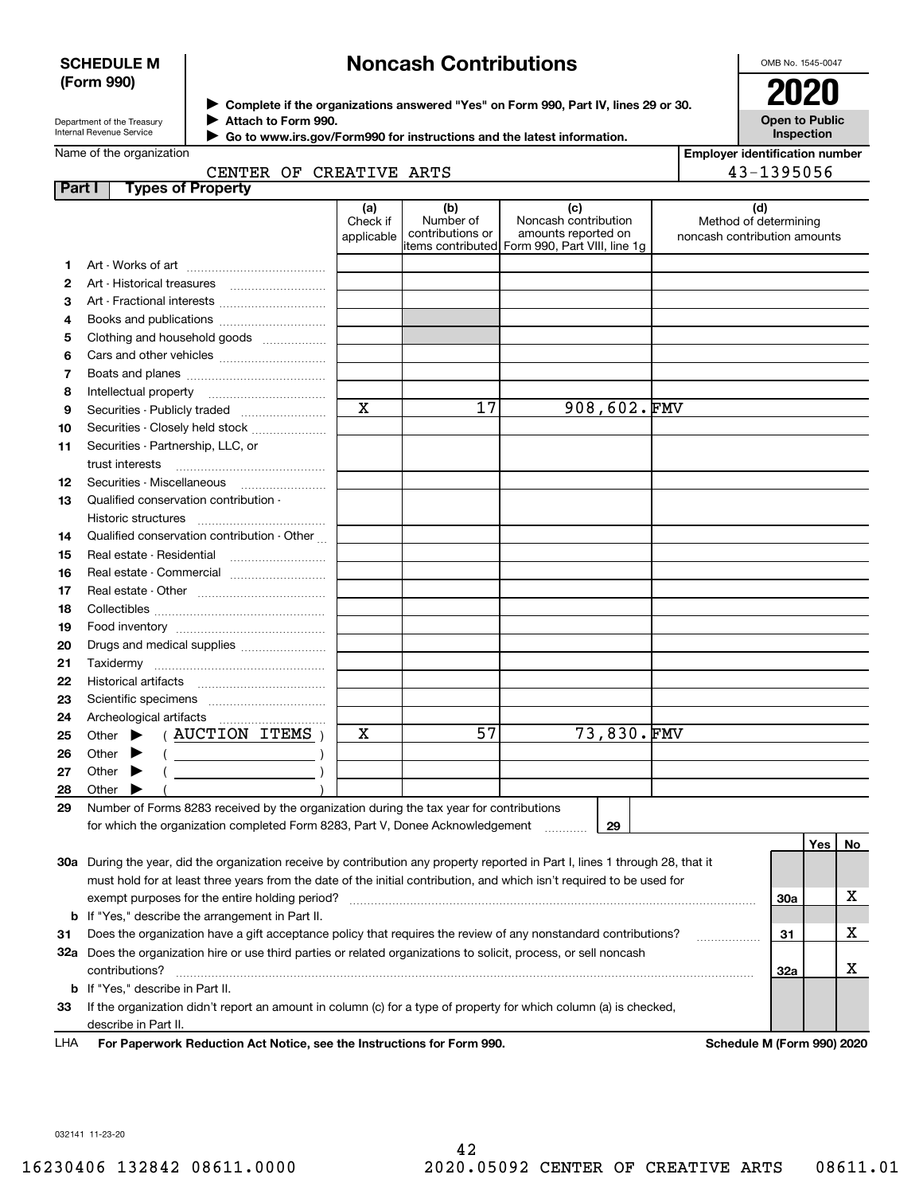**SCHEDULE M (Form 990)**

Department of the Treasury
Internal Revenue Service

# Noncash Contributions

▶ Complete if the organizations answered "Yes" on Form 990, Part IV, lines 29 or 30.
▶ Attach to Form 990.
▶ Go to www.irs.gov/Form990 for instructions and the latest information.

OMB No. 1545-0047

**2020**

**Open to Public Inspection**

Name of the organization: CENTER OF CREATIVE ARTS

Employer identification number: 43-1395056

**Part I Types of Property**

| | | (a) Check if applicable | (b) Number of contributions or items contributed | (c) Noncash contribution amounts reported on Form 990, Part VIII, line 1g | (d) Method of determining noncash contribution amounts |
|---|---|---|---|---|---|
| 1 | Art - Works of art | | | | |
| 2 | Art - Historical treasures | | | | |
| 3 | Art - Fractional interests | | | | |
| 4 | Books and publications | | | | |
| 5 | Clothing and household goods | | | | |
| 6 | Cars and other vehicles | | | | |
| 7 | Boats and planes | | | | |
| 8 | Intellectual property | | | | |
| 9 | Securities - Publicly traded | X | 17 | 908,602. | FMV |
| 10 | Securities - Closely held stock | | | | |
| 11 | Securities - Partnership, LLC, or trust interests | | | | |
| 12 | Securities - Miscellaneous | | | | |
| 13 | Qualified conservation contribution - Historic structures | | | | |
| 14 | Qualified conservation contribution - Other | | | | |
| 15 | Real estate - Residential | | | | |
| 16 | Real estate - Commercial | | | | |
| 17 | Real estate - Other | | | | |
| 18 | Collectibles | | | | |
| 19 | Food inventory | | | | |
| 20 | Drugs and medical supplies | | | | |
| 21 | Taxidermy | | | | |
| 22 | Historical artifacts | | | | |
| 23 | Scientific specimens | | | | |
| 24 | Archeological artifacts | | | | |
| 25 | Other ▶ ( AUCTION ITEMS ) | X | 57 | 73,830. | FMV |
| 26 | Other ▶ ( ) | | | | |
| 27 | Other ▶ ( ) | | | | |
| 28 | Other ▶ ( ) | | | | |

29 Number of Forms 8283 received by the organization during the tax year for contributions for which the organization completed Form 8283, Part V, Donee Acknowledgement ........ **29**

| | | | Yes | No |
|---|---|---|---|---|
| 30a | During the year, did the organization receive by contribution any property reported in Part I, lines 1 through 28, that it must hold for at least three years from the date of the initial contribution, and which isn't required to be used for exempt purposes for the entire holding period? | 30a | | X |
| b | If "Yes," describe the arrangement in Part II. | | | |
| 31 | Does the organization have a gift acceptance policy that requires the review of any nonstandard contributions? | 31 | | X |
| 32a | Does the organization hire or use third parties or related organizations to solicit, process, or sell noncash contributions? | 32a | | X |
| b | If "Yes," describe in Part II. | | | |
| 33 | If the organization didn't report an amount in column (c) for a type of property for which column (a) is checked, describe in Part II. | | | |

LHA **For Paperwork Reduction Act Notice, see the Instructions for Form 990.** **Schedule M (Form 990) 2020**

032141 11-23-20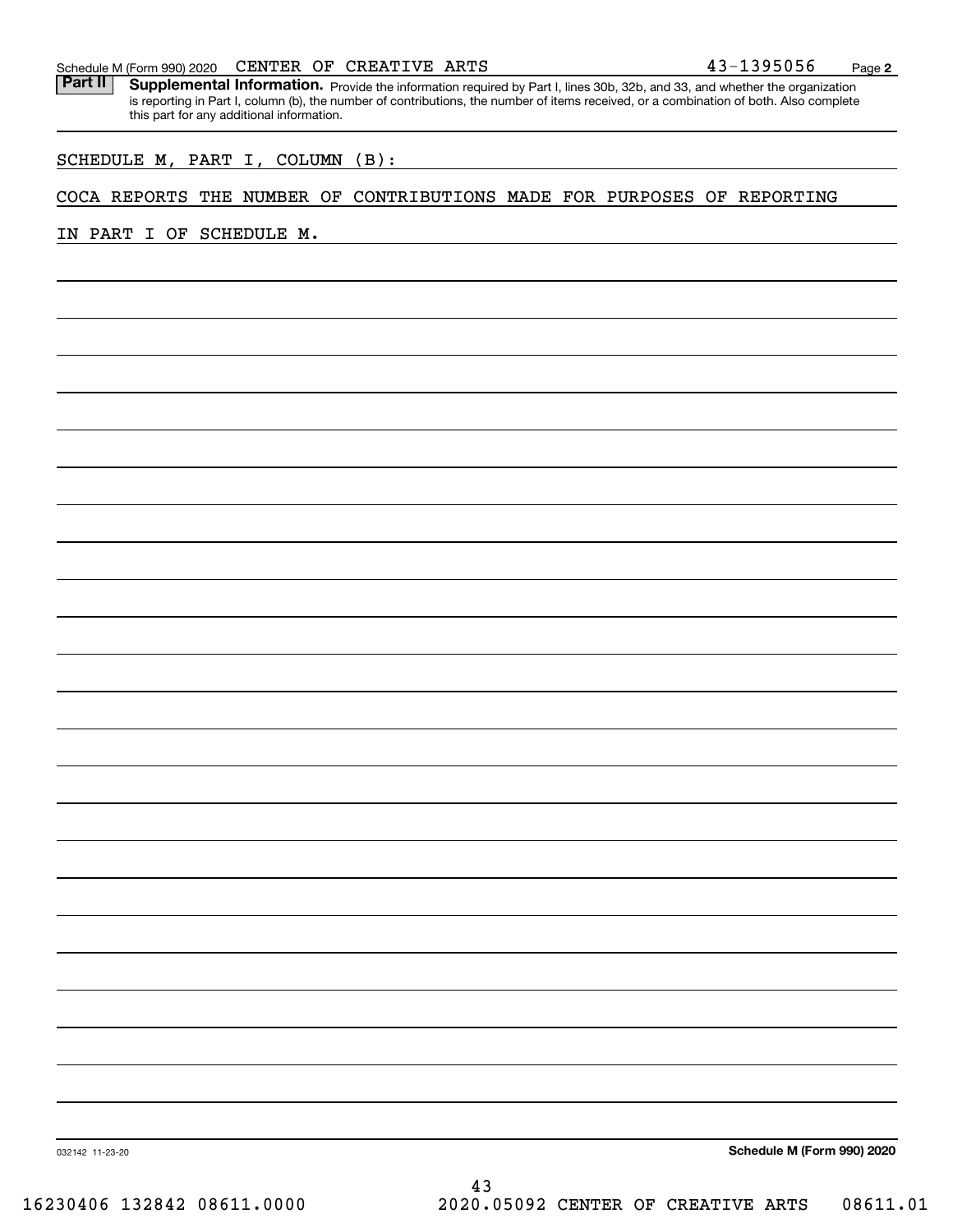Schedule M (Form 990) 2020 CENTER OF CREATIVE ARTS 43-1395056 Page **2**

**Part II** **Supplemental Information.** Provide the information required by Part I, lines 30b, 32b, and 33, and whether the organization is reporting in Part I, column (b), the number of contributions, the number of items received, or a combination of both. Also complete this part for any additional information.

SCHEDULE M, PART I, COLUMN (B):

COCA REPORTS THE NUMBER OF CONTRIBUTIONS MADE FOR PURPOSES OF REPORTING IN PART I OF SCHEDULE M.

032142 11-23-20 **Schedule M (Form 990) 2020**

16230406 132842 08611.0000 2020.05092 CENTER OF CREATIVE ARTS 08611.01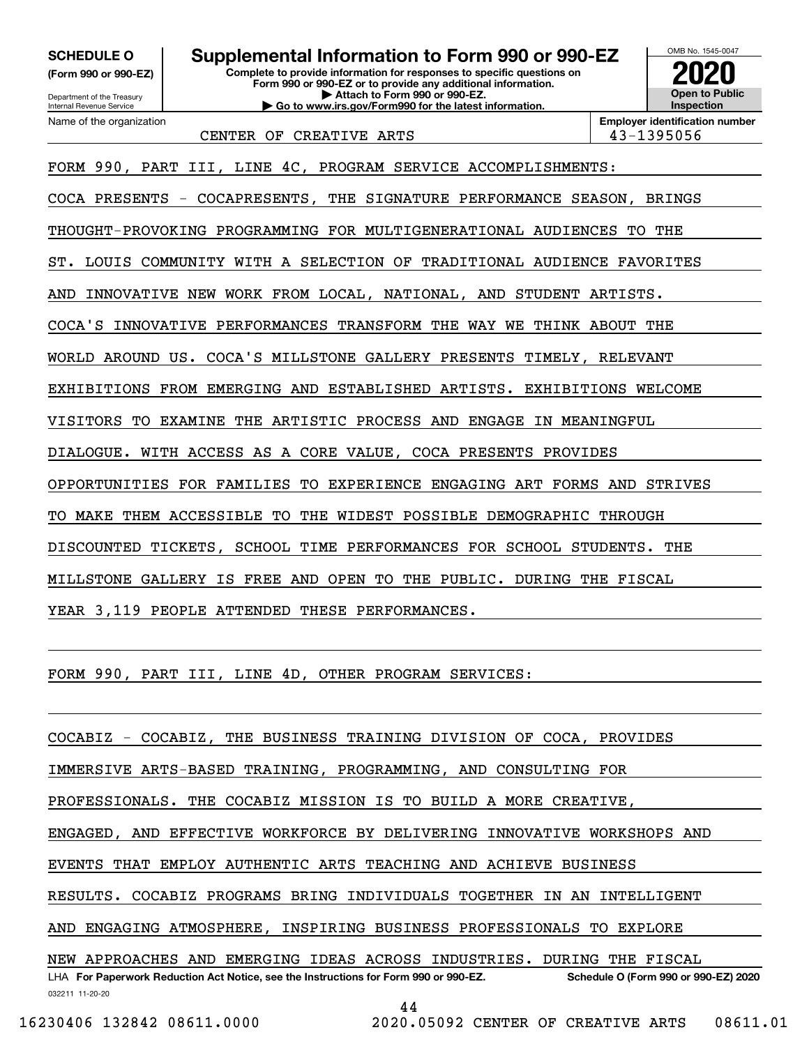**SCHEDULE O (Form 990 or 990-EZ)**

Department of the Treasury
Internal Revenue Service

# Supplemental Information to Form 990 or 990-EZ

**Complete to provide information for responses to specific questions on Form 990 or 990-EZ or to provide any additional information.**
**▶ Attach to Form 990 or 990-EZ.**
**▶ Go to www.irs.gov/Form990 for the latest information.**

OMB No. 1545-0047

**2020**

**Open to Public Inspection**

| Name of the organization | Employer identification number |
|---|---|
| CENTER OF CREATIVE ARTS | 43-1395056 |

FORM 990, PART III, LINE 4C, PROGRAM SERVICE ACCOMPLISHMENTS:

COCA PRESENTS - COCAPRESENTS, THE SIGNATURE PERFORMANCE SEASON, BRINGS THOUGHT-PROVOKING PROGRAMMING FOR MULTIGENERATIONAL AUDIENCES TO THE ST. LOUIS COMMUNITY WITH A SELECTION OF TRADITIONAL AUDIENCE FAVORITES AND INNOVATIVE NEW WORK FROM LOCAL, NATIONAL, AND STUDENT ARTISTS. COCA'S INNOVATIVE PERFORMANCES TRANSFORM THE WAY WE THINK ABOUT THE WORLD AROUND US. COCA'S MILLSTONE GALLERY PRESENTS TIMELY, RELEVANT EXHIBITIONS FROM EMERGING AND ESTABLISHED ARTISTS. EXHIBITIONS WELCOME VISITORS TO EXAMINE THE ARTISTIC PROCESS AND ENGAGE IN MEANINGFUL DIALOGUE. WITH ACCESS AS A CORE VALUE, COCA PRESENTS PROVIDES OPPORTUNITIES FOR FAMILIES TO EXPERIENCE ENGAGING ART FORMS AND STRIVES TO MAKE THEM ACCESSIBLE TO THE WIDEST POSSIBLE DEMOGRAPHIC THROUGH DISCOUNTED TICKETS, SCHOOL TIME PERFORMANCES FOR SCHOOL STUDENTS. THE MILLSTONE GALLERY IS FREE AND OPEN TO THE PUBLIC. DURING THE FISCAL YEAR 3,119 PEOPLE ATTENDED THESE PERFORMANCES.

FORM 990, PART III, LINE 4D, OTHER PROGRAM SERVICES:

COCABIZ - COCABIZ, THE BUSINESS TRAINING DIVISION OF COCA, PROVIDES IMMERSIVE ARTS-BASED TRAINING, PROGRAMMING, AND CONSULTING FOR PROFESSIONALS. THE COCABIZ MISSION IS TO BUILD A MORE CREATIVE, ENGAGED, AND EFFECTIVE WORKFORCE BY DELIVERING INNOVATIVE WORKSHOPS AND EVENTS THAT EMPLOY AUTHENTIC ARTS TEACHING AND ACHIEVE BUSINESS RESULTS. COCABIZ PROGRAMS BRING INDIVIDUALS TOGETHER IN AN INTELLIGENT AND ENGAGING ATMOSPHERE, INSPIRING BUSINESS PROFESSIONALS TO EXPLORE NEW APPROACHES AND EMERGING IDEAS ACROSS INDUSTRIES. DURING THE FISCAL

LHA **For Paperwork Reduction Act Notice, see the Instructions for Form 990 or 990-EZ.** **Schedule O (Form 990 or 990-EZ) 2020**

032211 11-20-20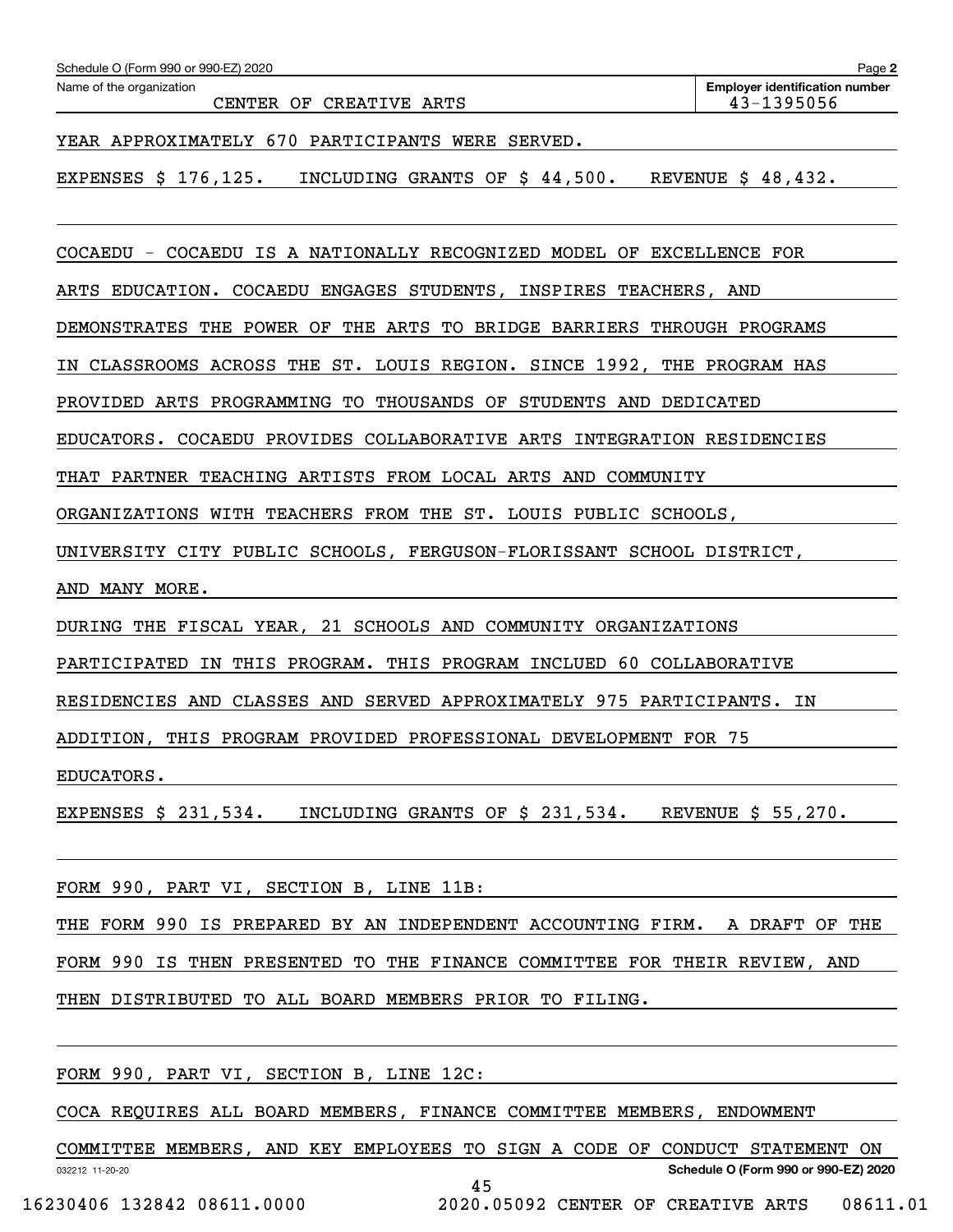YEAR APPROXIMATELY 670 PARTICIPANTS WERE SERVED.

EXPENSES $ 176,125. INCLUDING GRANTS OF $ 44,500. REVENUE $ 48,432.

COCAEDU - COCAEDU IS A NATIONALLY RECOGNIZED MODEL OF EXCELLENCE FOR ARTS EDUCATION. COCAEDU ENGAGES STUDENTS, INSPIRES TEACHERS, AND DEMONSTRATES THE POWER OF THE ARTS TO BRIDGE BARRIERS THROUGH PROGRAMS IN CLASSROOMS ACROSS THE ST. LOUIS REGION. SINCE 1992, THE PROGRAM HAS PROVIDED ARTS PROGRAMMING TO THOUSANDS OF STUDENTS AND DEDICATED EDUCATORS. COCAEDU PROVIDES COLLABORATIVE ARTS INTEGRATION RESIDENCIES THAT PARTNER TEACHING ARTISTS FROM LOCAL ARTS AND COMMUNITY ORGANIZATIONS WITH TEACHERS FROM THE ST. LOUIS PUBLIC SCHOOLS, UNIVERSITY CITY PUBLIC SCHOOLS, FERGUSON-FLORISSANT SCHOOL DISTRICT, AND MANY MORE.

DURING THE FISCAL YEAR, 21 SCHOOLS AND COMMUNITY ORGANIZATIONS PARTICIPATED IN THIS PROGRAM. THIS PROGRAM INCLUED 60 COLLABORATIVE RESIDENCIES AND CLASSES AND SERVED APPROXIMATELY 975 PARTICIPANTS. IN ADDITION, THIS PROGRAM PROVIDED PROFESSIONAL DEVELOPMENT FOR 75 EDUCATORS.

EXPENSES $ 231,534. INCLUDING GRANTS OF $ 231,534. REVENUE $ 55,270.

FORM 990, PART VI, SECTION B, LINE 11B:

THE FORM 990 IS PREPARED BY AN INDEPENDENT ACCOUNTING FIRM. A DRAFT OF THE FORM 990 IS THEN PRESENTED TO THE FINANCE COMMITTEE FOR THEIR REVIEW, AND THEN DISTRIBUTED TO ALL BOARD MEMBERS PRIOR TO FILING.

FORM 990, PART VI, SECTION B, LINE 12C:

COCA REQUIRES ALL BOARD MEMBERS, FINANCE COMMITTEE MEMBERS, ENDOWMENT COMMITTEE MEMBERS, AND KEY EMPLOYEES TO SIGN A CODE OF CONDUCT STATEMENT ON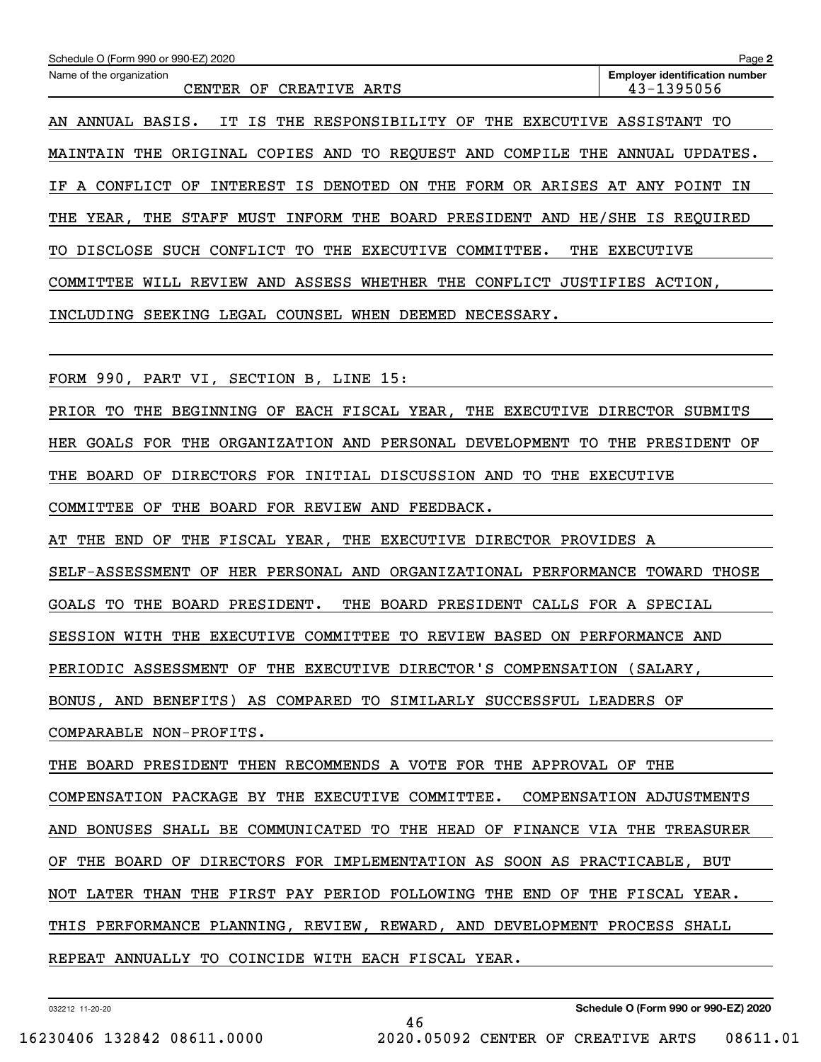Schedule O (Form 990 or 990-EZ) 2020

Name of the organization: CENTER OF CREATIVE ARTS

Employer identification number: 43-1395056

AN ANNUAL BASIS. IT IS THE RESPONSIBILITY OF THE EXECUTIVE ASSISTANT TO MAINTAIN THE ORIGINAL COPIES AND TO REQUEST AND COMPILE THE ANNUAL UPDATES. IF A CONFLICT OF INTEREST IS DENOTED ON THE FORM OR ARISES AT ANY POINT IN THE YEAR, THE STAFF MUST INFORM THE BOARD PRESIDENT AND HE/SHE IS REQUIRED TO DISCLOSE SUCH CONFLICT TO THE EXECUTIVE COMMITTEE. THE EXECUTIVE COMMITTEE WILL REVIEW AND ASSESS WHETHER THE CONFLICT JUSTIFIES ACTION, INCLUDING SEEKING LEGAL COUNSEL WHEN DEEMED NECESSARY.

FORM 990, PART VI, SECTION B, LINE 15:

PRIOR TO THE BEGINNING OF EACH FISCAL YEAR, THE EXECUTIVE DIRECTOR SUBMITS HER GOALS FOR THE ORGANIZATION AND PERSONAL DEVELOPMENT TO THE PRESIDENT OF THE BOARD OF DIRECTORS FOR INITIAL DISCUSSION AND TO THE EXECUTIVE COMMITTEE OF THE BOARD FOR REVIEW AND FEEDBACK.

AT THE END OF THE FISCAL YEAR, THE EXECUTIVE DIRECTOR PROVIDES A SELF-ASSESSMENT OF HER PERSONAL AND ORGANIZATIONAL PERFORMANCE TOWARD THOSE GOALS TO THE BOARD PRESIDENT. THE BOARD PRESIDENT CALLS FOR A SPECIAL SESSION WITH THE EXECUTIVE COMMITTEE TO REVIEW BASED ON PERFORMANCE AND PERIODIC ASSESSMENT OF THE EXECUTIVE DIRECTOR'S COMPENSATION (SALARY, BONUS, AND BENEFITS) AS COMPARED TO SIMILARLY SUCCESSFUL LEADERS OF COMPARABLE NON-PROFITS.

THE BOARD PRESIDENT THEN RECOMMENDS A VOTE FOR THE APPROVAL OF THE COMPENSATION PACKAGE BY THE EXECUTIVE COMMITTEE. COMPENSATION ADJUSTMENTS AND BONUSES SHALL BE COMMUNICATED TO THE HEAD OF FINANCE VIA THE TREASURER OF THE BOARD OF DIRECTORS FOR IMPLEMENTATION AS SOON AS PRACTICABLE, BUT NOT LATER THAN THE FIRST PAY PERIOD FOLLOWING THE END OF THE FISCAL YEAR. THIS PERFORMANCE PLANNING, REVIEW, REWARD, AND DEVELOPMENT PROCESS SHALL REPEAT ANNUALLY TO COINCIDE WITH EACH FISCAL YEAR.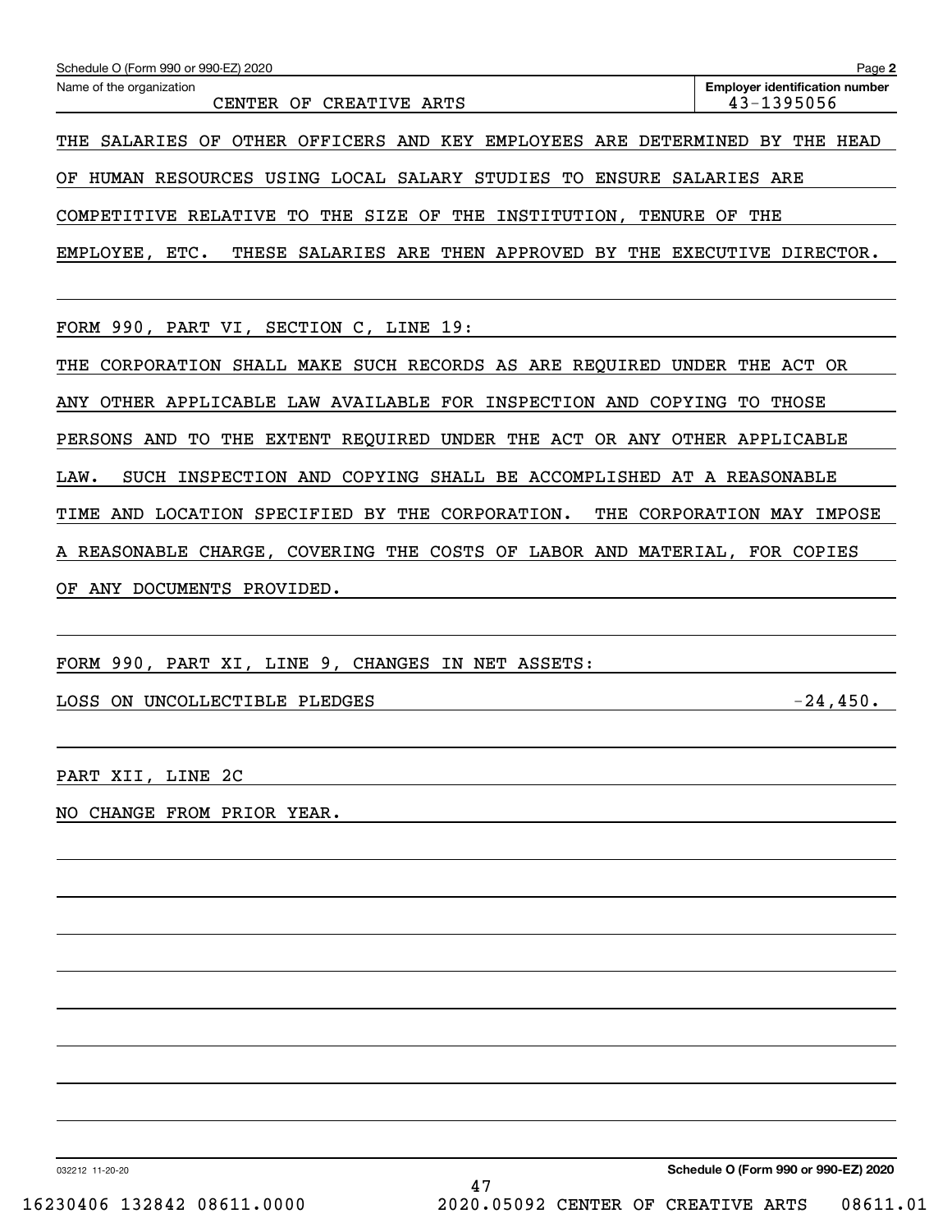Schedule O (Form 990 or 990-EZ) 2020

Name of the organization: CENTER OF CREATIVE ARTS

Employer identification number: 43-1395056

THE SALARIES OF OTHER OFFICERS AND KEY EMPLOYEES ARE DETERMINED BY THE HEAD OF HUMAN RESOURCES USING LOCAL SALARY STUDIES TO ENSURE SALARIES ARE COMPETITIVE RELATIVE TO THE SIZE OF THE INSTITUTION, TENURE OF THE EMPLOYEE, ETC. THESE SALARIES ARE THEN APPROVED BY THE EXECUTIVE DIRECTOR.

FORM 990, PART VI, SECTION C, LINE 19:

THE CORPORATION SHALL MAKE SUCH RECORDS AS ARE REQUIRED UNDER THE ACT OR ANY OTHER APPLICABLE LAW AVAILABLE FOR INSPECTION AND COPYING TO THOSE PERSONS AND TO THE EXTENT REQUIRED UNDER THE ACT OR ANY OTHER APPLICABLE LAW. SUCH INSPECTION AND COPYING SHALL BE ACCOMPLISHED AT A REASONABLE TIME AND LOCATION SPECIFIED BY THE CORPORATION. THE CORPORATION MAY IMPOSE A REASONABLE CHARGE, COVERING THE COSTS OF LABOR AND MATERIAL, FOR COPIES OF ANY DOCUMENTS PROVIDED.

FORM 990, PART XI, LINE 9, CHANGES IN NET ASSETS:

| | |
|---|---|
| LOSS ON UNCOLLECTIBLE PLEDGES | -24,450. |

PART XII, LINE 2C

NO CHANGE FROM PRIOR YEAR.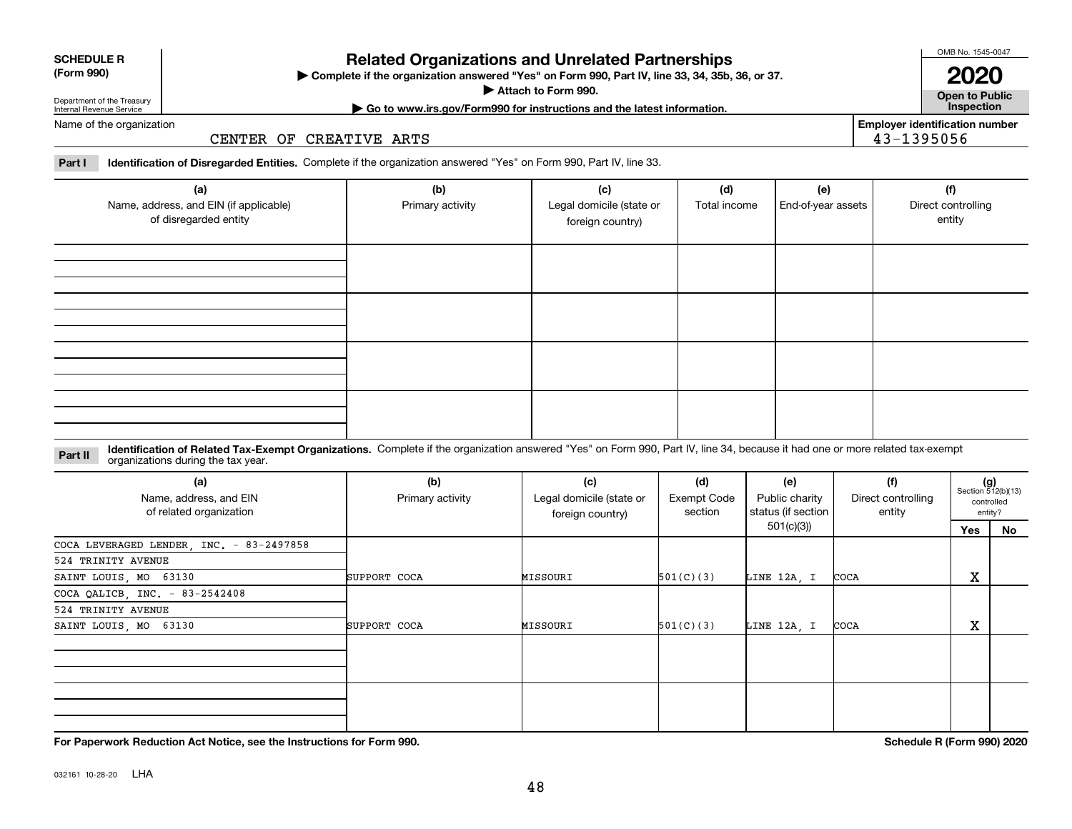**SCHEDULE R (Form 990)**

Department of the Treasury
Internal Revenue Service

# Related Organizations and Unrelated Partnerships

▶ Complete if the organization answered "Yes" on Form 990, Part IV, line 33, 34, 35b, 36, or 37.
▶ Attach to Form 990.
▶ Go to www.irs.gov/Form990 for instructions and the latest information.

OMB No. 1545-0047

**2020**

**Open to Public Inspection**

Name of the organization: CENTER OF CREATIVE ARTS

Employer identification number: 43-1395056

**Part I** **Identification of Disregarded Entities.** Complete if the organization answered "Yes" on Form 990, Part IV, line 33.

| (a) Name, address, and EIN (if applicable) of disregarded entity | (b) Primary activity | (c) Legal domicile (state or foreign country) | (d) Total income | (e) End-of-year assets | (f) Direct controlling entity |
|---|---|---|---|---|---|
| | | | | | |
| | | | | | |
| | | | | | |
| | | | | | |

**Part II** **Identification of Related Tax-Exempt Organizations.** Complete if the organization answered "Yes" on Form 990, Part IV, line 34, because it had one or more related tax-exempt organizations during the tax year.

| (a) Name, address, and EIN of related organization | (b) Primary activity | (c) Legal domicile (state or foreign country) | (d) Exempt Code section | (e) Public charity status (if section 501(c)(3)) | (f) Direct controlling entity | (g) Section 512(b)(13) controlled entity? Yes | No |
|---|---|---|---|---|---|---|---|
| COCA LEVERAGED LENDER, INC. - 83-2497858<br>524 TRINITY AVENUE<br>SAINT LOUIS, MO 63130 | SUPPORT COCA | MISSOURI | 501(C)(3) | LINE 12A, I | COCA | X | |
| COCA QALICB, INC. - 83-2542408<br>524 TRINITY AVENUE<br>SAINT LOUIS, MO 63130 | SUPPORT COCA | MISSOURI | 501(C)(3) | LINE 12A, I | COCA | X | |
| | | | | | | | |
| | | | | | | | |

**For Paperwork Reduction Act Notice, see the Instructions for Form 990.**

**Schedule R (Form 990) 2020**

032161 10-28-20 LHA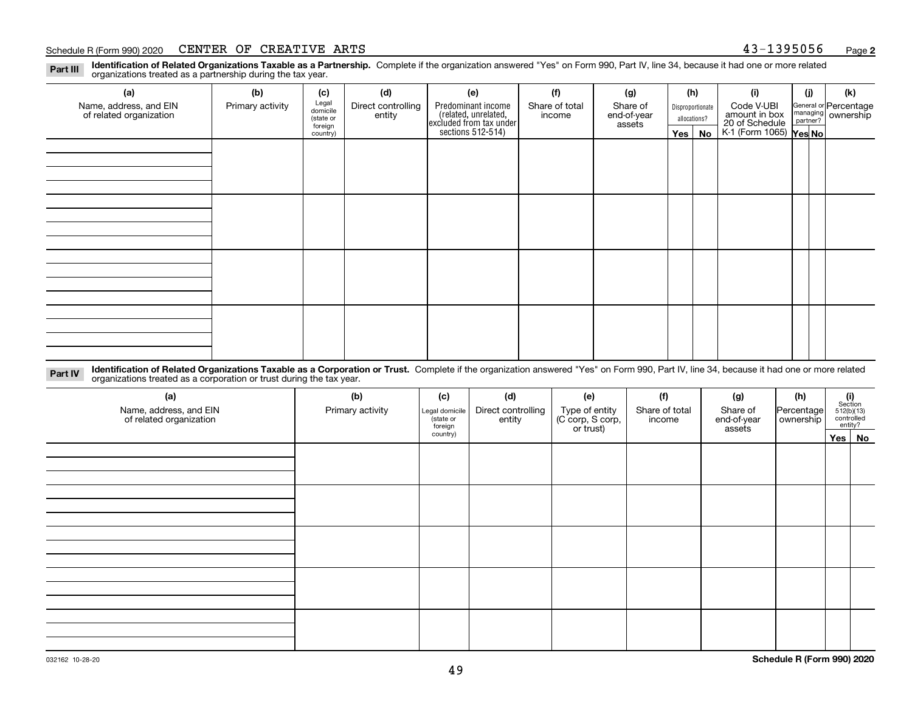## Part III Identification of Related Organizations Taxable as a Partnership.

Complete if the organization answered "Yes" on Form 990, Part IV, line 34, because it had one or more related organizations treated as a partnership during the tax year.

| (a) Name, address, and EIN of related organization | (b) Primary activity | (c) Legal domicile (state or foreign country) | (d) Direct controlling entity | (e) Predominant income (related, unrelated, excluded from tax under sections 512-514) | (f) Share of total income | (g) Share of end-of-year assets | (h) Disproportionate allocations? Yes | (h) No | (i) Code V-UBI amount in box 20 of Schedule K-1 (Form 1065) | (j) General or managing partner? Yes | (j) No | (k) Percentage ownership |
|---|---|---|---|---|---|---|---|---|---|---|---|---|
| | | | | | | | | | | | | |
| | | | | | | | | | | | | |
| | | | | | | | | | | | | |
| | | | | | | | | | | | | |

## Part IV Identification of Related Organizations Taxable as a Corporation or Trust.

Complete if the organization answered "Yes" on Form 990, Part IV, line 34, because it had one or more related organizations treated as a corporation or trust during the tax year.

| (a) Name, address, and EIN of related organization | (b) Primary activity | (c) Legal domicile (state or foreign country) | (d) Direct controlling entity | (e) Type of entity (C corp, S corp, or trust) | (f) Share of total income | (g) Share of end-of-year assets | (h) Percentage ownership | (i) Section 512(b)(13) controlled entity? Yes | (i) No |
|---|---|---|---|---|---|---|---|---|---|
| | | | | | | | | | |
| | | | | | | | | | |
| | | | | | | | | | |
| | | | | | | | | | |
| | | | | | | | | | |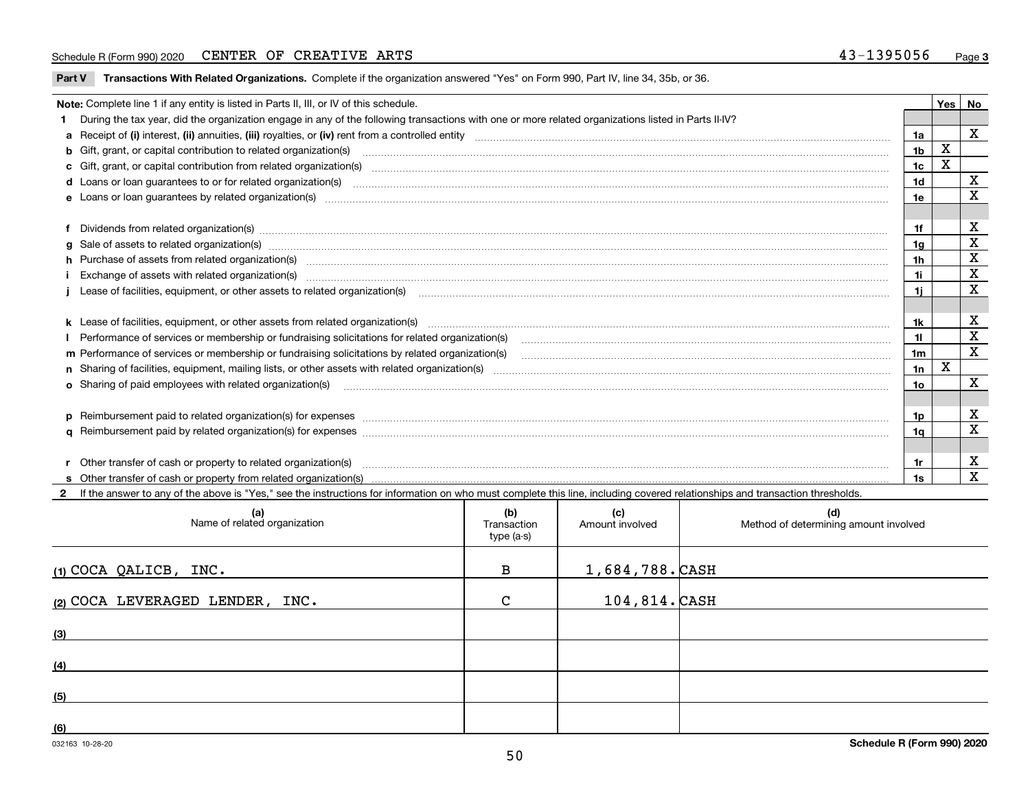Schedule R (Form 990) 2020 CENTER OF CREATIVE ARTS 43-1395056

## Part V Transactions With Related Organizations.

Complete if the organization answered "Yes" on Form 990, Part IV, line 34, 35b, or 36.

**Note:** Complete line 1 if any entity is listed in Parts II, III, or IV of this schedule.

| | | | Yes | No |
|---|---|---|---|---|
| **1** | During the tax year, did the organization engage in any of the following transactions with one or more related organizations listed in Parts II-IV? | | | |
| **a** | Receipt of **(i)** interest, **(ii)** annuities, **(iii)** royalties, or **(iv)** rent from a controlled entity | 1a | | X |
| **b** | Gift, grant, or capital contribution to related organization(s) | 1b | X | |
| **c** | Gift, grant, or capital contribution from related organization(s) | 1c | X | |
| **d** | Loans or loan guarantees to or for related organization(s) | 1d | | X |
| **e** | Loans or loan guarantees by related organization(s) | 1e | | X |
| **f** | Dividends from related organization(s) | 1f | | X |
| **g** | Sale of assets to related organization(s) | 1g | | X |
| **h** | Purchase of assets from related organization(s) | 1h | | X |
| **i** | Exchange of assets with related organization(s) | 1i | | X |
| **j** | Lease of facilities, equipment, or other assets to related organization(s) | 1j | | X |
| **k** | Lease of facilities, equipment, or other assets from related organization(s) | 1k | | X |
| **l** | Performance of services or membership or fundraising solicitations for related organization(s) | 1l | | X |
| **m** | Performance of services or membership or fundraising solicitations by related organization(s) | 1m | | X |
| **n** | Sharing of facilities, equipment, mailing lists, or other assets with related organization(s) | 1n | X | |
| **o** | Sharing of paid employees with related organization(s) | 1o | | X |
| **p** | Reimbursement paid to related organization(s) for expenses | 1p | | X |
| **q** | Reimbursement paid by related organization(s) for expenses | 1q | | X |
| **r** | Other transfer of cash or property to related organization(s) | 1r | | X |
| **s** | Other transfer of cash or property from related organization(s) | 1s | | X |

**2** If the answer to any of the above is "Yes," see the instructions for information on who must complete this line, including covered relationships and transaction thresholds.

| | (a) Name of related organization | (b) Transaction type (a-s) | (c) Amount involved | (d) Method of determining amount involved |
|---|---|---|---|---|
| (1) | COCA QALICB, INC. | B | 1,684,788. | CASH |
| (2) | COCA LEVERAGED LENDER, INC. | C | 104,814. | CASH |
| (3) | | | | |
| (4) | | | | |
| (5) | | | | |
| (6) | | | | |

032163 10-28-20

Schedule R (Form 990) 2020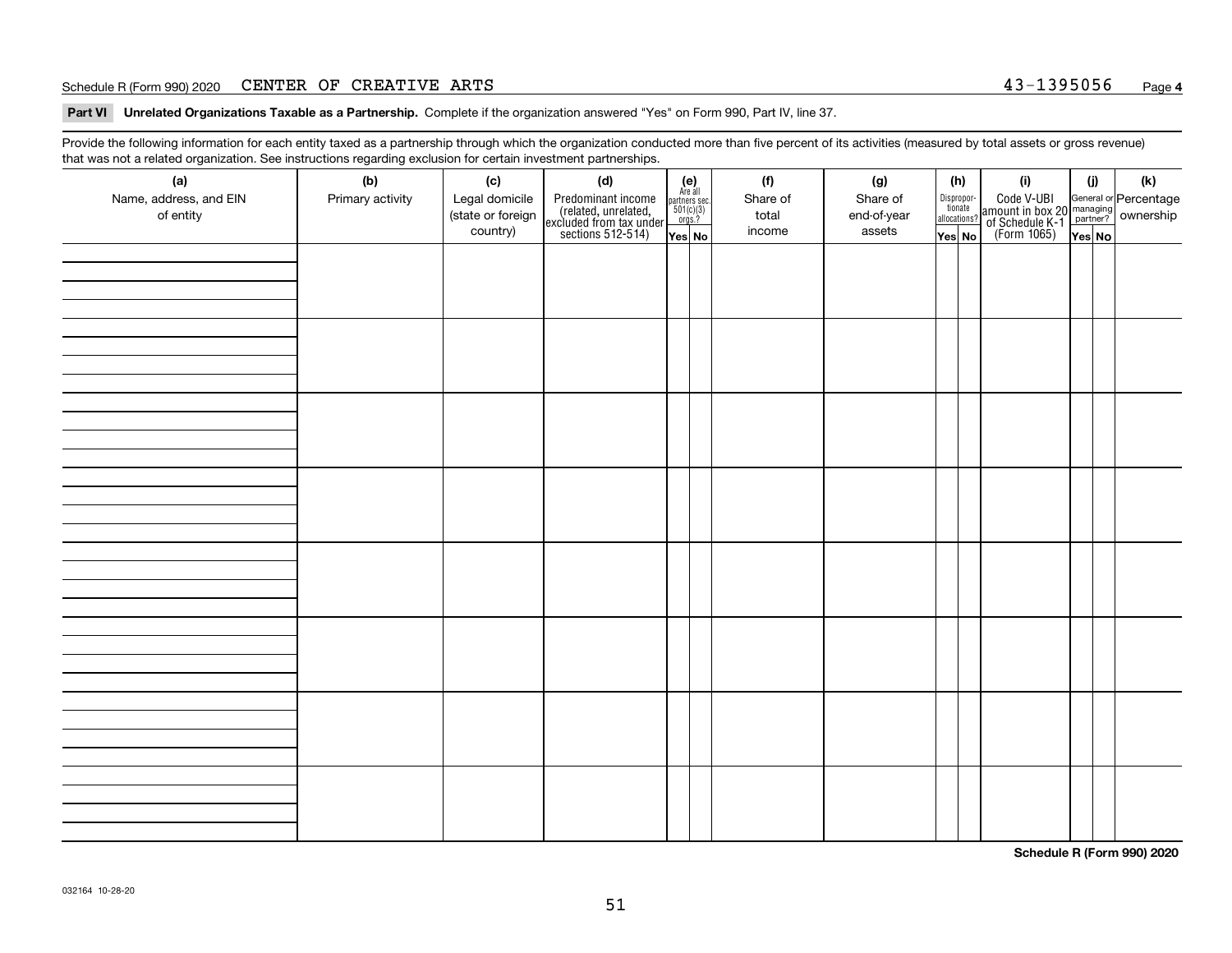Schedule R (Form 990) 2020 CENTER OF CREATIVE ARTS 43-1395056 Page **4**

**Part VI Unrelated Organizations Taxable as a Partnership.** Complete if the organization answered "Yes" on Form 990, Part IV, line 37.

Provide the following information for each entity taxed as a partnership through which the organization conducted more than five percent of its activities (measured by total assets or gross revenue) that was not a related organization. See instructions regarding exclusion for certain investment partnerships.

| (a) Name, address, and EIN of entity | (b) Primary activity | (c) Legal domicile (state or foreign country) | (d) Predominant income (related, unrelated, excluded from tax under sections 512-514) | (e) Are all partners sec. 501(c)(3) orgs.? Yes | No | (f) Share of total income | (g) Share of end-of-year assets | (h) Disproportionate allocations? Yes | No | (i) Code V-UBI amount in box 20 of Schedule K-1 (Form 1065) | (j) General or managing partner? Yes | No | (k) Percentage ownership |
|---|---|---|---|---|---|---|---|---|---|---|---|---|---|
| | | | | | | | | | | | | | |
| | | | | | | | | | | | | | |
| | | | | | | | | | | | | | |
| | | | | | | | | | | | | | |
| | | | | | | | | | | | | | |
| | | | | | | | | | | | | | |
| | | | | | | | | | | | | | |
| | | | | | | | | | | | | | |

**Schedule R (Form 990) 2020**

032164 10-28-20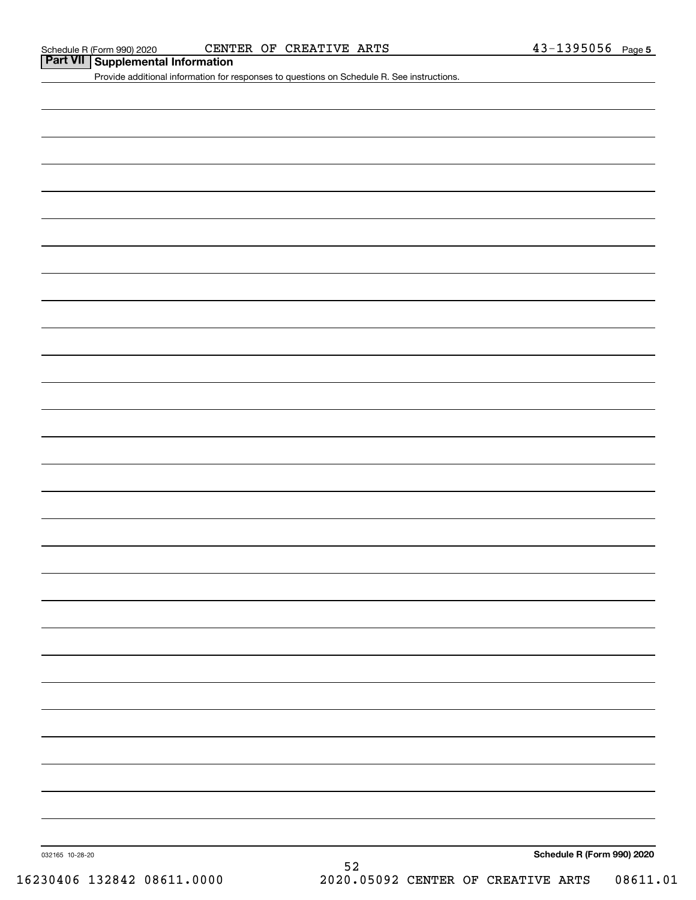Schedule R (Form 990) 2020 CENTER OF CREATIVE ARTS 43-1395056 Page 5

## Part VII Supplemental Information

Provide additional information for responses to questions on Schedule R. See instructions.

032165 10-28-20

**Schedule R (Form 990) 2020**

16230406 132842 08611.0000 2020.05092 CENTER OF CREATIVE ARTS 08611.01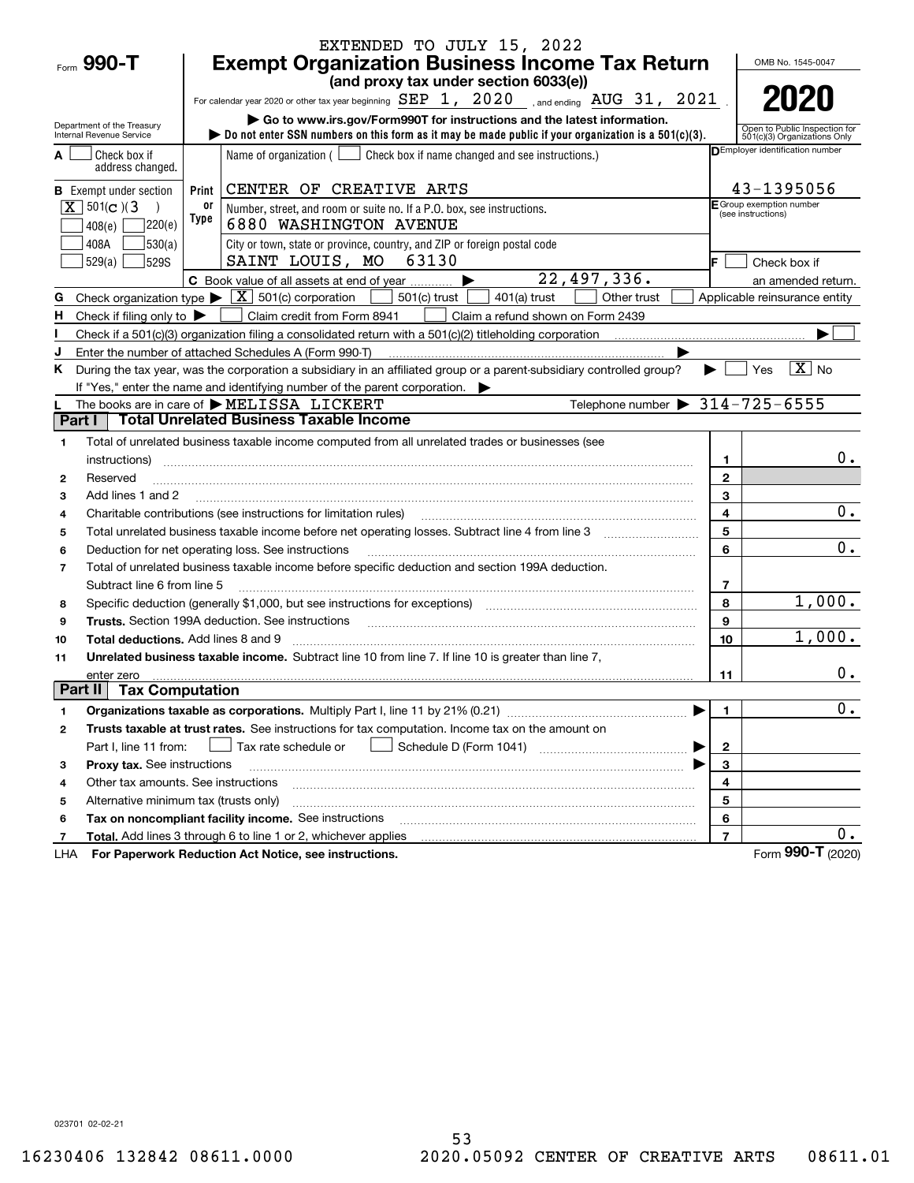EXTENDED TO JULY 15, 2022

Form **990-T**

# Exempt Organization Business Income Tax Return

**(and proxy tax under section 6033(e))**

For calendar year 2020 or other tax year beginning SEP 1, 2020 , and ending AUG 31, 2021 .

▶ Go to www.irs.gov/Form990T for instructions and the latest information.

▶ Do not enter SSN numbers on this form as it may be made public if your organization is a 501(c)(3).

OMB No. 1545-0047

**2020**

Open to Public Inspection for 501(c)(3) Organizations Only

Department of the Treasury Internal Revenue Service

**A** [ ] Check box if address changed.

**B** Exempt under section [X] 501(C)(3) [ ] 408(e) [ ] 220(e) [ ] 408A [ ] 530(a) [ ] 529(a) [ ] 529S

Name of organization ( [ ] Check box if name changed and see instructions.)

CENTER OF CREATIVE ARTS

Number, street, and room or suite no. If a P.O. box, see instructions.

6880 WASHINGTON AVENUE

City or town, state or province, country, and ZIP or foreign postal code

SAINT LOUIS, MO 63130

**D** Employer identification number: 43-1395056

**E** Group exemption number (see instructions)

**F** [ ] Check box if an amended return.

**C** Book value of all assets at end of year ▶ 22,497,336.

**G** Check organization type ▶ [X] 501(c) corporation [ ] 501(c) trust [ ] 401(a) trust [ ] Other trust [ ] Applicable reinsurance entity

**H** Check if filing only to ▶ [ ] Claim credit from Form 8941 [ ] Claim a refund shown on Form 2439

**I** Check if a 501(c)(3) organization filing a consolidated return with a 501(c)(2) titleholding corporation ▶ [ ]

**J** Enter the number of attached Schedules A (Form 990-T) ▶

**K** During the tax year, was the corporation a subsidiary in an affiliated group or a parent-subsidiary controlled group? ▶ [ ] Yes [X] No

If "Yes," enter the name and identifying number of the parent corporation. ▶

**L** The books are in care of ▶ MELISSA LICKERT Telephone number ▶ 314-725-6555

## Part I Total Unrelated Business Taxable Income

| | | Line | Amount |
|---|---|---|---|
| 1 | Total of unrelated business taxable income computed from all unrelated trades or businesses (see instructions) | 1 | 0. |
| 2 | Reserved | 2 | |
| 3 | Add lines 1 and 2 | 3 | |
| 4 | Charitable contributions (see instructions for limitation rules) | 4 | 0. |
| 5 | Total unrelated business taxable income before net operating losses. Subtract line 4 from line 3 | 5 | |
| 6 | Deduction for net operating loss. See instructions | 6 | 0. |
| 7 | Total of unrelated business taxable income before specific deduction and section 199A deduction. Subtract line 6 from line 5 | 7 | |
| 8 | Specific deduction (generally $1,000, but see instructions for exceptions) | 8 | 1,000. |
| 9 | **Trusts.** Section 199A deduction. See instructions | 9 | |
| 10 | **Total deductions.** Add lines 8 and 9 | 10 | 1,000. |
| 11 | **Unrelated business taxable income.** Subtract line 10 from line 7. If line 10 is greater than line 7, enter zero | 11 | 0. |

## Part II Tax Computation

| | | Line | Amount |
|---|---|---|---|
| 1 | **Organizations taxable as corporations.** Multiply Part I, line 11 by 21% (0.21) ▶ | 1 | 0. |
| 2 | **Trusts taxable at trust rates.** See instructions for tax computation. Income tax on the amount on Part I, line 11 from: [ ] Tax rate schedule or [ ] Schedule D (Form 1041) ▶ | 2 | |
| 3 | **Proxy tax.** See instructions ▶ | 3 | |
| 4 | Other tax amounts. See instructions | 4 | |
| 5 | Alternative minimum tax (trusts only) | 5 | |
| 6 | **Tax on noncompliant facility income.** See instructions | 6 | |
| 7 | **Total.** Add lines 3 through 6 to line 1 or 2, whichever applies | 7 | 0. |

LHA **For Paperwork Reduction Act Notice, see instructions.** Form **990-T** (2020)

023701 02-02-21

16230406 132842 08611.0000 2020.05092 CENTER OF CREATIVE ARTS 08611.01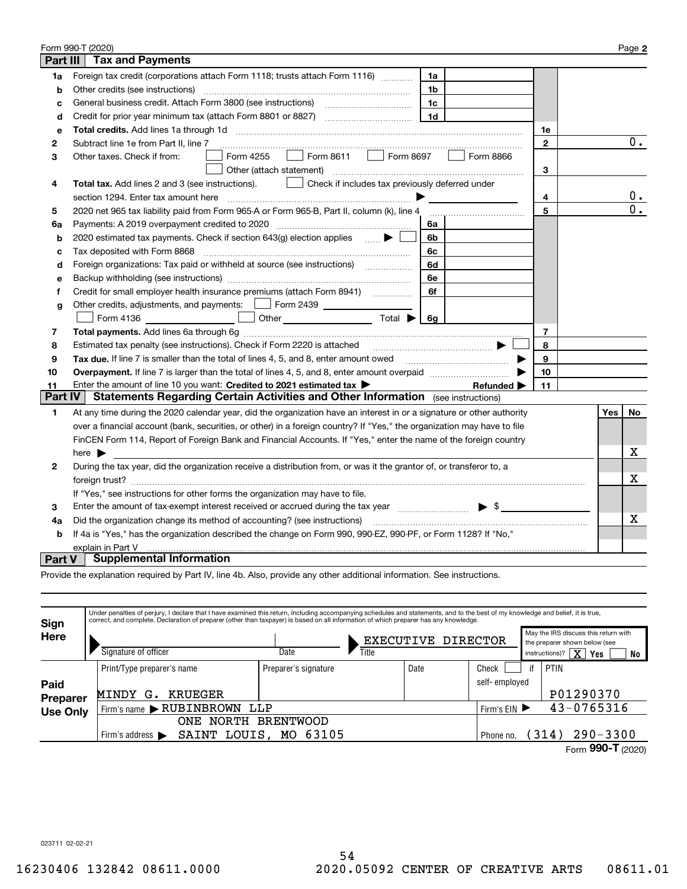Form 990-T (2020) Page **2**

## Part III | Tax and Payments

| Line | Description | Ref | Amount | Ref | Amount |
|---|---|---|---|---|---|
| 1a | Foreign tax credit (corporations attach Form 1118; trusts attach Form 1116) | 1a | | | |
| b | Other credits (see instructions) | 1b | | | |
| c | General business credit. Attach Form 3800 (see instructions) | 1c | | | |
| d | Credit for prior year minimum tax (attach Form 8801 or 8827) | 1d | | | |
| e | **Total credits.** Add lines 1a through 1d | | | 1e | |
| 2 | Subtract line 1e from Part II, line 7 | | | 2 | 0. |
| 3 | Other taxes. Check if from: ☐ Form 4255 ☐ Form 8611 ☐ Form 8697 ☐ Form 8866 ☐ Other (attach statement) | | | 3 | |
| 4 | **Total tax.** Add lines 2 and 3 (see instructions). ☐ Check if includes tax previously deferred under section 1294. Enter tax amount here ▶ | | | 4 | 0. |
| 5 | 2020 net 965 tax liability paid from Form 965-A or Form 965-B, Part II, column (k), line 4 | | | 5 | 0. |
| 6a | Payments: A 2019 overpayment credited to 2020 | 6a | | | |
| b | 2020 estimated tax payments. Check if section 643(g) election applies ▶ ☐ | 6b | | | |
| c | Tax deposited with Form 8868 | 6c | | | |
| d | Foreign organizations: Tax paid or withheld at source (see instructions) | 6d | | | |
| e | Backup withholding (see instructions) | 6e | | | |
| f | Credit for small employer health insurance premiums (attach Form 8941) | 6f | | | |
| g | Other credits, adjustments, and payments: ☐ Form 2439 ☐ Form 4136 ☐ Other Total ▶ | 6g | | | |
| 7 | **Total payments.** Add lines 6a through 6g | | | 7 | |
| 8 | Estimated tax penalty (see instructions). Check if Form 2220 is attached ▶ ☐ | | | 8 | |
| 9 | **Tax due.** If line 7 is smaller than the total of lines 4, 5, and 8, enter amount owed ▶ | | | 9 | |
| 10 | **Overpayment.** If line 7 is larger than the total of lines 4, 5, and 8, enter amount overpaid ▶ | | | 10 | |
| 11 | Enter the amount of line 10 you want: **Credited to 2021 estimated tax** ▶ **Refunded** ▶ | | | 11 | |

## Part IV | Statements Regarding Certain Activities and Other Information (see instructions)

| Line | Question | Yes | No |
|---|---|---|---|
| 1 | At any time during the 2020 calendar year, did the organization have an interest in or a signature or other authority over a financial account (bank, securities, or other) in a foreign country? If "Yes," the organization may have to file FinCEN Form 114, Report of Foreign Bank and Financial Accounts. If "Yes," enter the name of the foreign country here ▶ | | X |
| 2 | During the tax year, did the organization receive a distribution from, or was it the grantor of, or transferor to, a foreign trust? If "Yes," see instructions for other forms the organization may have to file. | | X |
| 3 | Enter the amount of tax-exempt interest received or accrued during the tax year ▶ $ | | |
| 4a | Did the organization change its method of accounting? (see instructions) | | X |
| b | If 4a is "Yes," has the organization described the change on Form 990, 990-EZ, 990-PF, or Form 1128? If "No," explain in Part V | | |

## Part V | Supplemental Information

Provide the explanation required by Part IV, line 4b. Also, provide any other additional information. See instructions.

**Sign Here**

Under penalties of perjury, I declare that I have examined this return, including accompanying schedules and statements, and to the best of my knowledge and belief, it is true, correct, and complete. Declaration of preparer (other than taxpayer) is based on all information of which preparer has any knowledge.

| Signature of officer | Date | Title |
|---|---|---|
| | | EXECUTIVE DIRECTOR |

May the IRS discuss this return with the preparer shown below (see instructions)? ☒ Yes ☐ No

**Paid Preparer Use Only**

| Print/Type preparer's name | Preparer's signature | Date | Check ☐ if self-employed | PTIN |
|---|---|---|---|---|
| MINDY G. KRUEGER | | | | P01290370 |

Firm's name ▶ RUBINBROWN LLP — Firm's EIN ▶ 43-0765316

Firm's address ▶ ONE NORTH BRENTWOOD, SAINT LOUIS, MO 63105 — Phone no. (314) 290-3300

Form **990-T** (2020)

023711 02-02-21

16230406 132842 08611.0000 2020.05092 CENTER OF CREATIVE ARTS 08611.01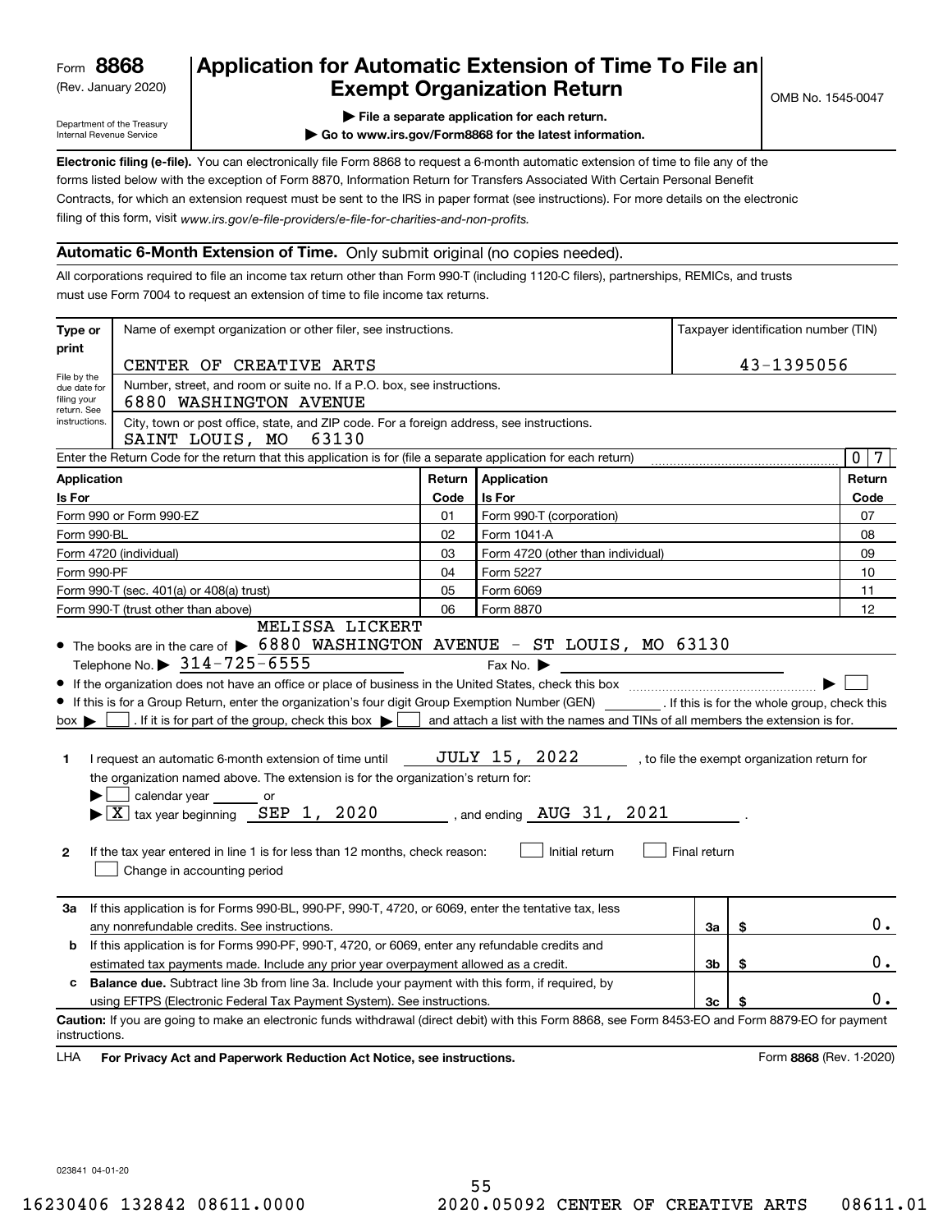Form **8868**
(Rev. January 2020)

Department of the Treasury
Internal Revenue Service

# Application for Automatic Extension of Time To File an Exempt Organization Return

OMB No. 1545-0047

▶ **File a separate application for each return.**

▶ **Go to www.irs.gov/Form8868 for the latest information.**

**Electronic filing (e-file).** You can electronically file Form 8868 to request a 6-month automatic extension of time to file any of the forms listed below with the exception of Form 8870, Information Return for Transfers Associated With Certain Personal Benefit Contracts, for which an extension request must be sent to the IRS in paper format (see instructions). For more details on the electronic filing of this form, visit *www.irs.gov/e-file-providers/e-file-for-charities-and-non-profits.*

## Automatic 6-Month Extension of Time. Only submit original (no copies needed).

All corporations required to file an income tax return other than Form 990-T (including 1120-C filers), partnerships, REMICs, and trusts must use Form 7004 to request an extension of time to file income tax returns.

**Type or print**

File by the due date for filing your return. See instructions.

Name of exempt organization or other filer, see instructions: CENTER OF CREATIVE ARTS

Taxpayer identification number (TIN): 43-1395056

Number, street, and room or suite no. If a P.O. box, see instructions: 6880 WASHINGTON AVENUE

City, town or post office, state, and ZIP code. For a foreign address, see instructions: SAINT LOUIS, MO 63130

Enter the Return Code for the return that this application is for (file a separate application for each return): 0 7

| Application Is For | Return Code | Application Is For | Return Code |
|---|---|---|---|
| Form 990 or Form 990-EZ | 01 | Form 990-T (corporation) | 07 |
| Form 990-BL | 02 | Form 1041-A | 08 |
| Form 4720 (individual) | 03 | Form 4720 (other than individual) | 09 |
| Form 990-PF | 04 | Form 5227 | 10 |
| Form 990-T (sec. 401(a) or 408(a) trust) | 05 | Form 6069 | 11 |
| Form 990-T (trust other than above) | 06 | Form 8870 | 12 |

- The books are in the care of ▶ MELISSA LICKERT
  6880 WASHINGTON AVENUE - ST LOUIS, MO 63130
  Telephone No. ▶ 314-725-6555    Fax No. ▶
- If the organization does not have an office or place of business in the United States, check this box ▶ ☐
- If this is for a Group Return, enter the organization's four digit Group Exemption Number (GEN) ______ . If this is for the whole group, check this box ▶ ☐ . If it is for part of the group, check this box ▶ ☐ and attach a list with the names and TINs of all members the extension is for.

**1** I request an automatic 6-month extension of time until JULY 15, 2022 , to file the exempt organization return for the organization named above. The extension is for the organization's return for:
▶ ☐ calendar year ______ or
▶ ☒ tax year beginning SEP 1, 2020 , and ending AUG 31, 2021 .

**2** If the tax year entered in line 1 is for less than 12 months, check reason: ☐ Initial return ☐ Final return
☐ Change in accounting period

| | | | |
|---|---|---|---|
| **3a** | If this application is for Forms 990-BL, 990-PF, 990-T, 4720, or 6069, enter the tentative tax, less any nonrefundable credits. See instructions. | 3a | $ 0. |
| **b** | If this application is for Forms 990-PF, 990-T, 4720, or 6069, enter any refundable credits and estimated tax payments made. Include any prior year overpayment allowed as a credit. | 3b | $ 0. |
| **c** | **Balance due.** Subtract line 3b from line 3a. Include your payment with this form, if required, by using EFTPS (Electronic Federal Tax Payment System). See instructions. | 3c | $ 0. |

**Caution:** If you are going to make an electronic funds withdrawal (direct debit) with this Form 8868, see Form 8453-EO and Form 8879-EO for payment instructions.

LHA **For Privacy Act and Paperwork Reduction Act Notice, see instructions.** Form **8868** (Rev. 1-2020)

023841 04-01-20

16230406 132842 08611.0000 2020.05092 CENTER OF CREATIVE ARTS 08611.01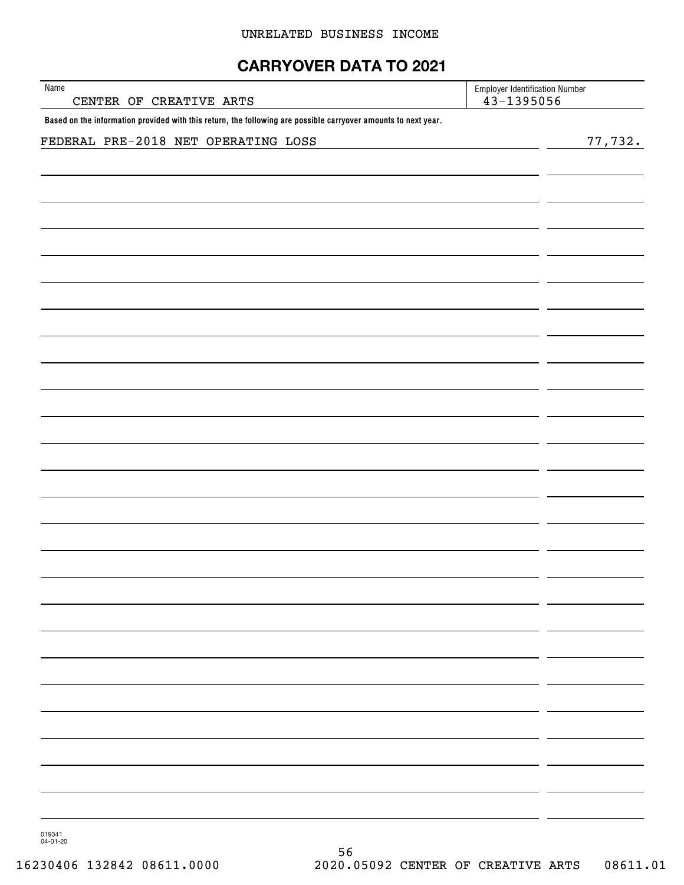UNRELATED BUSINESS INCOME

# CARRYOVER DATA TO 2021

| Name | Employer Identification Number |
|---|---|
| CENTER OF CREATIVE ARTS | 43-1395056 |

**Based on the information provided with this return, the following are possible carryover amounts to next year.**

| | |
|---|---|
| FEDERAL PRE-2018 NET OPERATING LOSS | 77,732. |

019341
04-01-20